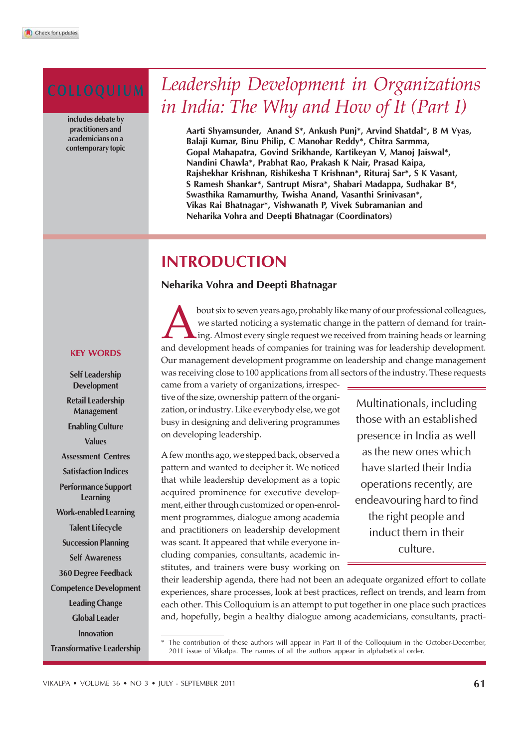COLLOQUIUM

includes debate by practitioners and academicians on a contemporary topic

# Leadership Development in Organizations in India: The Why and How of It (Part I)

**Aarti Shyamsunder, Anand S*, Ankush Punj*, Arvind Shatdal*, B M Vyas, Balaji Kumar, Binu Philip, C Manohar Reddy*, Chitra Sarmma, Gopal Mahapatra, Govind Srikhande, Kartikeyan V, Manoj Jaiswal*, Nandini Chawla*, Prabhat Rao, Prakash K Nair, Prasad Kaipa, Rajshekhar Krishnan, Rishikesha T Krishnan*, Rituraj Sar*, S K Vasant, S Ramesh Shankar*, Santrupt Misra*, Shabari Madappa, Sudhakar B*, Swasthika Ramamurthy, Twisha Anand, Vasanthi Srinivasan*, Vikas Rai Bhatnagar*, Vishwanath P, Vivek Subramanian and Neharika Vohra and Deepti Bhatnagar (Coordinators)**

**KEY WORDS**

Self Leadership Development

Retail Leadership Management

Enabling Culture

Values

Assessment Centres

Satisfaction Indices

Performance Support Learning

Work-enabled Learning

Talent Lifecycle

Succession Planning

Self Awareness

360 Degree Feedback

Competence Development

Leading Change

Global Leader

Innovation

Transformative Leadership

## INTRODUCTION

**Neharika Vohra and Deepti Bhatnagar**

About six to seven years ago, probably like many of our professional colleagues, we started noticing a systematic change in the pattern of demand for training. Almost every single request we received from training heads or learning and development heads of companies for training was for leadership development. Our management development programme on leadership and change management was receiving close to 100 applications from all sectors of the industry. These requests came from a variety of organizations, irrespective of the size, ownership pattern of the organization, or industry. Like everybody else, we got busy in designing and delivering programmes on developing leadership.

A few months ago, we stepped back, observed a pattern and wanted to decipher it. We noticed that while leadership development as a topic acquired prominence for executive development, either through customized or open-enrolment programmes, dialogue among academia and practitioners on leadership development was scant. It appeared that while everyone including companies, consultants, academic institutes, and trainers were busy working on their leadership agenda, there had not been an adequate organized effort to collate experiences, share processes, look at best practices, reflect on trends, and learn from each other. This Colloquium is an attempt to put together in one place such practices and, hopefully, begin a healthy dialogue among academicians, consultants, practi-

> Multinationals, including those with an established presence in India as well as the new ones which have started their India operations recently, are endeavouring hard to find the right people and induct them in their culture.

\* The contribution of these authors will appear in Part II of the Colloquium in the October-December, 2011 issue of Vikalpa. The names of all the authors appear in alphabetical order.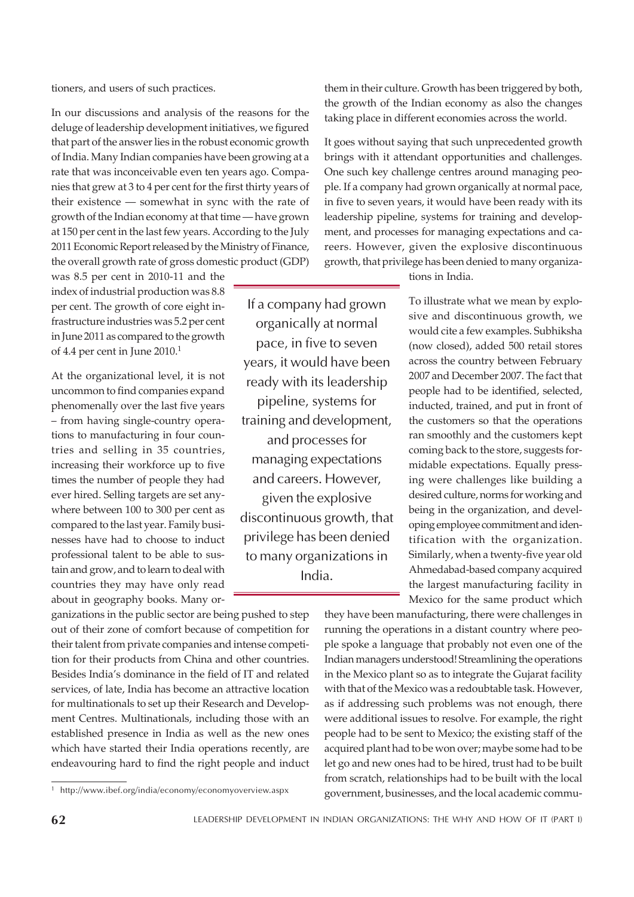tioners, and users of such practices.

In our discussions and analysis of the reasons for the deluge of leadership development initiatives, we figured that part of the answer lies in the robust economic growth of India. Many Indian companies have been growing at a rate that was inconceivable even ten years ago. Companies that grew at 3 to 4 per cent for the first thirty years of their existence — somewhat in sync with the rate of growth of the Indian economy at that time — have grown at 150 per cent in the last few years. According to the July 2011 Economic Report released by the Ministry of Finance, the overall growth rate of gross domestic product (GDP) was 8.5 per cent in 2010-11 and the index of industrial production was 8.8 per cent. The growth of core eight infrastructure industries was 5.2 per cent in June 2011 as compared to the growth of 4.4 per cent in June 2010.[1]

At the organizational level, it is not uncommon to find companies expand phenomenally over the last five years – from having single-country operations to manufacturing in four countries and selling in 35 countries, increasing their workforce up to five times the number of people they had ever hired. Selling targets are set anywhere between 100 to 300 per cent as compared to the last year. Family businesses have had to choose to induct professional talent to be able to sustain and grow, and to learn to deal with countries they may have only read about in geography books. Many organizations in the public sector are being pushed to step out of their zone of comfort because of competition for their talent from private companies and intense competition for their products from China and other countries. Besides India's dominance in the field of IT and related services, of late, India has become an attractive location for multinationals to set up their Research and Development Centres. Multinationals, including those with an established presence in India as well as the new ones which have started their India operations recently, are endeavouring hard to find the right people and induct them in their culture. Growth has been triggered by both, the growth of the Indian economy as also the changes taking place in different economies across the world.

It goes without saying that such unprecedented growth brings with it attendant opportunities and challenges. One such key challenge centres around managing people. If a company had grown organically at normal pace, in five to seven years, it would have been ready with its leadership pipeline, systems for training and development, and processes for managing expectations and careers. However, given the explosive discontinuous growth, that privilege has been denied to many organizations in India.

> If a company had grown organically at normal pace, in five to seven years, it would have been ready with its leadership pipeline, systems for training and development, and processes for managing expectations and careers. However, given the explosive discontinuous growth, that privilege has been denied to many organizations in India.

To illustrate what we mean by explosive and discontinuous growth, we would cite a few examples. Subhiksha (now closed), added 500 retail stores across the country between February 2007 and December 2007. The fact that people had to be identified, selected, inducted, trained, and put in front of the customers so that the operations ran smoothly and the customers kept coming back to the store, suggests formidable expectations. Equally pressing were challenges like building a desired culture, norms for working and being in the organization, and developing employee commitment and identification with the organization. Similarly, when a twenty-five year old Ahmedabad-based company acquired the largest manufacturing facility in Mexico for the same product which they have been manufacturing, there were challenges in running the operations in a distant country where people spoke a language that probably not even one of the Indian managers understood! Streamlining the operations in the Mexico plant so as to integrate the Gujarat facility with that of the Mexico was a redoubtable task. However, as if addressing such problems was not enough, there were additional issues to resolve. For example, the right people had to be sent to Mexico; the existing staff of the acquired plant had to be won over; maybe some had to be let go and new ones had to be hired, trust had to be built from scratch, relationships had to be built with the local government, businesses, and the local academic commu-

[1] http://www.ibef.org/india/economy/economyoverview.aspx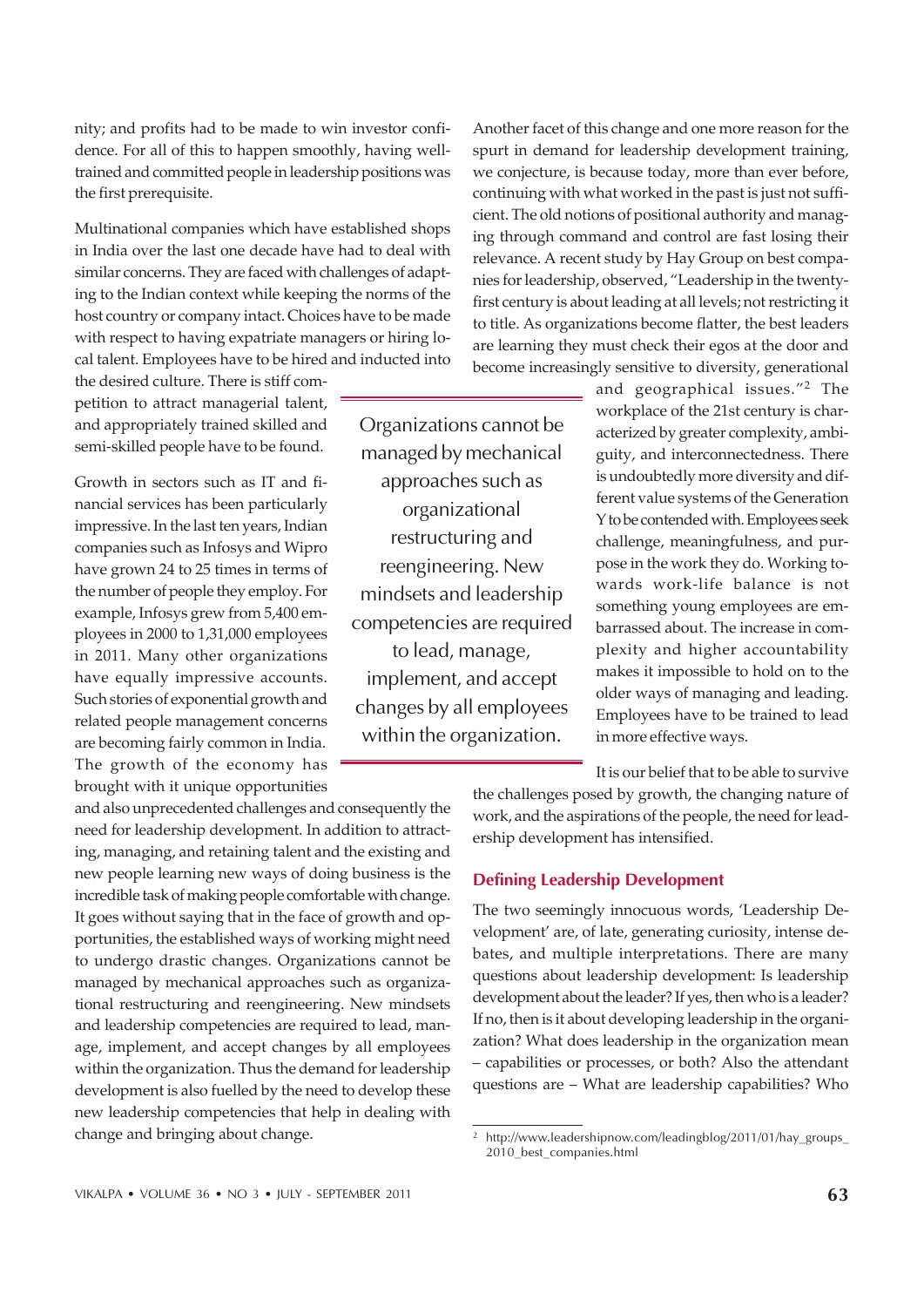nity; and profits had to be made to win investor confidence. For all of this to happen smoothly, having well-trained and committed people in leadership positions was the first prerequisite.

Multinational companies which have established shops in India over the last one decade have had to deal with similar concerns. They are faced with challenges of adapting to the Indian context while keeping the norms of the host country or company intact. Choices have to be made with respect to having expatriate managers or hiring local talent. Employees have to be hired and inducted into the desired culture. There is stiff competition to attract managerial talent, and appropriately trained skilled and semi-skilled people have to be found.

Growth in sectors such as IT and financial services has been particularly impressive. In the last ten years, Indian companies such as Infosys and Wipro have grown 24 to 25 times in terms of the number of people they employ. For example, Infosys grew from 5,400 employees in 2000 to 1,31,000 employees in 2011. Many other organizations have equally impressive accounts. Such stories of exponential growth and related people management concerns are becoming fairly common in India. The growth of the economy has brought with it unique opportunities and also unprecedented challenges and consequently the need for leadership development. In addition to attracting, managing, and retaining talent and the existing and new people learning new ways of doing business is the incredible task of making people comfortable with change. It goes without saying that in the face of growth and opportunities, the established ways of working might need to undergo drastic changes. Organizations cannot be managed by mechanical approaches such as organizational restructuring and reengineering. New mindsets and leadership competencies are required to lead, manage, implement, and accept changes by all employees within the organization. Thus the demand for leadership development is also fuelled by the need to develop these new leadership competencies that help in dealing with change and bringing about change.

> Organizations cannot be managed by mechanical approaches such as organizational restructuring and reengineering. New mindsets and leadership competencies are required to lead, manage, implement, and accept changes by all employees within the organization.

Another facet of this change and one more reason for the spurt in demand for leadership development training, we conjecture, is because today, more than ever before, continuing with what worked in the past is just not sufficient. The old notions of positional authority and managing through command and control are fast losing their relevance. A recent study by Hay Group on best companies for leadership, observed, "Leadership in the twenty-first century is about leading at all levels; not restricting it to title. As organizations become flatter, the best leaders are learning they must check their egos at the door and become increasingly sensitive to diversity, generational and geographical issues."[2] The workplace of the 21st century is characterized by greater complexity, ambiguity, and interconnectedness. There is undoubtedly more diversity and different value systems of the Generation Y to be contended with. Employees seek challenge, meaningfulness, and purpose in the work they do. Working towards work-life balance is not something young employees are embarrassed about. The increase in complexity and higher accountability makes it impossible to hold on to the older ways of managing and leading. Employees have to be trained to lead in more effective ways.

It is our belief that to be able to survive the challenges posed by growth, the changing nature of work, and the aspirations of the people, the need for leadership development has intensified.

## Defining Leadership Development

The two seemingly innocuous words, 'Leadership Development' are, of late, generating curiosity, intense debates, and multiple interpretations. There are many questions about leadership development: Is leadership development about the leader? If yes, then who is a leader? If no, then is it about developing leadership in the organization? What does leadership in the organization mean – capabilities or processes, or both? Also the attendant questions are – What are leadership capabilities? Who

[2] http://www.leadershipnow.com/leadingblog/2011/01/hay_groups_2010_best_companies.html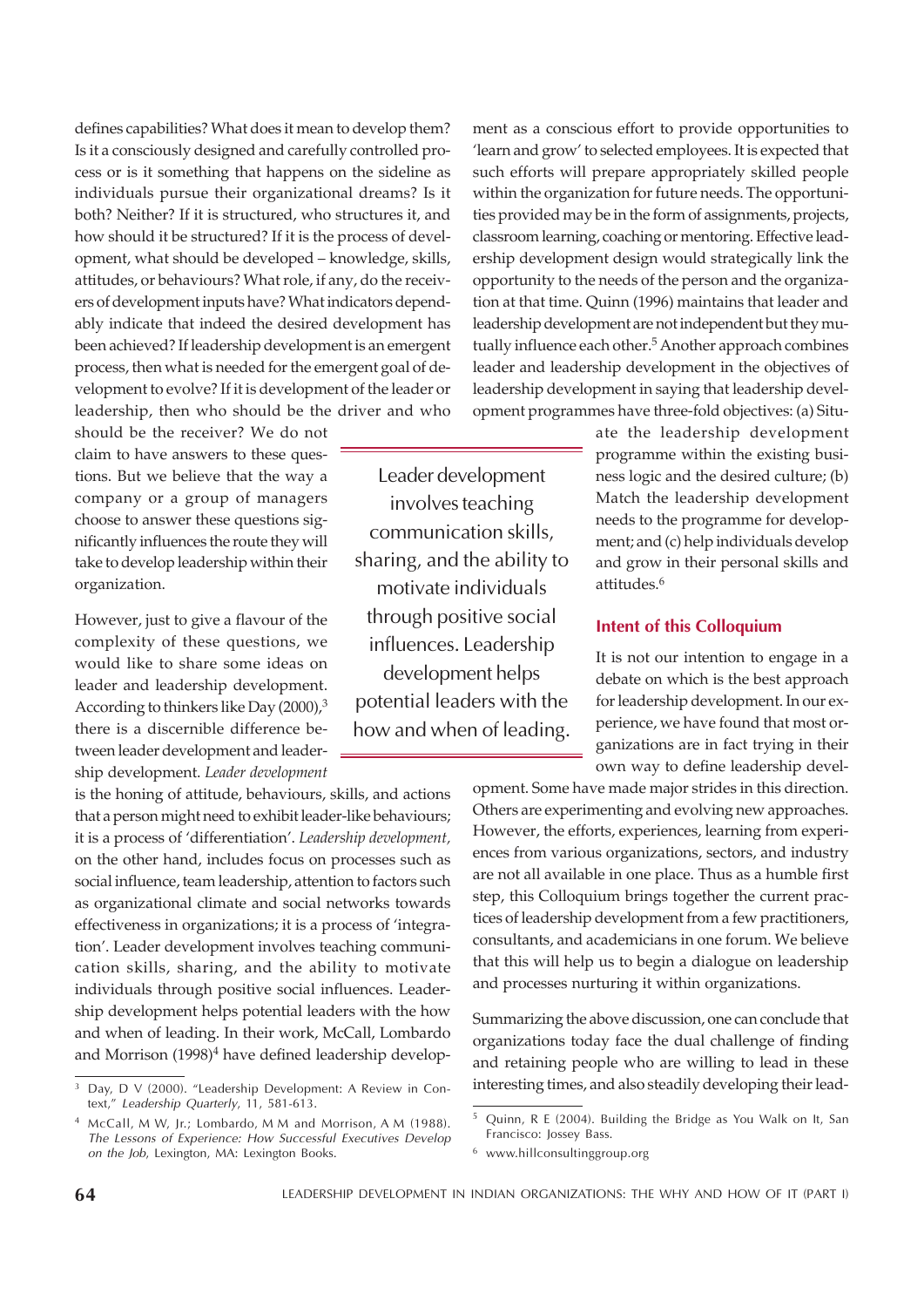defines capabilities? What does it mean to develop them? Is it a consciously designed and carefully controlled process or is it something that happens on the sideline as individuals pursue their organizational dreams? Is it both? Neither? If it is structured, who structures it, and how should it be structured? If it is the process of development, what should be developed – knowledge, skills, attitudes, or behaviours? What role, if any, do the receivers of development inputs have? What indicators dependably indicate that indeed the desired development has been achieved? If leadership development is an emergent process, then what is needed for the emergent goal of development to evolve? If it is development of the leader or leadership, then who should be the driver and who should be the receiver? We do not claim to have answers to these questions. But we believe that the way a company or a group of managers choose to answer these questions significantly influences the route they will take to develop leadership within their organization.

However, just to give a flavour of the complexity of these questions, we would like to share some ideas on leader and leadership development. According to thinkers like Day (2000),[3] there is a discernible difference between leader development and leadership development. *Leader development* is the honing of attitude, behaviours, skills, and actions that a person might need to exhibit leader-like behaviours; it is a process of 'differentiation'. *Leadership development,* on the other hand, includes focus on processes such as social influence, team leadership, attention to factors such as organizational climate and social networks towards effectiveness in organizations; it is a process of 'integration'. Leader development involves teaching communication skills, sharing, and the ability to motivate individuals through positive social influences. Leadership development helps potential leaders with the how and when of leading. In their work, McCall, Lombardo and Morrison (1998)[4] have defined leadership development as a conscious effort to provide opportunities to 'learn and grow' to selected employees. It is expected that such efforts will prepare appropriately skilled people within the organization for future needs. The opportunities provided may be in the form of assignments, projects, classroom learning, coaching or mentoring. Effective leadership development design would strategically link the opportunity to the needs of the person and the organization at that time. Quinn (1996) maintains that leader and leadership development are not independent but they mutually influence each other.[5] Another approach combines leader and leadership development in the objectives of leadership development in saying that leadership development programmes have three-fold objectives: (a) Situate the leadership development programme within the existing business logic and the desired culture; (b) Match the leadership development needs to the programme for development; and (c) help individuals develop and grow in their personal skills and attitudes.[6]

> Leader development involves teaching communication skills, sharing, and the ability to motivate individuals through positive social influences. Leadership development helps potential leaders with the how and when of leading.

### Intent of this Colloquium

It is not our intention to engage in a debate on which is the best approach for leadership development. In our experience, we have found that most organizations are in fact trying in their own way to define leadership development. Some have made major strides in this direction. Others are experimenting and evolving new approaches. However, the efforts, experiences, learning from experiences from various organizations, sectors, and industry are not all available in one place. Thus as a humble first step, this Colloquium brings together the current practices of leadership development from a few practitioners, consultants, and academicians in one forum. We believe that this will help us to begin a dialogue on leadership and processes nurturing it within organizations.

Summarizing the above discussion, one can conclude that organizations today face the dual challenge of finding and retaining people who are willing to lead in these interesting times, and also steadily developing their lead-

---

[3] Day, D V (2000). "Leadership Development: A Review in Context," *Leadership Quarterly*, 11, 581-613.

[4] McCall, M W, Jr.; Lombardo, M M and Morrison, A M (1988). *The Lessons of Experience: How Successful Executives Develop on the Job*, Lexington, MA: Lexington Books.

[5] Quinn, R E (2004). Building the Bridge as You Walk on It, San Francisco: Jossey Bass.

[6] www.hillconsultinggroup.org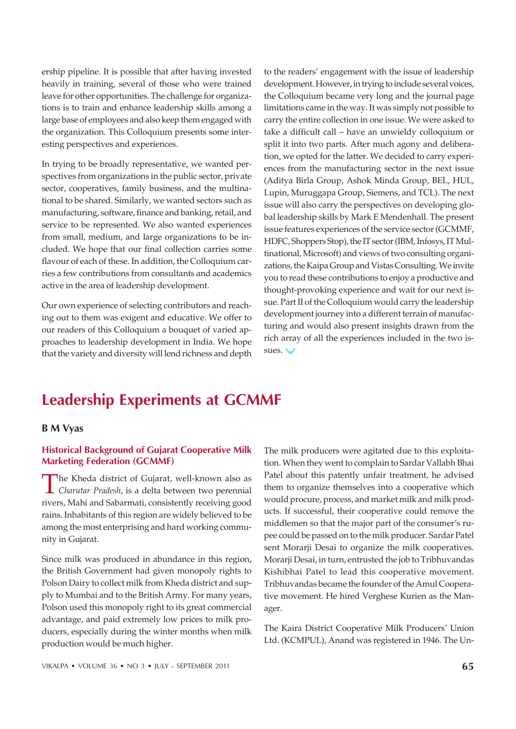ership pipeline. It is possible that after having invested heavily in training, several of those who were trained leave for other opportunities. The challenge for organizations is to train and enhance leadership skills among a large base of employees and also keep them engaged with the organization. This Colloquium presents some interesting perspectives and experiences.

In trying to be broadly representative, we wanted perspectives from organizations in the public sector, private sector, cooperatives, family business, and the multinational to be shared. Similarly, we wanted sectors such as manufacturing, software, finance and banking, retail, and service to be represented. We also wanted experiences from small, medium, and large organizations to be included. We hope that our final collection carries some flavour of each of these. In addition, the Colloquium carries a few contributions from consultants and academics active in the area of leadership development.

Our own experience of selecting contributors and reaching out to them was exigent and educative. We offer to our readers of this Colloquium a bouquet of varied approaches to leadership development in India. We hope that the variety and diversity will lend richness and depth to the readers' engagement with the issue of leadership development. However, in trying to include several voices, the Colloquium became very long and the journal page limitations came in the way. It was simply not possible to carry the entire collection in one issue. We were asked to take a difficult call – have an unwieldy colloquium or split it into two parts. After much agony and deliberation, we opted for the latter. We decided to carry experiences from the manufacturing sector in the next issue (Aditya Birla Group, Ashok Minda Group, BEL, HUL, Lupin, Muruggapa Group, Siemens, and TCL). The next issue will also carry the perspectives on developing global leadership skills by Mark E Mendenhall. The present issue features experiences of the service sector (GCMMF, HDFC, Shoppers Stop), the IT sector (IBM, Infosys, IT Multinational, Microsoft) and views of two consulting organizations, the Kaipa Group and Vistas Consulting. We invite you to read these contributions to enjoy a productive and thought-provoking experience and wait for our next issue. Part II of the Colloquium would carry the leadership development journey into a different terrain of manufacturing and would also present insights drawn from the rich array of all the experiences included in the two issues.

# Leadership Experiments at GCMMF

**B M Vyas**

### Historical Background of Gujarat Cooperative Milk Marketing Federation (GCMMF)

The Kheda district of Gujarat, well-known also as *Charutar Pradesh*, is a delta between two perennial rivers, Mahi and Sabarmati, consistently receiving good rains. Inhabitants of this region are widely believed to be among the most enterprising and hard working community in Gujarat.

Since milk was produced in abundance in this region, the British Government had given monopoly rights to Polson Dairy to collect milk from Kheda district and supply to Mumbai and to the British Army. For many years, Polson used this monopoly right to its great commercial advantage, and paid extremely low prices to milk producers, especially during the winter months when milk production would be much higher.

The milk producers were agitated due to this exploitation. When they went to complain to Sardar Vallabh Bhai Patel about this patently unfair treatment, he advised them to organize themselves into a cooperative which would procure, process, and market milk and milk products. If successful, their cooperative could remove the middlemen so that the major part of the consumer's rupee could be passed on to the milk producer. Sardar Patel sent Morarji Desai to organize the milk cooperatives. Morarji Desai, in turn, entrusted the job to Tribhuvandas Kishibhai Patel to lead this cooperative movement. Tribhuvandas became the founder of the Amul Cooperative movement. He hired Verghese Kurien as the Manager.

The Kaira District Cooperative Milk Producers' Union Ltd. (KCMPUL), Anand was registered in 1946. The Un-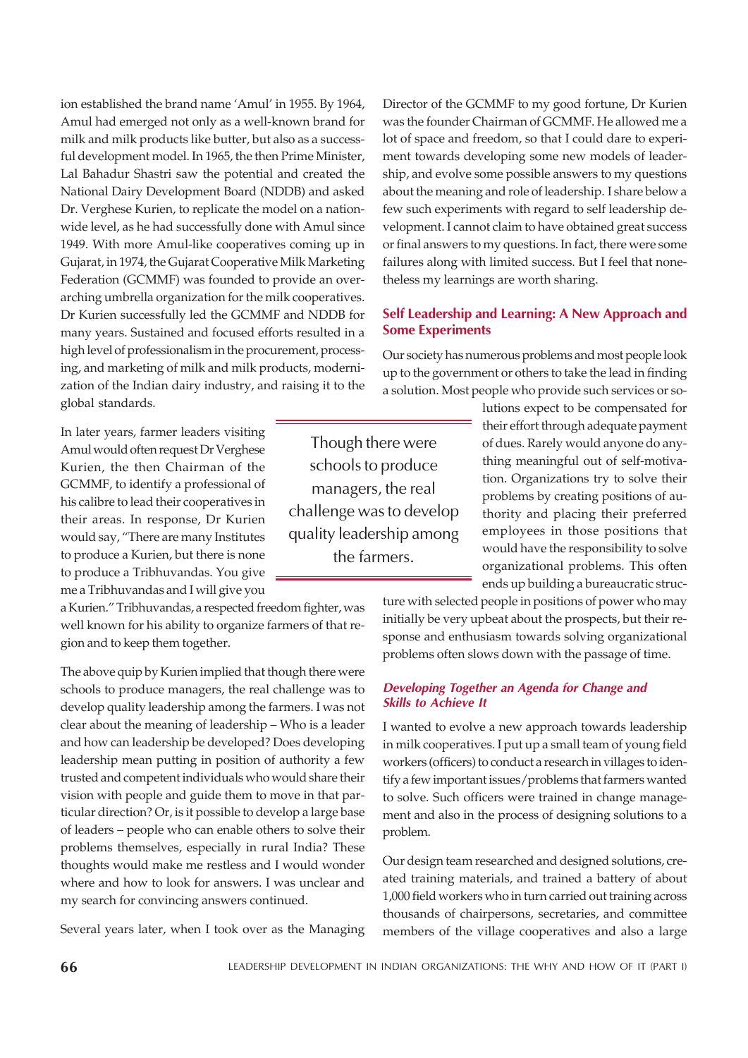ion established the brand name 'Amul' in 1955. By 1964, Amul had emerged not only as a well-known brand for milk and milk products like butter, but also as a successful development model. In 1965, the then Prime Minister, Lal Bahadur Shastri saw the potential and created the National Dairy Development Board (NDDB) and asked Dr. Verghese Kurien, to replicate the model on a nationwide level, as he had successfully done with Amul since 1949. With more Amul-like cooperatives coming up in Gujarat, in 1974, the Gujarat Cooperative Milk Marketing Federation (GCMMF) was founded to provide an overarching umbrella organization for the milk cooperatives. Dr Kurien successfully led the GCMMF and NDDB for many years. Sustained and focused efforts resulted in a high level of professionalism in the procurement, processing, and marketing of milk and milk products, modernization of the Indian dairy industry, and raising it to the global standards.

In later years, farmer leaders visiting Amul would often request Dr Verghese Kurien, the then Chairman of the GCMMF, to identify a professional of his calibre to lead their cooperatives in their areas. In response, Dr Kurien would say, "There are many Institutes to produce a Kurien, but there is none to produce a Tribhuvandas. You give me a Tribhuvandas and I will give you a Kurien." Tribhuvandas, a respected freedom fighter, was well known for his ability to organize farmers of that region and to keep them together.

> Though there were schools to produce managers, the real challenge was to develop quality leadership among the farmers.

The above quip by Kurien implied that though there were schools to produce managers, the real challenge was to develop quality leadership among the farmers. I was not clear about the meaning of leadership – Who is a leader and how can leadership be developed? Does developing leadership mean putting in position of authority a few trusted and competent individuals who would share their vision with people and guide them to move in that particular direction? Or, is it possible to develop a large base of leaders – people who can enable others to solve their problems themselves, especially in rural India? These thoughts would make me restless and I would wonder where and how to look for answers. I was unclear and my search for convincing answers continued.

Several years later, when I took over as the Managing Director of the GCMMF to my good fortune, Dr Kurien was the founder Chairman of GCMMF. He allowed me a lot of space and freedom, so that I could dare to experiment towards developing some new models of leadership, and evolve some possible answers to my questions about the meaning and role of leadership. I share below a few such experiments with regard to self leadership development. I cannot claim to have obtained great success or final answers to my questions. In fact, there were some failures along with limited success. But I feel that nonetheless my learnings are worth sharing.

## Self Leadership and Learning: A New Approach and Some Experiments

Our society has numerous problems and most people look up to the government or others to take the lead in finding a solution. Most people who provide such services or solutions expect to be compensated for their effort through adequate payment of dues. Rarely would anyone do anything meaningful out of self-motivation. Organizations try to solve their problems by creating positions of authority and placing their preferred employees in those positions that would have the responsibility to solve organizational problems. This often ends up building a bureaucratic structure with selected people in positions of power who may initially be very upbeat about the prospects, but their response and enthusiasm towards solving organizational problems often slows down with the passage of time.

### *Developing Together an Agenda for Change and Skills to Achieve It*

I wanted to evolve a new approach towards leadership in milk cooperatives. I put up a small team of young field workers (officers) to conduct a research in villages to identify a few important issues/problems that farmers wanted to solve. Such officers were trained in change management and also in the process of designing solutions to a problem.

Our design team researched and designed solutions, created training materials, and trained a battery of about 1,000 field workers who in turn carried out training across thousands of chairpersons, secretaries, and committee members of the village cooperatives and also a large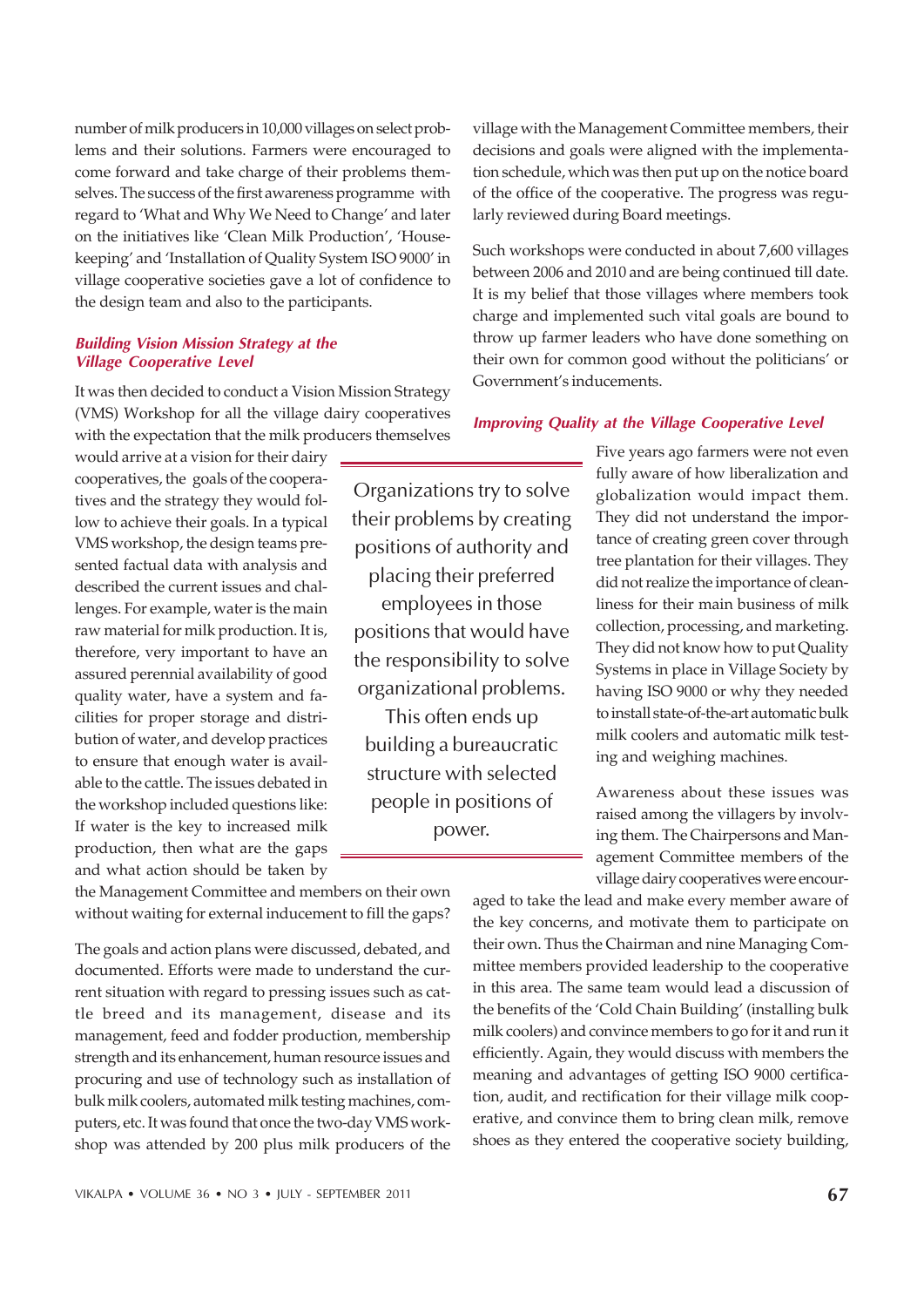number of milk producers in 10,000 villages on select problems and their solutions. Farmers were encouraged to come forward and take charge of their problems themselves. The success of the first awareness programme with regard to 'What and Why We Need to Change' and later on the initiatives like 'Clean Milk Production', 'Housekeeping' and 'Installation of Quality System ISO 9000' in village cooperative societies gave a lot of confidence to the design team and also to the participants.

### *Building Vision Mission Strategy at the Village Cooperative Level*

It was then decided to conduct a Vision Mission Strategy (VMS) Workshop for all the village dairy cooperatives with the expectation that the milk producers themselves would arrive at a vision for their dairy cooperatives, the goals of the cooperatives and the strategy they would follow to achieve their goals. In a typical VMS workshop, the design teams presented factual data with analysis and described the current issues and challenges. For example, water is the main raw material for milk production. It is, therefore, very important to have an assured perennial availability of good quality water, have a system and facilities for proper storage and distribution of water, and develop practices to ensure that enough water is available to the cattle. The issues debated in the workshop included questions like: If water is the key to increased milk production, then what are the gaps and what action should be taken by the Management Committee and members on their own without waiting for external inducement to fill the gaps?

> Organizations try to solve their problems by creating positions of authority and placing their preferred employees in those positions that would have the responsibility to solve organizational problems. This often ends up building a bureaucratic structure with selected people in positions of power.

The goals and action plans were discussed, debated, and documented. Efforts were made to understand the current situation with regard to pressing issues such as cattle breed and its management, disease and its management, feed and fodder production, membership strength and its enhancement, human resource issues and procuring and use of technology such as installation of bulk milk coolers, automated milk testing machines, computers, etc. It was found that once the two-day VMS workshop was attended by 200 plus milk producers of the village with the Management Committee members, their decisions and goals were aligned with the implementation schedule, which was then put up on the notice board of the office of the cooperative. The progress was regularly reviewed during Board meetings.

Such workshops were conducted in about 7,600 villages between 2006 and 2010 and are being continued till date. It is my belief that those villages where members took charge and implemented such vital goals are bound to throw up farmer leaders who have done something on their own for common good without the politicians' or Government's inducements.

### *Improving Quality at the Village Cooperative Level*

Five years ago farmers were not even fully aware of how liberalization and globalization would impact them. They did not understand the importance of creating green cover through tree plantation for their villages. They did not realize the importance of cleanliness for their main business of milk collection, processing, and marketing. They did not know how to put Quality Systems in place in Village Society by having ISO 9000 or why they needed to install state-of-the-art automatic bulk milk coolers and automatic milk testing and weighing machines.

Awareness about these issues was raised among the villagers by involving them. The Chairpersons and Management Committee members of the village dairy cooperatives were encouraged to take the lead and make every member aware of the key concerns, and motivate them to participate on their own. Thus the Chairman and nine Managing Committee members provided leadership to the cooperative in this area. The same team would lead a discussion of the benefits of the 'Cold Chain Building' (installing bulk milk coolers) and convince members to go for it and run it efficiently. Again, they would discuss with members the meaning and advantages of getting ISO 9000 certification, audit, and rectification for their village milk cooperative, and convince them to bring clean milk, remove shoes as they entered the cooperative society building,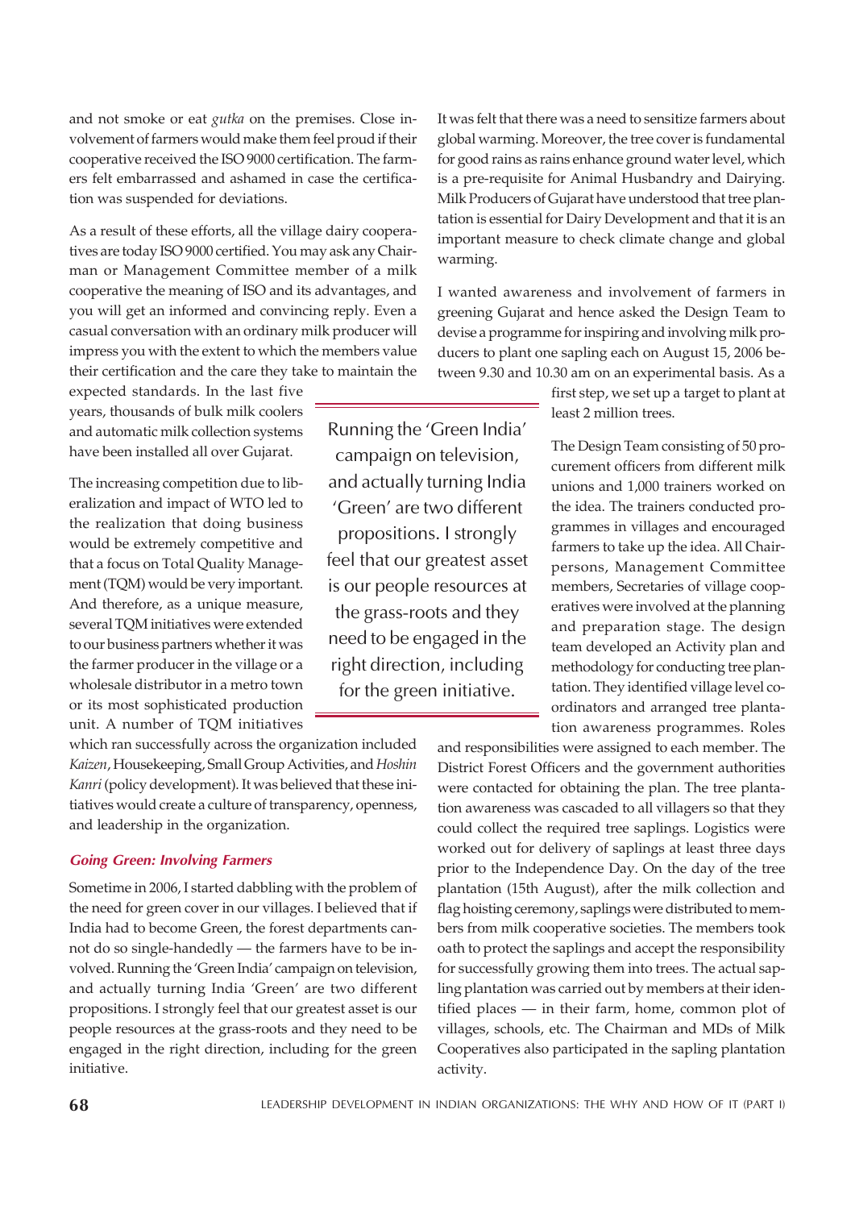and not smoke or eat *gutka* on the premises. Close involvement of farmers would make them feel proud if their cooperative received the ISO 9000 certification. The farmers felt embarrassed and ashamed in case the certification was suspended for deviations.

As a result of these efforts, all the village dairy cooperatives are today ISO 9000 certified. You may ask any Chairman or Management Committee member of a milk cooperative the meaning of ISO and its advantages, and you will get an informed and convincing reply. Even a casual conversation with an ordinary milk producer will impress you with the extent to which the members value their certification and the care they take to maintain the expected standards. In the last five years, thousands of bulk milk coolers and automatic milk collection systems have been installed all over Gujarat.

The increasing competition due to liberalization and impact of WTO led to the realization that doing business would be extremely competitive and that a focus on Total Quality Management (TQM) would be very important. And therefore, as a unique measure, several TQM initiatives were extended to our business partners whether it was the farmer producer in the village or a wholesale distributor in a metro town or its most sophisticated production unit. A number of TQM initiatives which ran successfully across the organization included *Kaizen*, Housekeeping, Small Group Activities, and *Hoshin Kanri* (policy development). It was believed that these initiatives would create a culture of transparency, openness, and leadership in the organization.

### *Going Green: Involving Farmers*

Sometime in 2006, I started dabbling with the problem of the need for green cover in our villages. I believed that if India had to become Green, the forest departments cannot do so single-handedly — the farmers have to be involved. Running the 'Green India' campaign on television, and actually turning India 'Green' are two different propositions. I strongly feel that our greatest asset is our people resources at the grass-roots and they need to be engaged in the right direction, including for the green initiative.

> Running the 'Green India' campaign on television, and actually turning India 'Green' are two different propositions. I strongly feel that our greatest asset is our people resources at the grass-roots and they need to be engaged in the right direction, including for the green initiative.

It was felt that there was a need to sensitize farmers about global warming. Moreover, the tree cover is fundamental for good rains as rains enhance ground water level, which is a pre-requisite for Animal Husbandry and Dairying. Milk Producers of Gujarat have understood that tree plantation is essential for Dairy Development and that it is an important measure to check climate change and global warming.

I wanted awareness and involvement of farmers in greening Gujarat and hence asked the Design Team to devise a programme for inspiring and involving milk producers to plant one sapling each on August 15, 2006 between 9.30 and 10.30 am on an experimental basis. As a first step, we set up a target to plant at least 2 million trees.

The Design Team consisting of 50 procurement officers from different milk unions and 1,000 trainers worked on the idea. The trainers conducted programmes in villages and encouraged farmers to take up the idea. All Chairpersons, Management Committee members, Secretaries of village cooperatives were involved at the planning and preparation stage. The design team developed an Activity plan and methodology for conducting tree plantation. They identified village level co-ordinators and arranged tree plantation awareness programmes. Roles and responsibilities were assigned to each member. The District Forest Officers and the government authorities were contacted for obtaining the plan. The tree plantation awareness was cascaded to all villagers so that they could collect the required tree saplings. Logistics were worked out for delivery of saplings at least three days prior to the Independence Day. On the day of the tree plantation (15th August), after the milk collection and flag hoisting ceremony, saplings were distributed to members from milk cooperative societies. The members took oath to protect the saplings and accept the responsibility for successfully growing them into trees. The actual sapling plantation was carried out by members at their identified places — in their farm, home, common plot of villages, schools, etc. The Chairman and MDs of Milk Cooperatives also participated in the sapling plantation activity.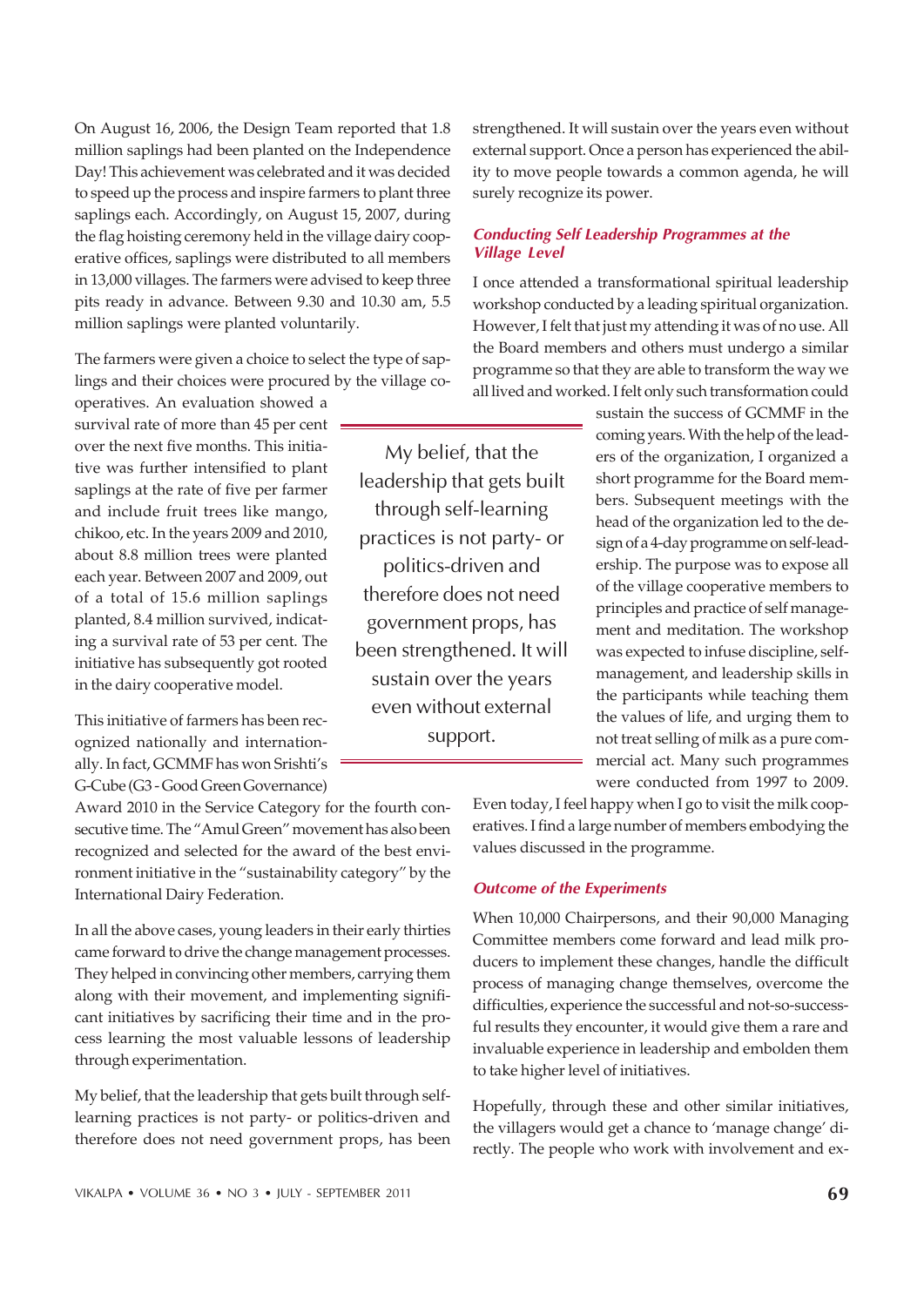On August 16, 2006, the Design Team reported that 1.8 million saplings had been planted on the Independence Day! This achievement was celebrated and it was decided to speed up the process and inspire farmers to plant three saplings each. Accordingly, on August 15, 2007, during the flag hoisting ceremony held in the village dairy cooperative offices, saplings were distributed to all members in 13,000 villages. The farmers were advised to keep three pits ready in advance. Between 9.30 and 10.30 am, 5.5 million saplings were planted voluntarily.

The farmers were given a choice to select the type of saplings and their choices were procured by the village co-operatives. An evaluation showed a survival rate of more than 45 per cent over the next five months. This initiative was further intensified to plant saplings at the rate of five per farmer and include fruit trees like mango, chikoo, etc. In the years 2009 and 2010, about 8.8 million trees were planted each year. Between 2007 and 2009, out of a total of 15.6 million saplings planted, 8.4 million survived, indicating a survival rate of 53 per cent. The initiative has subsequently got rooted in the dairy cooperative model.

This initiative of farmers has been recognized nationally and internationally. In fact, GCMMF has won Srishti's G-Cube (G3 - Good Green Governance) Award 2010 in the Service Category for the fourth consecutive time. The "Amul Green" movement has also been recognized and selected for the award of the best environment initiative in the "sustainability category" by the International Dairy Federation.

In all the above cases, young leaders in their early thirties came forward to drive the change management processes. They helped in convincing other members, carrying them along with their movement, and implementing significant initiatives by sacrificing their time and in the process learning the most valuable lessons of leadership through experimentation.

My belief, that the leadership that gets built through self-learning practices is not party- or politics-driven and therefore does not need government props, has been strengthened. It will sustain over the years even without external support. Once a person has experienced the ability to move people towards a common agenda, he will surely recognize its power.

> My belief, that the leadership that gets built through self-learning practices is not party- or politics-driven and therefore does not need government props, has been strengthened. It will sustain over the years even without external support.

### *Conducting Self Leadership Programmes at the Village Level*

I once attended a transformational spiritual leadership workshop conducted by a leading spiritual organization. However, I felt that just my attending it was of no use. All the Board members and others must undergo a similar programme so that they are able to transform the way we all lived and worked. I felt only such transformation could sustain the success of GCMMF in the coming years. With the help of the leaders of the organization, I organized a short programme for the Board members. Subsequent meetings with the head of the organization led to the design of a 4-day programme on self-leadership. The purpose was to expose all of the village cooperative members to principles and practice of self management and meditation. The workshop was expected to infuse discipline, self-management, and leadership skills in the participants while teaching them the values of life, and urging them to not treat selling of milk as a pure commercial act. Many such programmes were conducted from 1997 to 2009. Even today, I feel happy when I go to visit the milk cooperatives. I find a large number of members embodying the values discussed in the programme.

### *Outcome of the Experiments*

When 10,000 Chairpersons, and their 90,000 Managing Committee members come forward and lead milk producers to implement these changes, handle the difficult process of managing change themselves, overcome the difficulties, experience the successful and not-so-successful results they encounter, it would give them a rare and invaluable experience in leadership and embolden them to take higher level of initiatives.

Hopefully, through these and other similar initiatives, the villagers would get a chance to 'manage change' directly. The people who work with involvement and ex-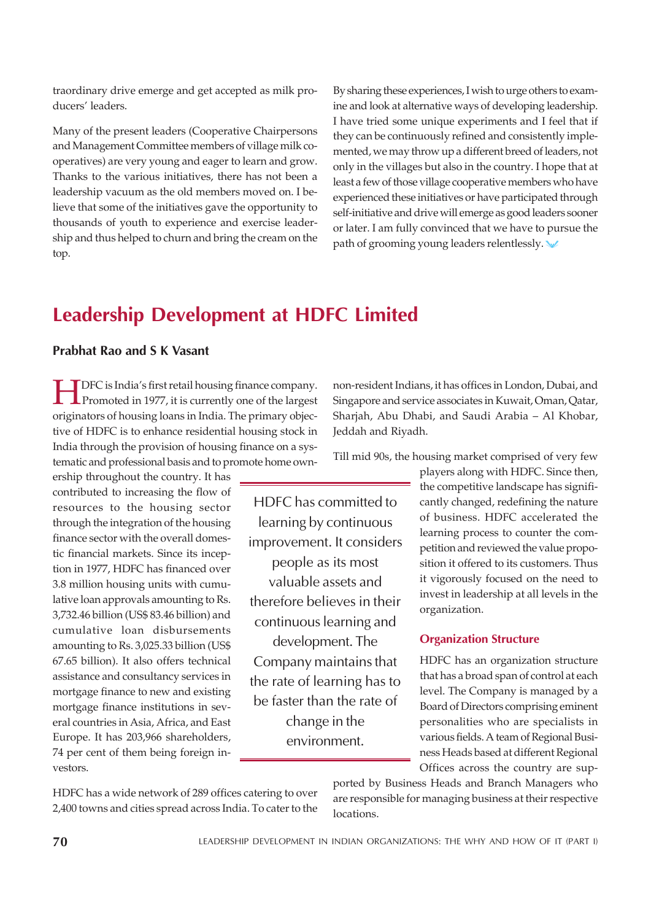traordinary drive emerge and get accepted as milk producers' leaders.

Many of the present leaders (Cooperative Chairpersons and Management Committee members of village milk cooperatives) are very young and eager to learn and grow. Thanks to the various initiatives, there has not been a leadership vacuum as the old members moved on. I believe that some of the initiatives gave the opportunity to thousands of youth to experience and exercise leadership and thus helped to churn and bring the cream on the top.

By sharing these experiences, I wish to urge others to examine and look at alternative ways of developing leadership. I have tried some unique experiments and I feel that if they can be continuously refined and consistently implemented, we may throw up a different breed of leaders, not only in the villages but also in the country. I hope that at least a few of those village cooperative members who have experienced these initiatives or have participated through self-initiative and drive will emerge as good leaders sooner or later. I am fully convinced that we have to pursue the path of grooming young leaders relentlessly.

# Leadership Development at HDFC Limited

**Prabhat Rao and S K Vasant**

HDFC is India's first retail housing finance company. Promoted in 1977, it is currently one of the largest originators of housing loans in India. The primary objective of HDFC is to enhance residential housing stock in India through the provision of housing finance on a systematic and professional basis and to promote home ownership throughout the country. It has contributed to increasing the flow of resources to the housing sector through the integration of the housing finance sector with the overall domestic financial markets. Since its inception in 1977, HDFC has financed over 3.8 million housing units with cumulative loan approvals amounting to Rs. 3,732.46 billion (US$ 83.46 billion) and cumulative loan disbursements amounting to Rs. 3,025.33 billion (US$ 67.65 billion). It also offers technical assistance and consultancy services in mortgage finance to new and existing mortgage finance institutions in several countries in Asia, Africa, and East Europe. It has 203,966 shareholders, 74 per cent of them being foreign investors.

> HDFC has committed to learning by continuous improvement. It considers people as its most valuable assets and therefore believes in their continuous learning and development. The Company maintains that the rate of learning has to be faster than the rate of change in the environment.

HDFC has a wide network of 289 offices catering to over 2,400 towns and cities spread across India. To cater to the non-resident Indians, it has offices in London, Dubai, and Singapore and service associates in Kuwait, Oman, Qatar, Sharjah, Abu Dhabi, and Saudi Arabia – Al Khobar, Jeddah and Riyadh.

Till mid 90s, the housing market comprised of very few players along with HDFC. Since then, the competitive landscape has significantly changed, redefining the nature of business. HDFC accelerated the learning process to counter the competition and reviewed the value proposition it offered to its customers. Thus it vigorously focused on the need to invest in leadership at all levels in the organization.

## Organization Structure

HDFC has an organization structure that has a broad span of control at each level. The Company is managed by a Board of Directors comprising eminent personalities who are specialists in various fields. A team of Regional Business Heads based at different Regional Offices across the country are supported by Business Heads and Branch Managers who are responsible for managing business at their respective locations.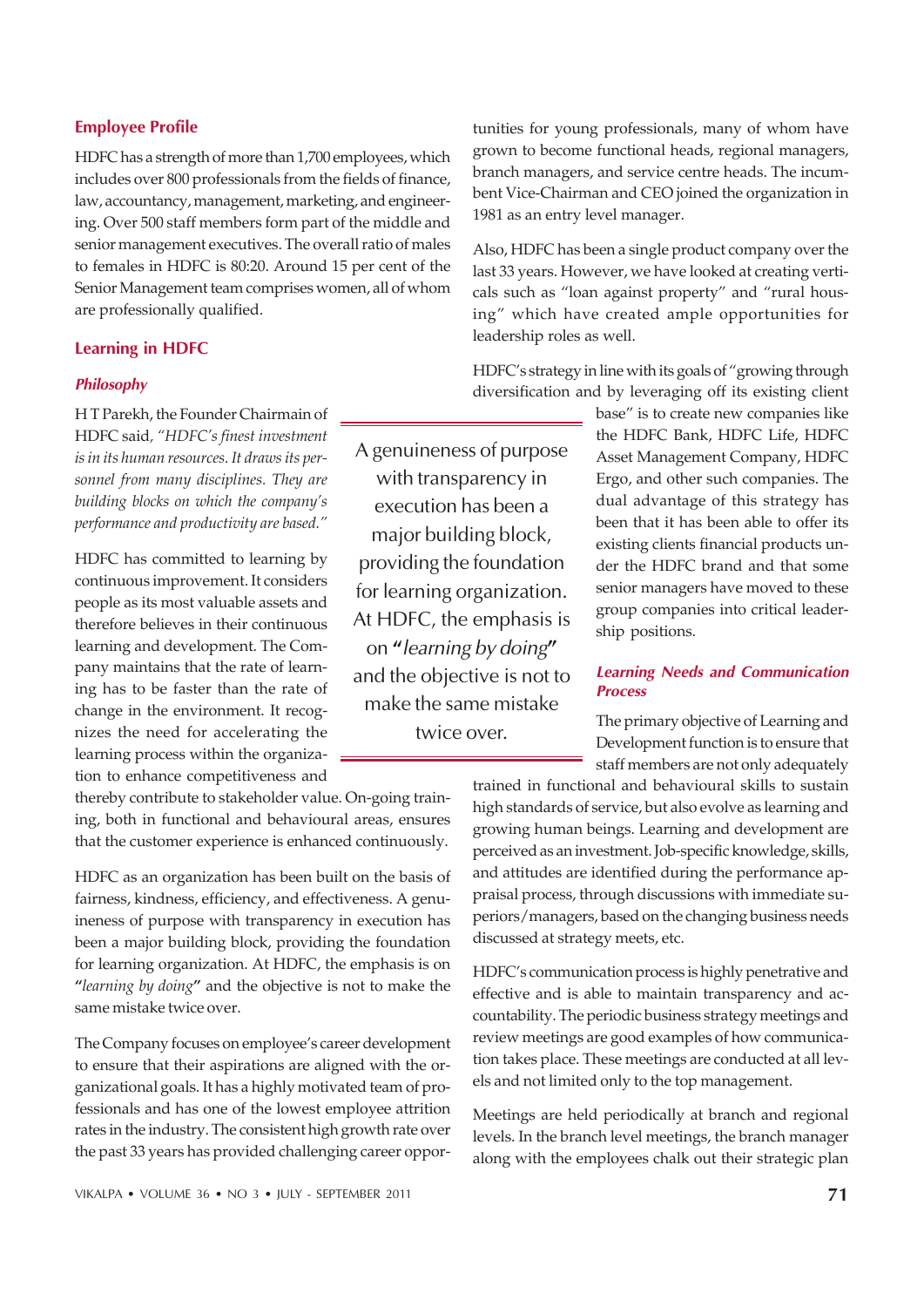## Employee Profile

HDFC has a strength of more than 1,700 employees, which includes over 800 professionals from the fields of finance, law, accountancy, management, marketing, and engineering. Over 500 staff members form part of the middle and senior management executives. The overall ratio of males to females in HDFC is 80:20. Around 15 per cent of the Senior Management team comprises women, all of whom are professionally qualified.

## Learning in HDFC

### *Philosophy*

H T Parekh, the Founder Chairmain of HDFC said, *"HDFC's finest investment is in its human resources. It draws its personnel from many disciplines. They are building blocks on which the company's performance and productivity are based."*

HDFC has committed to learning by continuous improvement. It considers people as its most valuable assets and therefore believes in their continuous learning and development. The Company maintains that the rate of learning has to be faster than the rate of change in the environment. It recognizes the need for accelerating the learning process within the organization to enhance competitiveness and thereby contribute to stakeholder value. On-going training, both in functional and behavioural areas, ensures that the customer experience is enhanced continuously.

> A genuineness of purpose with transparency in execution has been a major building block, providing the foundation for learning organization. At HDFC, the emphasis is on **"***learning by doing***"** and the objective is not to make the same mistake twice over.

HDFC as an organization has been built on the basis of fairness, kindness, efficiency, and effectiveness. A genuineness of purpose with transparency in execution has been a major building block, providing the foundation for learning organization. At HDFC, the emphasis is on **"***learning by doing***"** and the objective is not to make the same mistake twice over.

The Company focuses on employee's career development to ensure that their aspirations are aligned with the organizational goals. It has a highly motivated team of professionals and has one of the lowest employee attrition rates in the industry. The consistent high growth rate over the past 33 years has provided challenging career opportunities for young professionals, many of whom have grown to become functional heads, regional managers, branch managers, and service centre heads. The incumbent Vice-Chairman and CEO joined the organization in 1981 as an entry level manager.

Also, HDFC has been a single product company over the last 33 years. However, we have looked at creating verticals such as "loan against property" and "rural housing" which have created ample opportunities for leadership roles as well.

HDFC's strategy in line with its goals of "growing through diversification and by leveraging off its existing client base" is to create new companies like the HDFC Bank, HDFC Life, HDFC Asset Management Company, HDFC Ergo, and other such companies. The dual advantage of this strategy has been that it has been able to offer its existing clients financial products under the HDFC brand and that some senior managers have moved to these group companies into critical leadership positions.

### *Learning Needs and Communication Process*

The primary objective of Learning and Development function is to ensure that staff members are not only adequately trained in functional and behavioural skills to sustain high standards of service, but also evolve as learning and growing human beings. Learning and development are perceived as an investment. Job-specific knowledge, skills, and attitudes are identified during the performance appraisal process, through discussions with immediate superiors/managers, based on the changing business needs discussed at strategy meets, etc.

HDFC's communication process is highly penetrative and effective and is able to maintain transparency and accountability. The periodic business strategy meetings and review meetings are good examples of how communication takes place. These meetings are conducted at all levels and not limited only to the top management.

Meetings are held periodically at branch and regional levels. In the branch level meetings, the branch manager along with the employees chalk out their strategic plan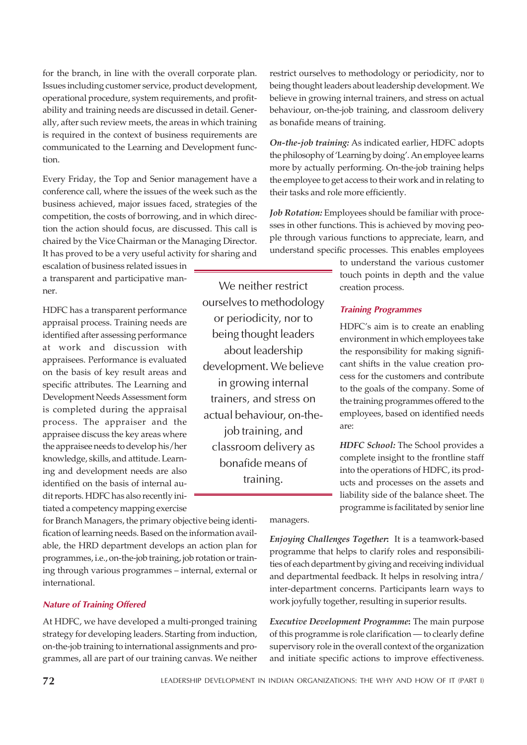for the branch, in line with the overall corporate plan. Issues including customer service, product development, operational procedure, system requirements, and profitability and training needs are discussed in detail. Generally, after such review meets, the areas in which training is required in the context of business requirements are communicated to the Learning and Development function.

Every Friday, the Top and Senior management have a conference call, where the issues of the week such as the business achieved, major issues faced, strategies of the competition, the costs of borrowing, and in which direction the action should focus, are discussed. This call is chaired by the Vice Chairman or the Managing Director. It has proved to be a very useful activity for sharing and escalation of business related issues in a transparent and participative manner.

HDFC has a transparent performance appraisal process. Training needs are identified after assessing performance at work and discussion with appraisees. Performance is evaluated on the basis of key result areas and specific attributes. The Learning and Development Needs Assessment form is completed during the appraisal process. The appraiser and the appraisee discuss the key areas where the appraisee needs to develop his/her knowledge, skills, and attitude. Learning and development needs are also identified on the basis of internal audit reports. HDFC has also recently initiated a competency mapping exercise for Branch Managers, the primary objective being identification of learning needs. Based on the information available, the HRD department develops an action plan for programmes, i.e., on-the-job training, job rotation or training through various programmes – internal, external or international.

### *Nature of Training Offered*

At HDFC, we have developed a multi-pronged training strategy for developing leaders. Starting from induction, on-the-job training to international assignments and programmes, all are part of our training canvas. We neither restrict ourselves to methodology or periodicity, nor to being thought leaders about leadership development. We believe in growing internal trainers, and stress on actual behaviour, on-the-job training, and classroom delivery as bonafide means of training.

> We neither restrict ourselves to methodology or periodicity, nor to being thought leaders about leadership development. We believe in growing internal trainers, and stress on actual behaviour, on-the-job training, and classroom delivery as bonafide means of training.

***On-the-job training:*** As indicated earlier, HDFC adopts the philosophy of 'Learning by doing'. An employee learns more by actually performing. On-the-job training helps the employee to get access to their work and in relating to their tasks and role more efficiently.

***Job Rotation:*** Employees should be familiar with processes in other functions. This is achieved by moving people through various functions to appreciate, learn, and understand specific processes. This enables employees to understand the various customer touch points in depth and the value creation process.

### *Training Programmes*

HDFC's aim is to create an enabling environment in which employees take the responsibility for making significant shifts in the value creation process for the customers and contribute to the goals of the company. Some of the training programmes offered to the employees, based on identified needs are:

***HDFC School:*** The School provides a complete insight to the frontline staff into the operations of HDFC, its products and processes on the assets and liability side of the balance sheet. The programme is facilitated by senior line managers.

***Enjoying Challenges Together*:** It is a teamwork-based programme that helps to clarify roles and responsibilities of each department by giving and receiving individual and departmental feedback. It helps in resolving intra/inter-department concerns. Participants learn ways to work joyfully together, resulting in superior results.

***Executive Development Programme*:** The main purpose of this programme is role clarification — to clearly define supervisory role in the overall context of the organization and initiate specific actions to improve effectiveness.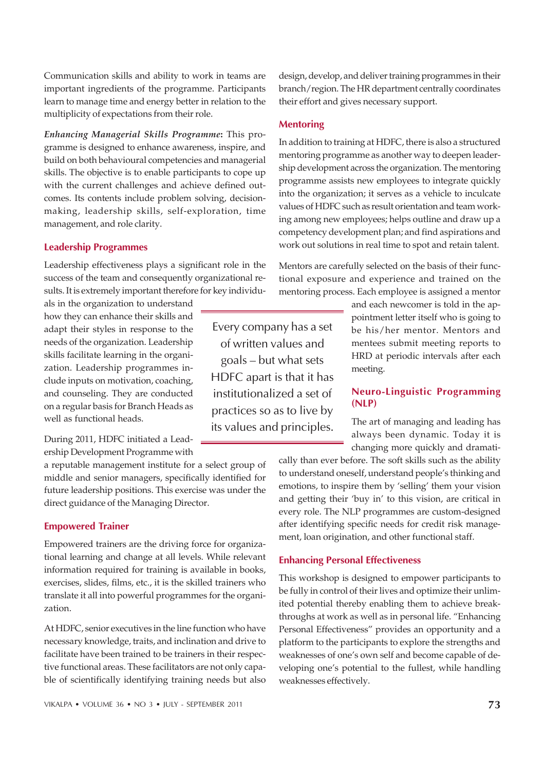Communication skills and ability to work in teams are important ingredients of the programme. Participants learn to manage time and energy better in relation to the multiplicity of expectations from their role.

***Enhancing Managerial Skills Programme*:** This programme is designed to enhance awareness, inspire, and build on both behavioural competencies and managerial skills. The objective is to enable participants to cope up with the current challenges and achieve defined outcomes. Its contents include problem solving, decision-making, leadership skills, self-exploration, time management, and role clarity.

### Leadership Programmes

Leadership effectiveness plays a significant role in the success of the team and consequently organizational results. It is extremely important therefore for key individuals in the organization to understand how they can enhance their skills and adapt their styles in response to the needs of the organization. Leadership skills facilitate learning in the organization. Leadership programmes include inputs on motivation, coaching, and counseling. They are conducted on a regular basis for Branch Heads as well as functional heads.

During 2011, HDFC initiated a Leadership Development Programme with a reputable management institute for a select group of middle and senior managers, specifically identified for future leadership positions. This exercise was under the direct guidance of the Managing Director.

> Every company has a set of written values and goals – but what sets HDFC apart is that it has institutionalized a set of practices so as to live by its values and principles.

### Empowered Trainer

Empowered trainers are the driving force for organizational learning and change at all levels. While relevant information required for training is available in books, exercises, slides, films, etc., it is the skilled trainers who translate it all into powerful programmes for the organization.

At HDFC, senior executives in the line function who have necessary knowledge, traits, and inclination and drive to facilitate have been trained to be trainers in their respective functional areas. These facilitators are not only capable of scientifically identifying training needs but also design, develop, and deliver training programmes in their branch/region. The HR department centrally coordinates their effort and gives necessary support.

### Mentoring

In addition to training at HDFC, there is also a structured mentoring programme as another way to deepen leadership development across the organization. The mentoring programme assists new employees to integrate quickly into the organization; it serves as a vehicle to inculcate values of HDFC such as result orientation and team working among new employees; helps outline and draw up a competency development plan; and find aspirations and work out solutions in real time to spot and retain talent.

Mentors are carefully selected on the basis of their functional exposure and experience and trained on the mentoring process. Each employee is assigned a mentor and each newcomer is told in the appointment letter itself who is going to be his/her mentor. Mentors and mentees submit meeting reports to HRD at periodic intervals after each meeting.

### Neuro-Linguistic Programming (NLP)

The art of managing and leading has always been dynamic. Today it is changing more quickly and dramatically than ever before. The soft skills such as the ability to understand oneself, understand people's thinking and emotions, to inspire them by 'selling' them your vision and getting their 'buy in' to this vision, are critical in every role. The NLP programmes are custom-designed after identifying specific needs for credit risk management, loan origination, and other functional staff.

### Enhancing Personal Effectiveness

This workshop is designed to empower participants to be fully in control of their lives and optimize their unlimited potential thereby enabling them to achieve breakthroughs at work as well as in personal life. "Enhancing Personal Effectiveness" provides an opportunity and a platform to the participants to explore the strengths and weaknesses of one's own self and become capable of developing one's potential to the fullest, while handling weaknesses effectively.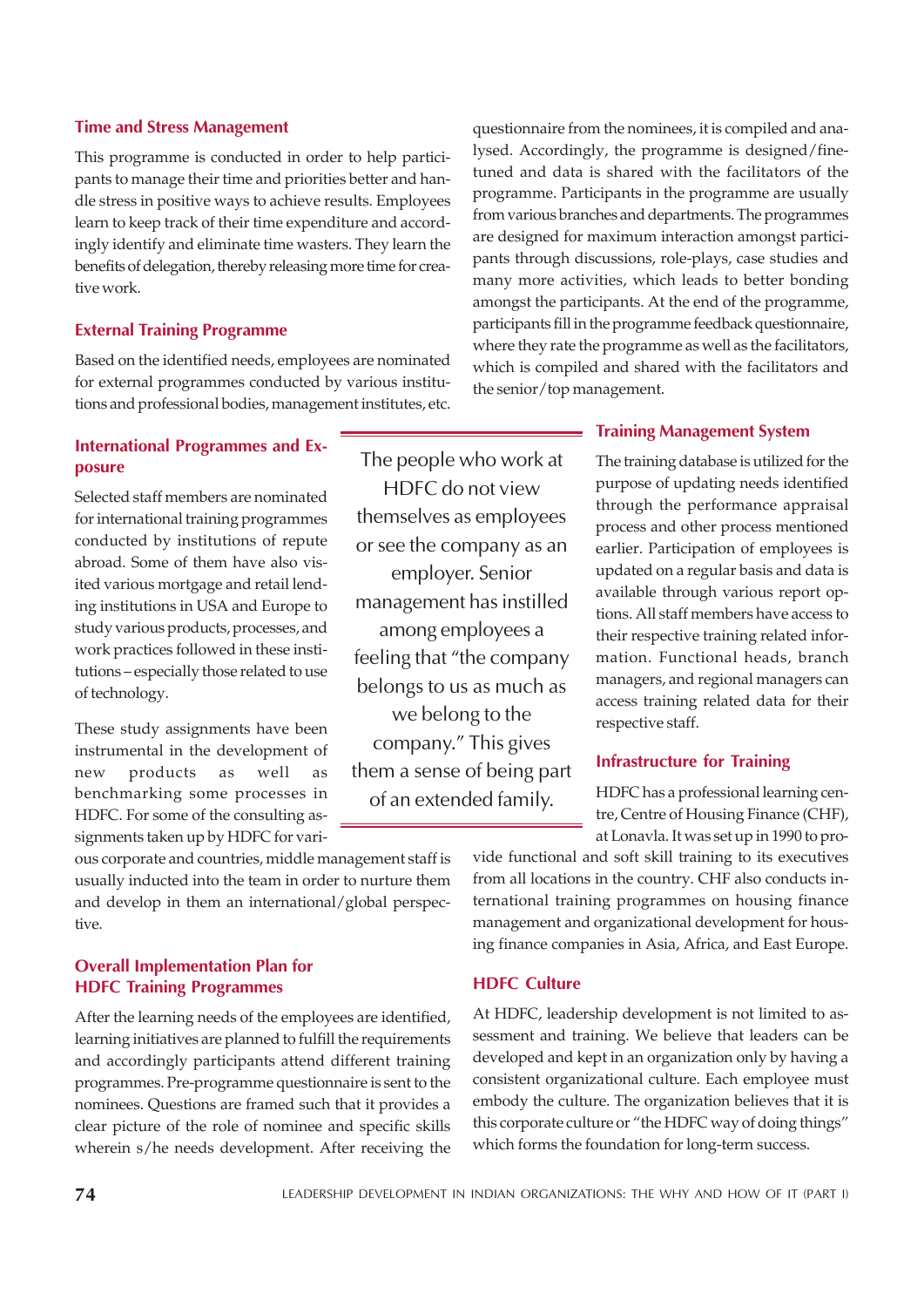### Time and Stress Management

This programme is conducted in order to help participants to manage their time and priorities better and handle stress in positive ways to achieve results. Employees learn to keep track of their time expenditure and accordingly identify and eliminate time wasters. They learn the benefits of delegation, thereby releasing more time for creative work.

### External Training Programme

Based on the identified needs, employees are nominated for external programmes conducted by various institutions and professional bodies, management institutes, etc.

### International Programmes and Exposure

Selected staff members are nominated for international training programmes conducted by institutions of repute abroad. Some of them have also visited various mortgage and retail lending institutions in USA and Europe to study various products, processes, and work practices followed in these institutions – especially those related to use of technology.

These study assignments have been instrumental in the development of new products as well as benchmarking some processes in HDFC. For some of the consulting assignments taken up by HDFC for various corporate and countries, middle management staff is usually inducted into the team in order to nurture them and develop in them an international/global perspective.

### Overall Implementation Plan for HDFC Training Programmes

After the learning needs of the employees are identified, learning initiatives are planned to fulfill the requirements and accordingly participants attend different training programmes. Pre-programme questionnaire is sent to the nominees. Questions are framed such that it provides a clear picture of the role of nominee and specific skills wherein s/he needs development. After receiving the questionnaire from the nominees, it is compiled and analysed. Accordingly, the programme is designed/fine-tuned and data is shared with the facilitators of the programme. Participants in the programme are usually from various branches and departments. The programmes are designed for maximum interaction amongst participants through discussions, role-plays, case studies and many more activities, which leads to better bonding amongst the participants. At the end of the programme, participants fill in the programme feedback questionnaire, where they rate the programme as well as the facilitators, which is compiled and shared with the facilitators and the senior/top management.

> The people who work at HDFC do not view themselves as employees or see the company as an employer. Senior management has instilled among employees a feeling that "the company belongs to us as much as we belong to the company." This gives them a sense of being part of an extended family.

### Training Management System

The training database is utilized for the purpose of updating needs identified through the performance appraisal process and other process mentioned earlier. Participation of employees is updated on a regular basis and data is available through various report options. All staff members have access to their respective training related information. Functional heads, branch managers, and regional managers can access training related data for their respective staff.

### Infrastructure for Training

HDFC has a professional learning centre, Centre of Housing Finance (CHF), at Lonavla. It was set up in 1990 to provide functional and soft skill training to its executives from all locations in the country. CHF also conducts international training programmes on housing finance management and organizational development for housing finance companies in Asia, Africa, and East Europe.

### HDFC Culture

At HDFC, leadership development is not limited to assessment and training. We believe that leaders can be developed and kept in an organization only by having a consistent organizational culture. Each employee must embody the culture. The organization believes that it is this corporate culture or "the HDFC way of doing things" which forms the foundation for long-term success.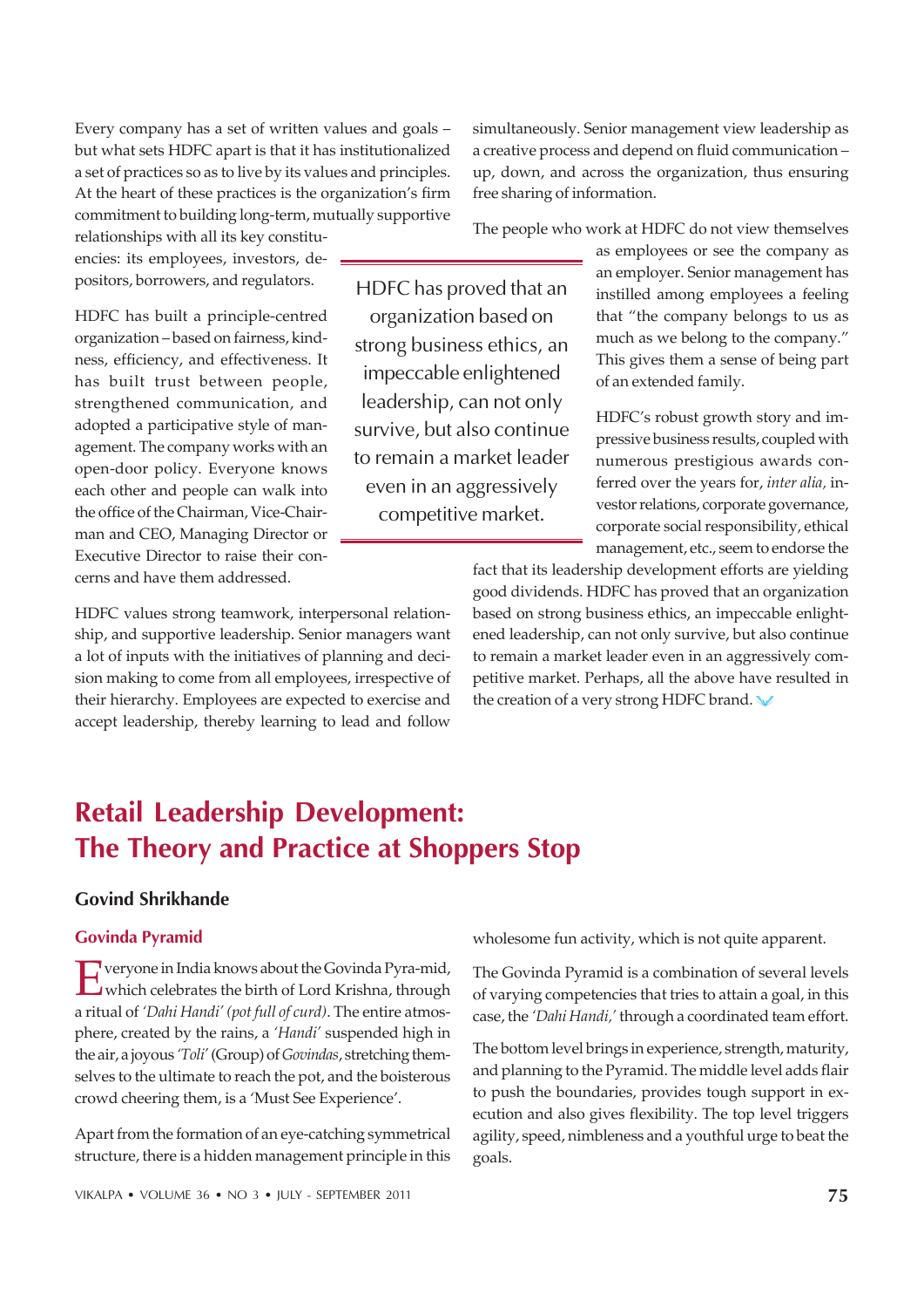Every company has a set of written values and goals – but what sets HDFC apart is that it has institutionalized a set of practices so as to live by its values and principles. At the heart of these practices is the organization's firm commitment to building long-term, mutually supportive relationships with all its key constituencies: its employees, investors, depositors, borrowers, and regulators.

HDFC has built a principle-centred organization – based on fairness, kindness, efficiency, and effectiveness. It has built trust between people, strengthened communication, and adopted a participative style of management. The company works with an open-door policy. Everyone knows each other and people can walk into the office of the Chairman, Vice-Chairman and CEO, Managing Director or Executive Director to raise their concerns and have them addressed.

> HDFC has proved that an organization based on strong business ethics, an impeccable enlightened leadership, can not only survive, but also continue to remain a market leader even in an aggressively competitive market.

HDFC values strong teamwork, interpersonal relationship, and supportive leadership. Senior managers want a lot of inputs with the initiatives of planning and decision making to come from all employees, irrespective of their hierarchy. Employees are expected to exercise and accept leadership, thereby learning to lead and follow simultaneously. Senior management view leadership as a creative process and depend on fluid communication – up, down, and across the organization, thus ensuring free sharing of information.

The people who work at HDFC do not view themselves as employees or see the company as an employer. Senior management has instilled among employees a feeling that "the company belongs to us as much as we belong to the company." This gives them a sense of being part of an extended family.

HDFC's robust growth story and impressive business results, coupled with numerous prestigious awards conferred over the years for, *inter alia,* investor relations, corporate governance, corporate social responsibility, ethical management, etc., seem to endorse the fact that its leadership development efforts are yielding good dividends. HDFC has proved that an organization based on strong business ethics, an impeccable enlightened leadership, can not only survive, but also continue to remain a market leader even in an aggressively competitive market. Perhaps, all the above have resulted in the creation of a very strong HDFC brand.

# Retail Leadership Development: The Theory and Practice at Shoppers Stop

**Govind Shrikhande**

## Govinda Pyramid

Everyone in India knows about the Govinda Pyramid, which celebrates the birth of Lord Krishna, through a ritual of *'Dahi Handi' (pot full of curd)*. The entire atmosphere, created by the rains, a *'Handi'* suspended high in the air, a joyous *'Toli'* (Group) of *Govindas*, stretching themselves to the ultimate to reach the pot, and the boisterous crowd cheering them, is a 'Must See Experience'.

Apart from the formation of an eye-catching symmetrical structure, there is a hidden management principle in this wholesome fun activity, which is not quite apparent.

The Govinda Pyramid is a combination of several levels of varying competencies that tries to attain a goal, in this case, the *'Dahi Handi,'* through a coordinated team effort.

The bottom level brings in experience, strength, maturity, and planning to the Pyramid. The middle level adds flair to push the boundaries, provides tough support in execution and also gives flexibility. The top level triggers agility, speed, nimbleness and a youthful urge to beat the goals.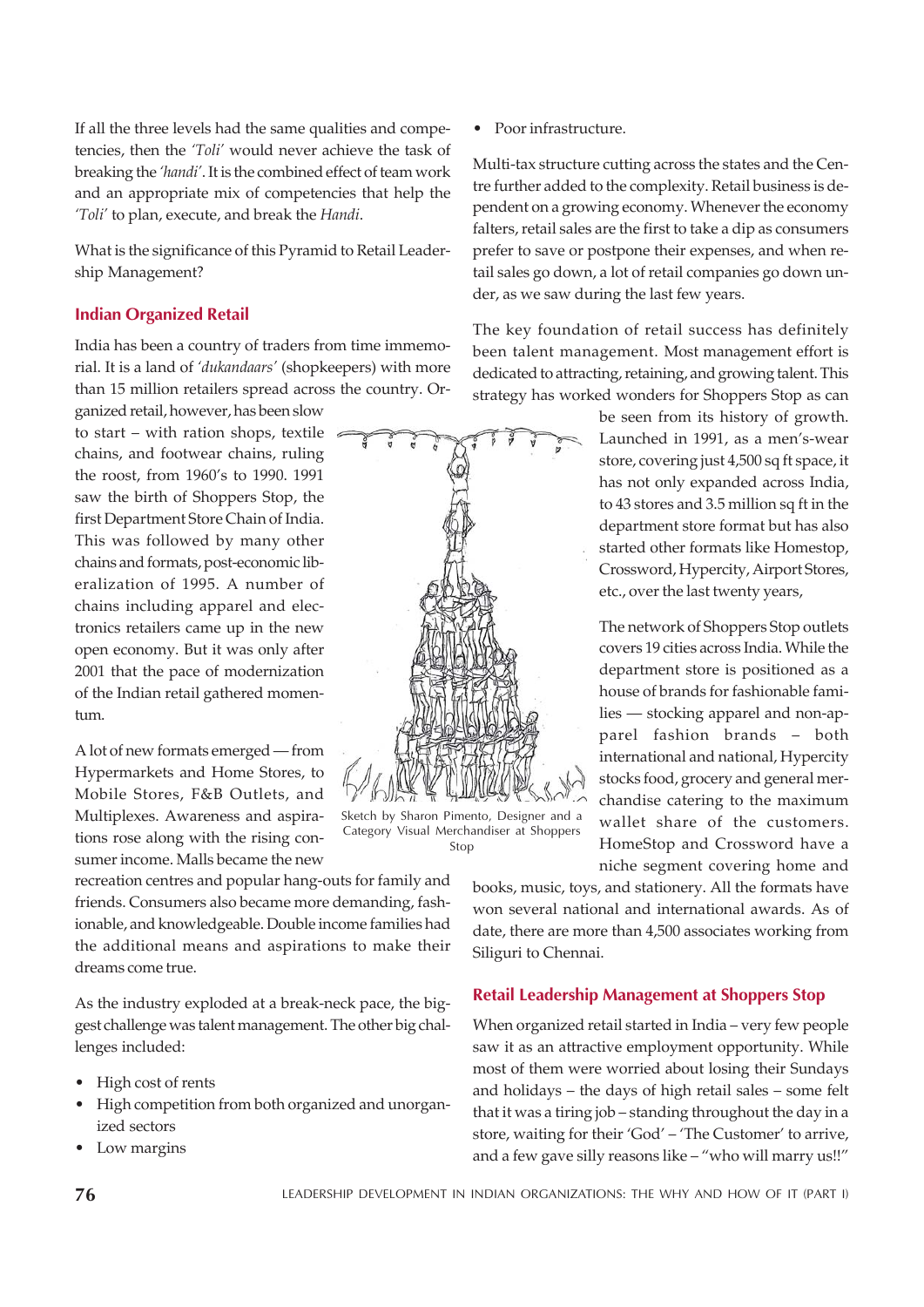If all the three levels had the same qualities and competencies, then the *'Toli'* would never achieve the task of breaking the *'handi'*. It is the combined effect of team work and an appropriate mix of competencies that help the *'Toli'* to plan, execute, and break the *Handi*.

What is the significance of this Pyramid to Retail Leadership Management?

## Indian Organized Retail

India has been a country of traders from time immemorial. It is a land of *'dukandaars'* (shopkeepers) with more than 15 million retailers spread across the country. Organized retail, however, has been slow to start – with ration shops, textile chains, and footwear chains, ruling the roost, from 1960's to 1990. 1991 saw the birth of Shoppers Stop, the first Department Store Chain of India. This was followed by many other chains and formats, post-economic liberalization of 1995. A number of chains including apparel and electronics retailers came up in the new open economy. But it was only after 2001 that the pace of modernization of the Indian retail gathered momentum.

A lot of new formats emerged — from Hypermarkets and Home Stores, to Mobile Stores, F&B Outlets, and Multiplexes. Awareness and aspirations rose along with the rising consumer income. Malls became the new recreation centres and popular hang-outs for family and friends. Consumers also became more demanding, fashionable, and knowledgeable. Double income families had the additional means and aspirations to make their dreams come true.

Sketch by Sharon Pimento, Designer and a Category Visual Merchandiser at Shoppers Stop

As the industry exploded at a break-neck pace, the biggest challenge was talent management. The other big challenges included:

- High cost of rents
- High competition from both organized and unorganized sectors
- Low margins
- Poor infrastructure.

Multi-tax structure cutting across the states and the Centre further added to the complexity. Retail business is dependent on a growing economy. Whenever the economy falters, retail sales are the first to take a dip as consumers prefer to save or postpone their expenses, and when retail sales go down, a lot of retail companies go down under, as we saw during the last few years.

The key foundation of retail success has definitely been talent management. Most management effort is dedicated to attracting, retaining, and growing talent. This strategy has worked wonders for Shoppers Stop as can be seen from its history of growth. Launched in 1991, as a men's-wear store, covering just 4,500 sq ft space, it has not only expanded across India, to 43 stores and 3.5 million sq ft in the department store format but has also started other formats like Homestop, Crossword, Hypercity, Airport Stores, etc., over the last twenty years,

The network of Shoppers Stop outlets covers 19 cities across India. While the department store is positioned as a house of brands for fashionable families — stocking apparel and non-apparel fashion brands – both international and national, Hypercity stocks food, grocery and general merchandise catering to the maximum wallet share of the customers. HomeStop and Crossword have a niche segment covering home and books, music, toys, and stationery. All the formats have won several national and international awards. As of date, there are more than 4,500 associates working from Siliguri to Chennai.

## Retail Leadership Management at Shoppers Stop

When organized retail started in India – very few people saw it as an attractive employment opportunity. While most of them were worried about losing their Sundays and holidays – the days of high retail sales – some felt that it was a tiring job – standing throughout the day in a store, waiting for their 'God' – 'The Customer' to arrive, and a few gave silly reasons like – "who will marry us!!"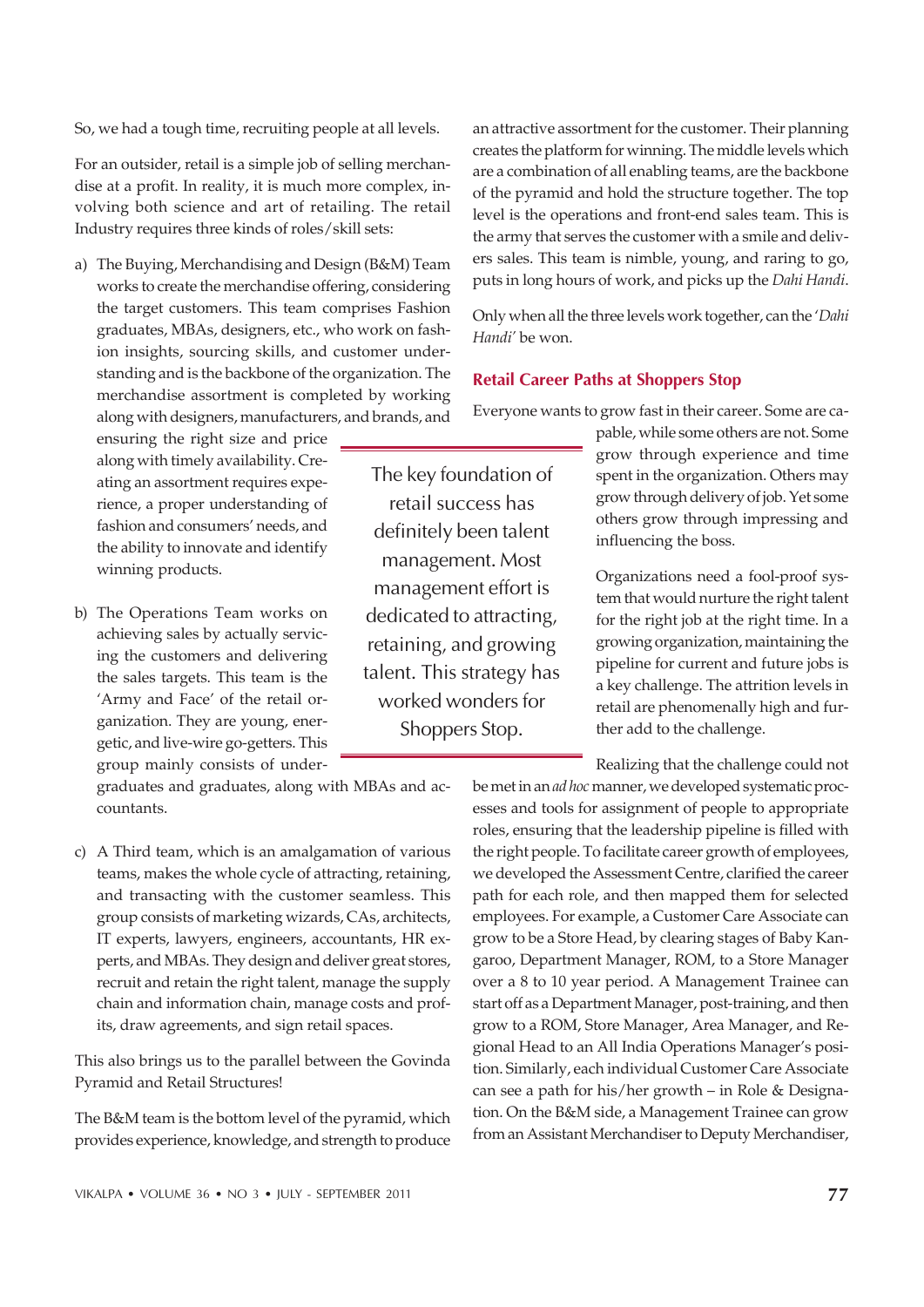So, we had a tough time, recruiting people at all levels.

For an outsider, retail is a simple job of selling merchandise at a profit. In reality, it is much more complex, involving both science and art of retailing. The retail Industry requires three kinds of roles/skill sets:

a) The Buying, Merchandising and Design (B&M) Team works to create the merchandise offering, considering the target customers. This team comprises Fashion graduates, MBAs, designers, etc., who work on fashion insights, sourcing skills, and customer understanding and is the backbone of the organization. The merchandise assortment is completed by working along with designers, manufacturers, and brands, and ensuring the right size and price along with timely availability. Creating an assortment requires experience, a proper understanding of fashion and consumers' needs, and the ability to innovate and identify winning products.

b) The Operations Team works on achieving sales by actually servicing the customers and delivering the sales targets. This team is the 'Army and Face' of the retail organization. They are young, energetic, and live-wire go-getters. This group mainly consists of undergraduates and graduates, along with MBAs and accountants.

c) A Third team, which is an amalgamation of various teams, makes the whole cycle of attracting, retaining, and transacting with the customer seamless. This group consists of marketing wizards, CAs, architects, IT experts, lawyers, engineers, accountants, HR experts, and MBAs. They design and deliver great stores, recruit and retain the right talent, manage the supply chain and information chain, manage costs and profits, draw agreements, and sign retail spaces.

> The key foundation of retail success has definitely been talent management. Most management effort is dedicated to attracting, retaining, and growing talent. This strategy has worked wonders for Shoppers Stop.

This also brings us to the parallel between the Govinda Pyramid and Retail Structures!

The B&M team is the bottom level of the pyramid, which provides experience, knowledge, and strength to produce an attractive assortment for the customer. Their planning creates the platform for winning. The middle levels which are a combination of all enabling teams, are the backbone of the pyramid and hold the structure together. The top level is the operations and front-end sales team. This is the army that serves the customer with a smile and delivers sales. This team is nimble, young, and raring to go, puts in long hours of work, and picks up the *Dahi Handi*.

Only when all the three levels work together, can the '*Dahi Handi*' be won.

## Retail Career Paths at Shoppers Stop

Everyone wants to grow fast in their career. Some are capable, while some others are not. Some grow through experience and time spent in the organization. Others may grow through delivery of job. Yet some others grow through impressing and influencing the boss.

Organizations need a fool-proof system that would nurture the right talent for the right job at the right time. In a growing organization, maintaining the pipeline for current and future jobs is a key challenge. The attrition levels in retail are phenomenally high and further add to the challenge.

Realizing that the challenge could not be met in an *ad hoc* manner, we developed systematic processes and tools for assignment of people to appropriate roles, ensuring that the leadership pipeline is filled with the right people. To facilitate career growth of employees, we developed the Assessment Centre, clarified the career path for each role, and then mapped them for selected employees. For example, a Customer Care Associate can grow to be a Store Head, by clearing stages of Baby Kangaroo, Department Manager, ROM, to a Store Manager over a 8 to 10 year period. A Management Trainee can start off as a Department Manager, post-training, and then grow to a ROM, Store Manager, Area Manager, and Regional Head to an All India Operations Manager's position. Similarly, each individual Customer Care Associate can see a path for his/her growth – in Role & Designation. On the B&M side, a Management Trainee can grow from an Assistant Merchandiser to Deputy Merchandiser,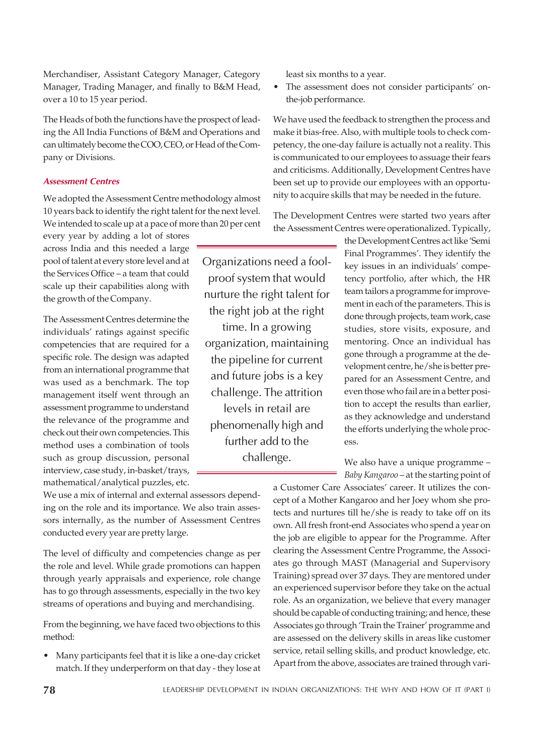Merchandiser, Assistant Category Manager, Category Manager, Trading Manager, and finally to B&M Head, over a 10 to 15 year period.

The Heads of both the functions have the prospect of leading the All India Functions of B&M and Operations and can ultimately become the COO, CEO, or Head of the Company or Divisions.

### *Assessment Centres*

We adopted the Assessment Centre methodology almost 10 years back to identify the right talent for the next level. We intended to scale up at a pace of more than 20 per cent every year by adding a lot of stores across India and this needed a large pool of talent at every store level and at the Services Office – a team that could scale up their capabilities along with the growth of the Company.

> Organizations need a foolproof system that would nurture the right talent for the right job at the right time. In a growing organization, maintaining the pipeline for current and future jobs is a key challenge. The attrition levels in retail are phenomenally high and further add to the challenge.

The Assessment Centres determine the individuals' ratings against specific competencies that are required for a specific role. The design was adapted from an international programme that was used as a benchmark. The top management itself went through an assessment programme to understand the relevance of the programme and check out their own competencies. This method uses a combination of tools such as group discussion, personal interview, case study, in-basket/trays, mathematical/analytical puzzles, etc. We use a mix of internal and external assessors depending on the role and its importance. We also train assessors internally, as the number of Assessment Centres conducted every year are pretty large.

The level of difficulty and competencies change as per the role and level. While grade promotions can happen through yearly appraisals and experience, role change has to go through assessments, especially in the two key streams of operations and buying and merchandising.

From the beginning, we have faced two objections to this method:

- Many participants feel that it is like a one-day cricket match. If they underperform on that day - they lose at least six months to a year.
- The assessment does not consider participants' on-the-job performance.

We have used the feedback to strengthen the process and make it bias-free. Also, with multiple tools to check competency, the one-day failure is actually not a reality. This is communicated to our employees to assuage their fears and criticisms. Additionally, Development Centres have been set up to provide our employees with an opportunity to acquire skills that may be needed in the future.

The Development Centres were started two years after the Assessment Centres were operationalized. Typically, the Development Centres act like 'Semi Final Programmes'. They identify the key issues in an individuals' competency portfolio, after which, the HR team tailors a programme for improvement in each of the parameters. This is done through projects, team work, case studies, store visits, exposure, and mentoring. Once an individual has gone through a programme at the development centre, he/she is better prepared for an Assessment Centre, and even those who fail are in a better position to accept the results than earlier, as they acknowledge and understand the efforts underlying the whole process.

We also have a unique programme – *Baby Kangaroo* – at the starting point of a Customer Care Associates' career. It utilizes the concept of a Mother Kangaroo and her Joey whom she protects and nurtures till he/she is ready to take off on its own. All fresh front-end Associates who spend a year on the job are eligible to appear for the Programme. After clearing the Assessment Centre Programme, the Associates go through MAST (Managerial and Supervisory Training) spread over 37 days. They are mentored under an experienced supervisor before they take on the actual role. As an organization, we believe that every manager should be capable of conducting training; and hence, these Associates go through 'Train the Trainer' programme and are assessed on the delivery skills in areas like customer service, retail selling skills, and product knowledge, etc. Apart from the above, associates are trained through vari-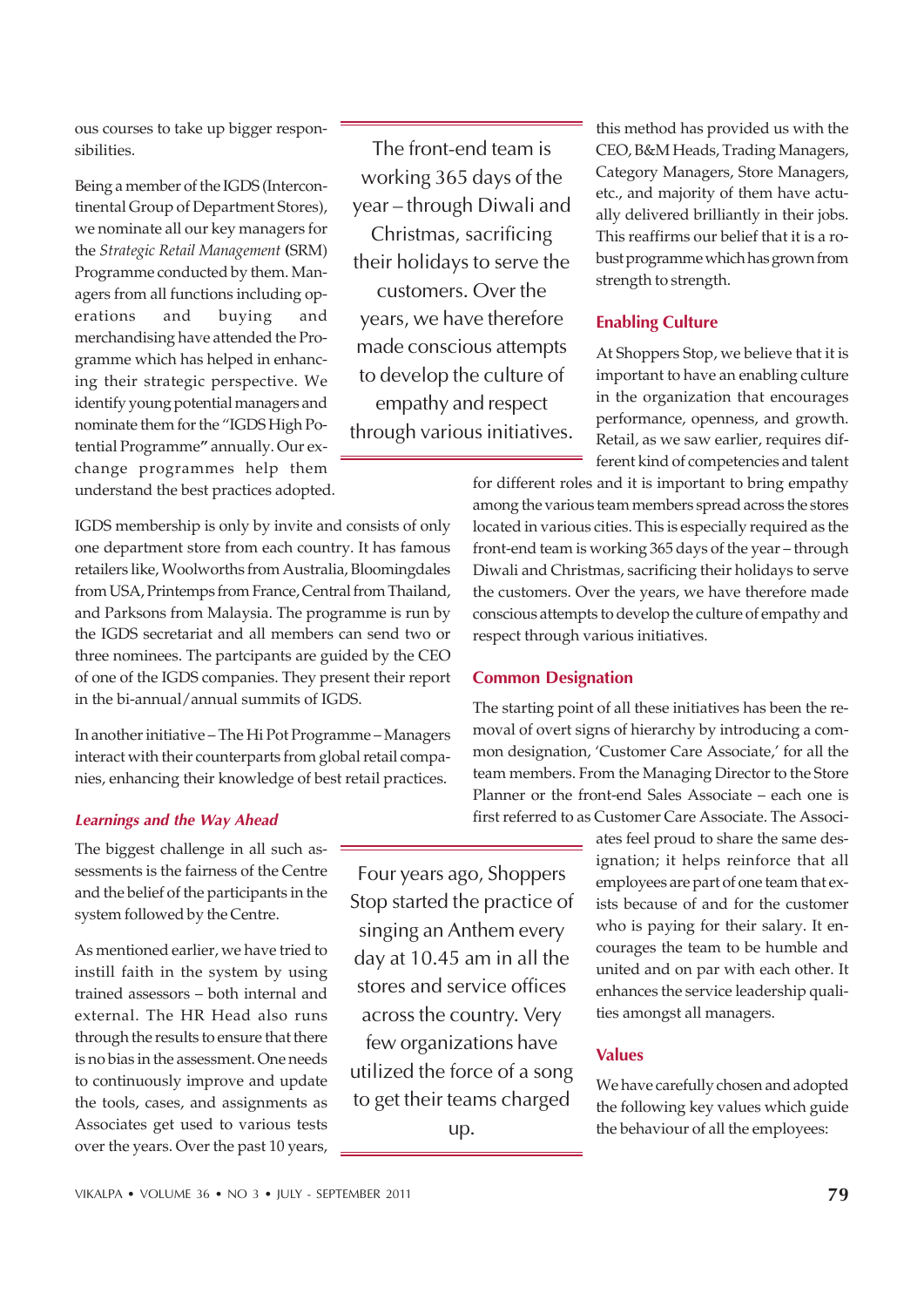ous courses to take up bigger responsibilities.

Being a member of the IGDS (Intercontinental Group of Department Stores), we nominate all our key managers for the *Strategic Retail Management* **(**SRM) Programme conducted by them. Managers from all functions including operations and buying and merchandising have attended the Programme which has helped in enhancing their strategic perspective. We identify young potential managers and nominate them for the "IGDS High Potential Programme**"** annually. Our exchange programmes help them understand the best practices adopted.

> The front-end team is working 365 days of the year – through Diwali and Christmas, sacrificing their holidays to serve the customers. Over the years, we have therefore made conscious attempts to develop the culture of empathy and respect through various initiatives.

IGDS membership is only by invite and consists of only one department store from each country. It has famous retailers like, Woolworths from Australia, Bloomingdales from USA, Printemps from France, Central from Thailand, and Parksons from Malaysia. The programme is run by the IGDS secretariat and all members can send two or three nominees. The partcipants are guided by the CEO of one of the IGDS companies. They present their report in the bi-annual/annual summits of IGDS.

In another initiative – The Hi Pot Programme – Managers interact with their counterparts from global retail companies, enhancing their knowledge of best retail practices.

### *Learnings and the Way Ahead*

The biggest challenge in all such assessments is the fairness of the Centre and the belief of the participants in the system followed by the Centre.

As mentioned earlier, we have tried to instill faith in the system by using trained assessors – both internal and external. The HR Head also runs through the results to ensure that there is no bias in the assessment. One needs to continuously improve and update the tools, cases, and assignments as Associates get used to various tests over the years. Over the past 10 years, this method has provided us with the CEO, B&M Heads, Trading Managers, Category Managers, Store Managers, etc., and majority of them have actually delivered brilliantly in their jobs. This reaffirms our belief that it is a robust programme which has grown from strength to strength.

> Four years ago, Shoppers Stop started the practice of singing an Anthem every day at 10.45 am in all the stores and service offices across the country. Very few organizations have utilized the force of a song to get their teams charged up.

### Enabling Culture

At Shoppers Stop, we believe that it is important to have an enabling culture in the organization that encourages performance, openness, and growth. Retail, as we saw earlier, requires different kind of competencies and talent for different roles and it is important to bring empathy among the various team members spread across the stores located in various cities. This is especially required as the front-end team is working 365 days of the year – through Diwali and Christmas, sacrificing their holidays to serve the customers. Over the years, we have therefore made conscious attempts to develop the culture of empathy and respect through various initiatives.

### Common Designation

The starting point of all these initiatives has been the removal of overt signs of hierarchy by introducing a common designation, 'Customer Care Associate,' for all the team members. From the Managing Director to the Store Planner or the front-end Sales Associate – each one is first referred to as Customer Care Associate. The Associates feel proud to share the same designation; it helps reinforce that all employees are part of one team that exists because of and for the customer who is paying for their salary. It encourages the team to be humble and united and on par with each other. It enhances the service leadership qualities amongst all managers.

### Values

We have carefully chosen and adopted the following key values which guide the behaviour of all the employees: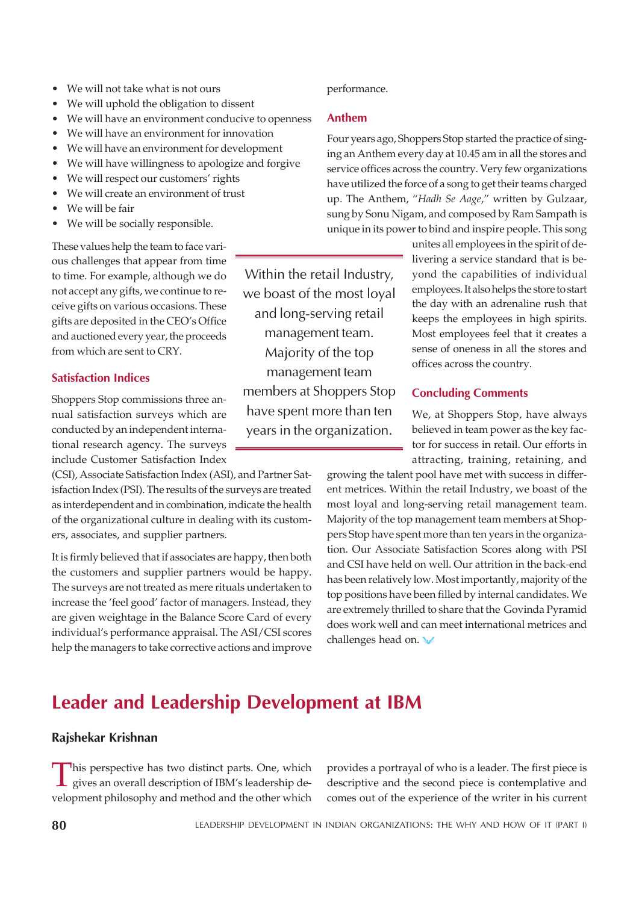- We will not take what is not ours
- We will uphold the obligation to dissent
- We will have an environment conducive to openness
- We will have an environment for innovation
- We will have an environment for development
- We will have willingness to apologize and forgive
- We will respect our customers' rights
- We will create an environment of trust
- We will be fair
- We will be socially responsible.

These values help the team to face various challenges that appear from time to time. For example, although we do not accept any gifts, we continue to receive gifts on various occasions. These gifts are deposited in the CEO's Office and auctioned every year, the proceeds from which are sent to CRY.

### Satisfaction Indices

Shoppers Stop commissions three annual satisfaction surveys which are conducted by an independent international research agency. The surveys include Customer Satisfaction Index (CSI), Associate Satisfaction Index (ASI), and Partner Satisfaction Index (PSI). The results of the surveys are treated as interdependent and in combination, indicate the health of the organizational culture in dealing with its customers, associates, and supplier partners.

It is firmly believed that if associates are happy, then both the customers and supplier partners would be happy. The surveys are not treated as mere rituals undertaken to increase the 'feel good' factor of managers. Instead, they are given weightage in the Balance Score Card of every individual's performance appraisal. The ASI/CSI scores help the managers to take corrective actions and improve performance.

> Within the retail Industry, we boast of the most loyal and long-serving retail management team. Majority of the top management team members at Shoppers Stop have spent more than ten years in the organization.

### Anthem

Four years ago, Shoppers Stop started the practice of singing an Anthem every day at 10.45 am in all the stores and service offices across the country. Very few organizations have utilized the force of a song to get their teams charged up. The Anthem, "*Hadh Se Aage*," written by Gulzaar, sung by Sonu Nigam, and composed by Ram Sampath is unique in its power to bind and inspire people. This song unites all employees in the spirit of delivering a service standard that is beyond the capabilities of individual employees. It also helps the store to start the day with an adrenaline rush that keeps the employees in high spirits. Most employees feel that it creates a sense of oneness in all the stores and offices across the country.

### Concluding Comments

We, at Shoppers Stop, have always believed in team power as the key factor for success in retail. Our efforts in attracting, training, retaining, and growing the talent pool have met with success in different metrices. Within the retail Industry, we boast of the most loyal and long-serving retail management team. Majority of the top management team members at Shoppers Stop have spent more than ten years in the organization. Our Associate Satisfaction Scores along with PSI and CSI have held on well. Our attrition in the back-end has been relatively low. Most importantly, majority of the top positions have been filled by internal candidates. We are extremely thrilled to share that the Govinda Pyramid does work well and can meet international metrices and challenges head on.

# Leader and Leadership Development at IBM

**Rajshekar Krishnan**

This perspective has two distinct parts. One, which gives an overall description of IBM's leadership development philosophy and method and the other which provides a portrayal of who is a leader. The first piece is descriptive and the second piece is contemplative and comes out of the experience of the writer in his current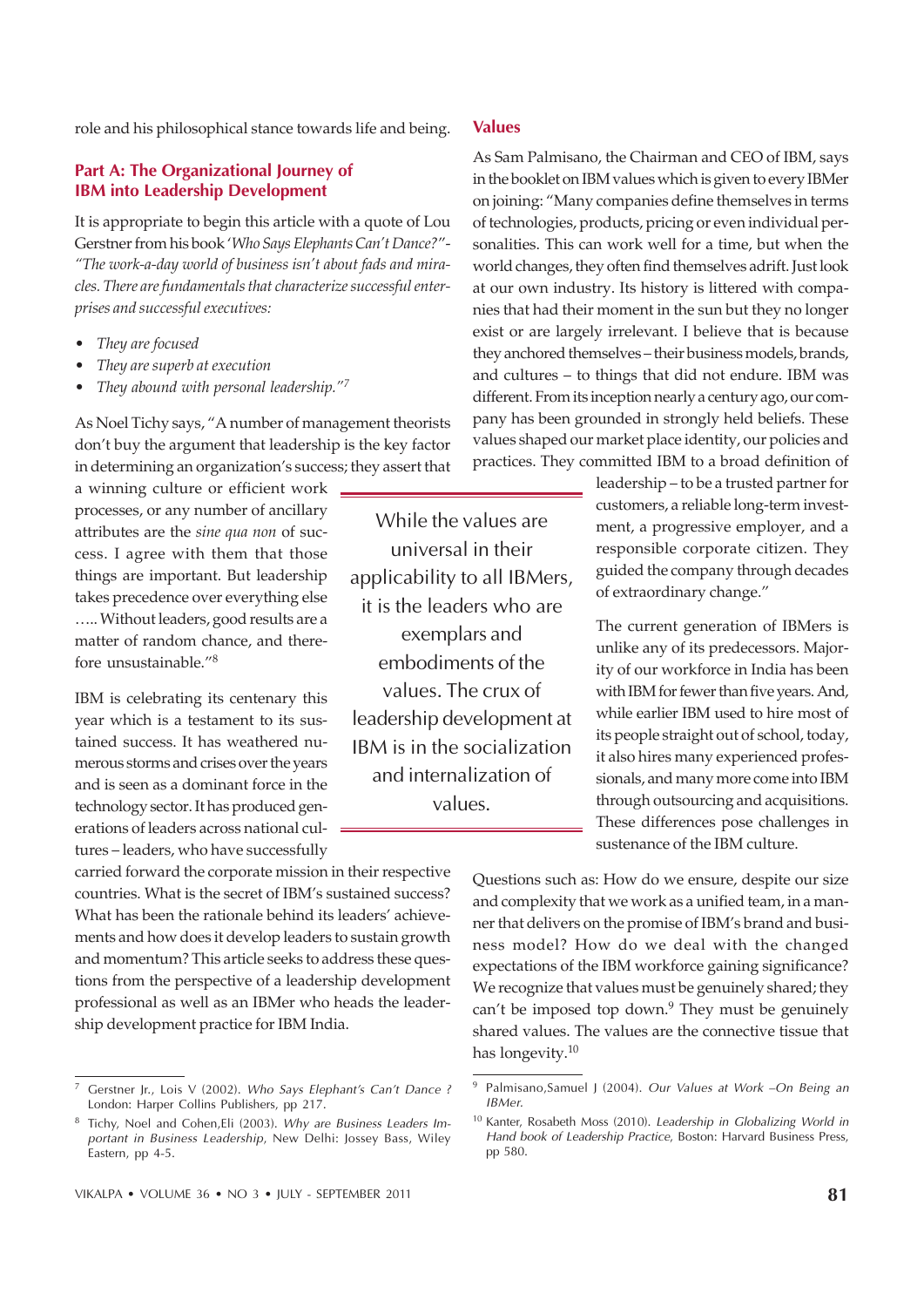role and his philosophical stance towards life and being.

## Part A: The Organizational Journey of IBM into Leadership Development

It is appropriate to begin this article with a quote of Lou Gerstner from his book '*Who Says Elephants Can't Dance?*'- *"The work-a-day world of business isn't about fads and miracles. There are fundamentals that characterize successful enterprises and successful executives:*

- *They are focused*
- *They are superb at execution*
- *They abound with personal leadership."*[7]

As Noel Tichy says, "A number of management theorists don't buy the argument that leadership is the key factor in determining an organization's success; they assert that a winning culture or efficient work processes, or any number of ancillary attributes are the *sine qua non* of success. I agree with them that those things are important. But leadership takes precedence over everything else ….. Without leaders, good results are a matter of random chance, and therefore unsustainable."[8]

IBM is celebrating its centenary this year which is a testament to its sustained success. It has weathered numerous storms and crises over the years and is seen as a dominant force in the technology sector. It has produced generations of leaders across national cultures – leaders, who have successfully carried forward the corporate mission in their respective countries. What is the secret of IBM's sustained success? What has been the rationale behind its leaders' achievements and how does it develop leaders to sustain growth and momentum? This article seeks to address these questions from the perspective of a leadership development professional as well as an IBMer who heads the leadership development practice for IBM India.

> While the values are universal in their applicability to all IBMers, it is the leaders who are exemplars and embodiments of the values. The crux of leadership development at IBM is in the socialization and internalization of values.

### Values

As Sam Palmisano, the Chairman and CEO of IBM, says in the booklet on IBM values which is given to every IBMer on joining: "Many companies define themselves in terms of technologies, products, pricing or even individual personalities. This can work well for a time, but when the world changes, they often find themselves adrift. Just look at our own industry. Its history is littered with companies that had their moment in the sun but they no longer exist or are largely irrelevant. I believe that is because they anchored themselves – their business models, brands, and cultures – to things that did not endure. IBM was different. From its inception nearly a century ago, our company has been grounded in strongly held beliefs. These values shaped our market place identity, our policies and practices. They committed IBM to a broad definition of leadership – to be a trusted partner for customers, a reliable long-term investment, a progressive employer, and a responsible corporate citizen. They guided the company through decades of extraordinary change."

The current generation of IBMers is unlike any of its predecessors. Majority of our workforce in India has been with IBM for fewer than five years. And, while earlier IBM used to hire most of its people straight out of school, today, it also hires many experienced professionals, and many more come into IBM through outsourcing and acquisitions. These differences pose challenges in sustenance of the IBM culture.

Questions such as: How do we ensure, despite our size and complexity that we work as a unified team, in a manner that delivers on the promise of IBM's brand and business model? How do we deal with the changed expectations of the IBM workforce gaining significance? We recognize that values must be genuinely shared; they can't be imposed top down.[9] They must be genuinely shared values. The values are the connective tissue that has longevity.[10]

---

[7] Gerstner Jr., Lois V (2002). *Who Says Elephant's Can't Dance ?* London: Harper Collins Publishers, pp 217.

[8] Tichy, Noel and Cohen,Eli (2003). *Why are Business Leaders Important in Business Leadership*, New Delhi: Jossey Bass, Wiley Eastern, pp 4-5.

[9] Palmisano,Samuel J (2004). *Our Values at Work –On Being an IBMer.*

[10] Kanter, Rosabeth Moss (2010). *Leadership in Globalizing World in Hand book of Leadership Practice*, Boston: Harvard Business Press, pp 580.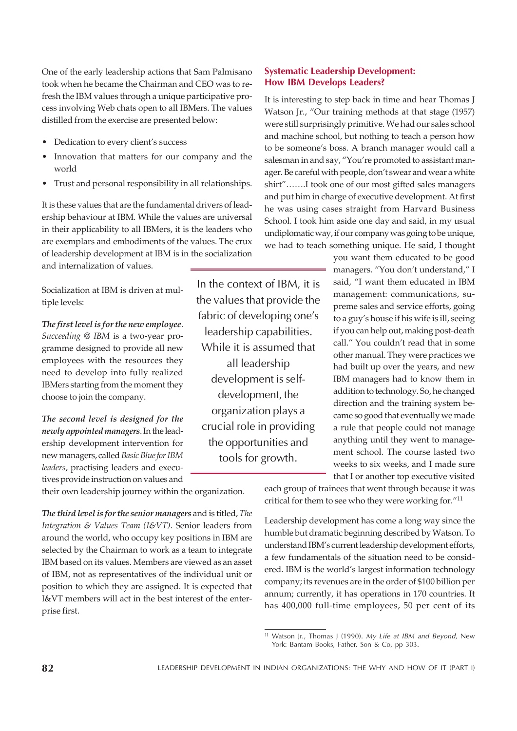One of the early leadership actions that Sam Palmisano took when he became the Chairman and CEO was to refresh the IBM values through a unique participative process involving Web chats open to all IBMers. The values distilled from the exercise are presented below:

- Dedication to every client's success
- Innovation that matters for our company and the world
- Trust and personal responsibility in all relationships.

It is these values that are the fundamental drivers of leadership behaviour at IBM. While the values are universal in their applicability to all IBMers, it is the leaders who are exemplars and embodiments of the values. The crux of leadership development at IBM is in the socialization and internalization of values.

> In the context of IBM, it is the values that provide the fabric of developing one's leadership capabilities. While it is assumed that all leadership development is self-development, the organization plays a crucial role in providing the opportunities and tools for growth.

Socialization at IBM is driven at multiple levels:

***The first level is for the new employee***. *Succeeding @ IBM* is a two-year programme designed to provide all new employees with the resources they need to develop into fully realized IBMers starting from the moment they choose to join the company.

***The second level is designed for the newly appointed managers***. In the leadership development intervention for new managers, called *Basic Blue for IBM leaders*, practising leaders and executives provide instruction on values and their own leadership journey within the organization.

***The third level is for the senior managers*** and is titled, *The Integration & Values Team (I&VT)*. Senior leaders from around the world, who occupy key positions in IBM are selected by the Chairman to work as a team to integrate IBM based on its values. Members are viewed as an asset of IBM, not as representatives of the individual unit or position to which they are assigned. It is expected that I&VT members will act in the best interest of the enterprise first.

## Systematic Leadership Development: How IBM Develops Leaders?

It is interesting to step back in time and hear Thomas J Watson Jr., "Our training methods at that stage (1957) were still surprisingly primitive. We had our sales school and machine school, but nothing to teach a person how to be someone's boss. A branch manager would call a salesman in and say, "You're promoted to assistant manager. Be careful with people, don't swear and wear a white shirt"…….I took one of our most gifted sales managers and put him in charge of executive development. At first he was using cases straight from Harvard Business School. I took him aside one day and said, in my usual undiplomatic way, if our company was going to be unique, we had to teach something unique. He said, I thought you want them educated to be good managers. "You don't understand," I said, "I want them educated in IBM management: communications, supreme sales and service efforts, going to a guy's house if his wife is ill, seeing if you can help out, making post-death call." You couldn't read that in some other manual. They were practices we had built up over the years, and new IBM managers had to know them in addition to technology. So, he changed direction and the training system became so good that eventually we made a rule that people could not manage anything until they went to management school. The course lasted two weeks to six weeks, and I made sure that I or another top executive visited each group of trainees that went through because it was critical for them to see who they were working for."[11]

Leadership development has come a long way since the humble but dramatic beginning described by Watson. To understand IBM's current leadership development efforts, a few fundamentals of the situation need to be considered. IBM is the world's largest information technology company; its revenues are in the order of $100 billion per annum; currently, it has operations in 170 countries. It has 400,000 full-time employees, 50 per cent of its

[11] Watson Jr., Thomas J (1990). *My Life at IBM and Beyond*, New York: Bantam Books, Father, Son & Co, pp 303.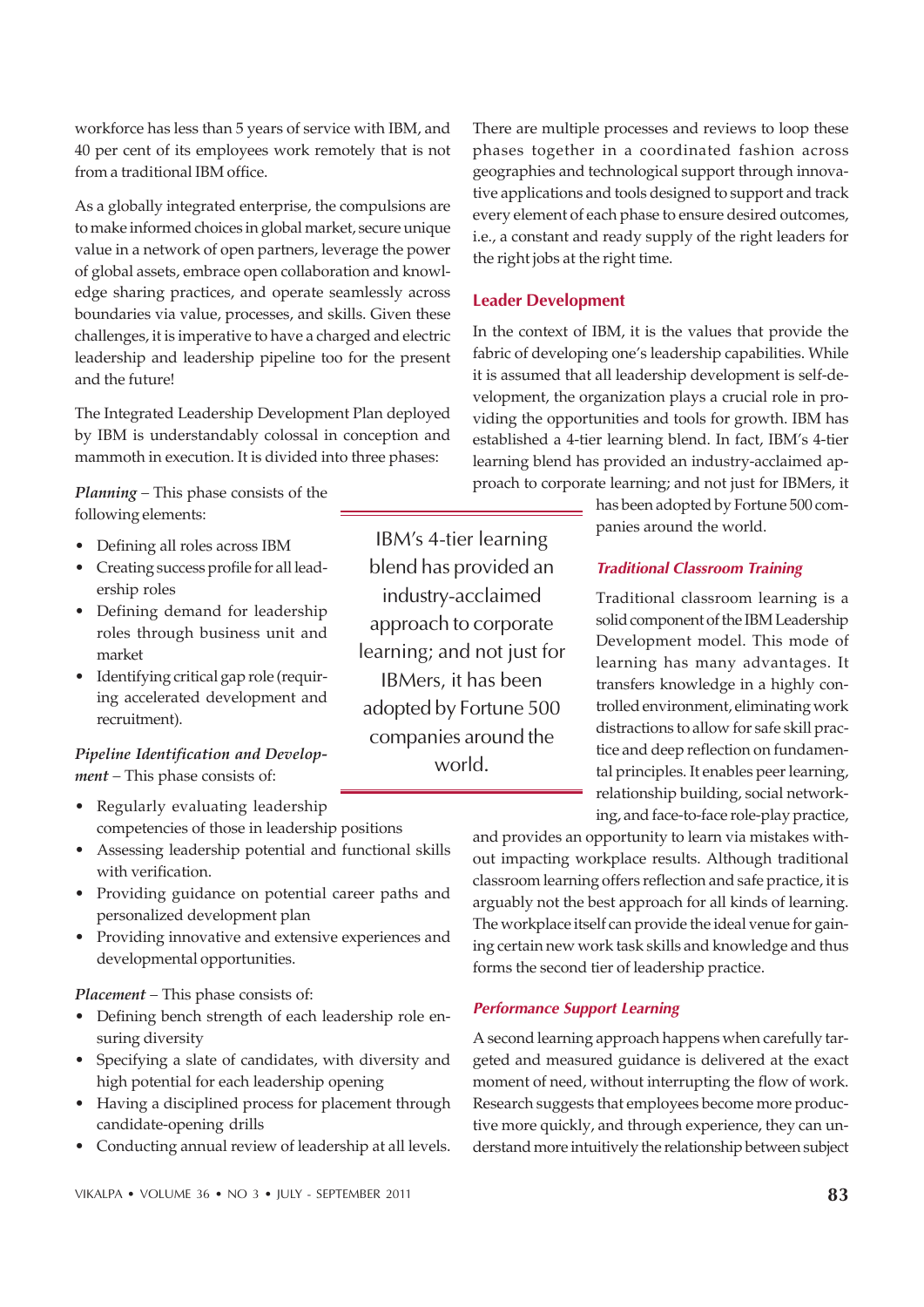workforce has less than 5 years of service with IBM, and 40 per cent of its employees work remotely that is not from a traditional IBM office.

As a globally integrated enterprise, the compulsions are to make informed choices in global market, secure unique value in a network of open partners, leverage the power of global assets, embrace open collaboration and knowledge sharing practices, and operate seamlessly across boundaries via value, processes, and skills. Given these challenges, it is imperative to have a charged and electric leadership and leadership pipeline too for the present and the future!

The Integrated Leadership Development Plan deployed by IBM is understandably colossal in conception and mammoth in execution. It is divided into three phases:

***Planning*** – This phase consists of the following elements:

- Defining all roles across IBM
- Creating success profile for all leadership roles
- Defining demand for leadership roles through business unit and market
- Identifying critical gap role (requiring accelerated development and recruitment).

***Pipeline Identification and Development*** – This phase consists of:

- Regularly evaluating leadership competencies of those in leadership positions
- Assessing leadership potential and functional skills with verification.
- Providing guidance on potential career paths and personalized development plan
- Providing innovative and extensive experiences and developmental opportunities.

***Placement*** – This phase consists of:

- Defining bench strength of each leadership role ensuring diversity
- Specifying a slate of candidates, with diversity and high potential for each leadership opening
- Having a disciplined process for placement through candidate-opening drills
- Conducting annual review of leadership at all levels.

There are multiple processes and reviews to loop these phases together in a coordinated fashion across geographies and technological support through innovative applications and tools designed to support and track every element of each phase to ensure desired outcomes, i.e., a constant and ready supply of the right leaders for the right jobs at the right time.

## Leader Development

In the context of IBM, it is the values that provide the fabric of developing one's leadership capabilities. While it is assumed that all leadership development is self-development, the organization plays a crucial role in providing the opportunities and tools for growth. IBM has established a 4-tier learning blend. In fact, IBM's 4-tier learning blend has provided an industry-acclaimed approach to corporate learning; and not just for IBMers, it has been adopted by Fortune 500 companies around the world.

> IBM's 4-tier learning blend has provided an industry-acclaimed approach to corporate learning; and not just for IBMers, it has been adopted by Fortune 500 companies around the world.

### *Traditional Classroom Training*

Traditional classroom learning is a solid component of the IBM Leadership Development model. This mode of learning has many advantages. It transfers knowledge in a highly controlled environment, eliminating work distractions to allow for safe skill practice and deep reflection on fundamental principles. It enables peer learning, relationship building, social networking, and face-to-face role-play practice, and provides an opportunity to learn via mistakes without impacting workplace results. Although traditional classroom learning offers reflection and safe practice, it is arguably not the best approach for all kinds of learning. The workplace itself can provide the ideal venue for gaining certain new work task skills and knowledge and thus forms the second tier of leadership practice.

### *Performance Support Learning*

A second learning approach happens when carefully targeted and measured guidance is delivered at the exact moment of need, without interrupting the flow of work. Research suggests that employees become more productive more quickly, and through experience, they can understand more intuitively the relationship between subject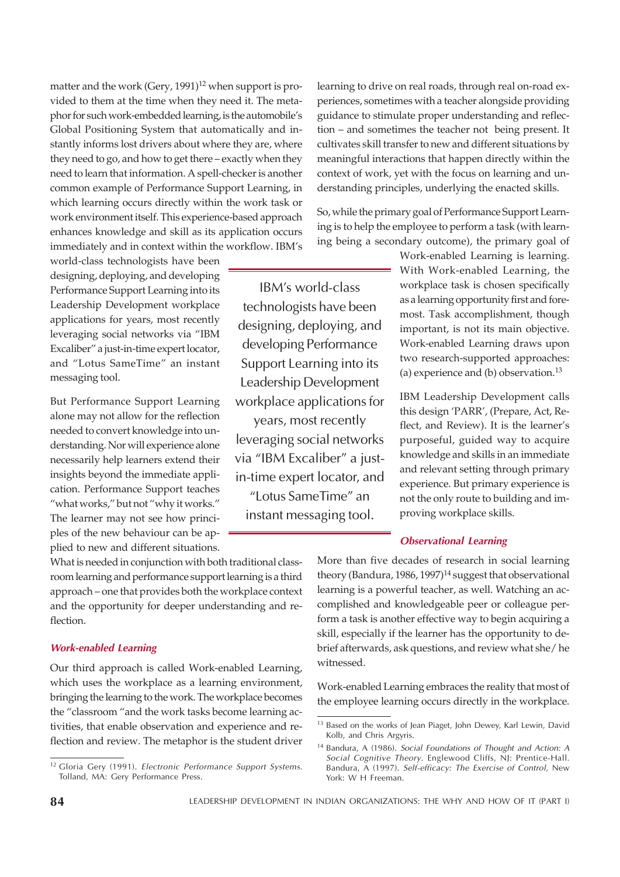matter and the work (Gery, 1991)[12] when support is provided to them at the time when they need it. The metaphor for such work-embedded learning, is the automobile's Global Positioning System that automatically and instantly informs lost drivers about where they are, where they need to go, and how to get there – exactly when they need to learn that information. A spell-checker is another common example of Performance Support Learning, in which learning occurs directly within the work task or work environment itself. This experience-based approach enhances knowledge and skill as its application occurs immediately and in context within the workflow. IBM's world-class technologists have been designing, deploying, and developing Performance Support Learning into its Leadership Development workplace applications for years, most recently leveraging social networks via "IBM Excaliber" a just-in-time expert locator, and "Lotus SameTime" an instant messaging tool.

> IBM's world-class technologists have been designing, deploying, and developing Performance Support Learning into its Leadership Development workplace applications for years, most recently leveraging social networks via "IBM Excaliber" a just-in-time expert locator, and "Lotus SameTime" an instant messaging tool.

But Performance Support Learning alone may not allow for the reflection needed to convert knowledge into understanding. Nor will experience alone necessarily help learners extend their insights beyond the immediate application. Performance Support teaches "what works," but not "why it works." The learner may not see how principles of the new behaviour can be applied to new and different situations. What is needed in conjunction with both traditional classroom learning and performance support learning is a third approach – one that provides both the workplace context and the opportunity for deeper understanding and reflection.

### *Work-enabled Learning*

Our third approach is called Work-enabled Learning, which uses the workplace as a learning environment, bringing the learning to the work. The workplace becomes the "classroom "and the work tasks become learning activities, that enable observation and experience and reflection and review. The metaphor is the student driver learning to drive on real roads, through real on-road experiences, sometimes with a teacher alongside providing guidance to stimulate proper understanding and reflection – and sometimes the teacher not being present. It cultivates skill transfer to new and different situations by meaningful interactions that happen directly within the context of work, yet with the focus on learning and understanding principles, underlying the enacted skills.

So, while the primary goal of Performance Support Learning is to help the employee to perform a task (with learning being a secondary outcome), the primary goal of Work-enabled Learning is learning. With Work-enabled Learning, the workplace task is chosen specifically as a learning opportunity first and foremost. Task accomplishment, though important, is not its main objective. Work-enabled Learning draws upon two research-supported approaches: (a) experience and (b) observation.[13]

IBM Leadership Development calls this design 'PARR', (Prepare, Act, Reflect, and Review). It is the learner's purposeful, guided way to acquire knowledge and skills in an immediate and relevant setting through primary experience. But primary experience is not the only route to building and improving workplace skills.

### *Observational Learning*

More than five decades of research in social learning theory (Bandura, 1986, 1997)[14] suggest that observational learning is a powerful teacher, as well. Watching an accomplished and knowledgeable peer or colleague perform a task is another effective way to begin acquiring a skill, especially if the learner has the opportunity to debrief afterwards, ask questions, and review what she/ he witnessed.

Work-enabled Learning embraces the reality that most of the employee learning occurs directly in the workplace.

---

[12] Gloria Gery (1991). *Electronic Performance Support Systems*. Tolland, MA: Gery Performance Press.

[13] Based on the works of Jean Piaget, John Dewey, Karl Lewin, David Kolb, and Chris Argyris.

[14] Bandura, A (1986). *Social Foundations of Thought and Action: A Social Cognitive Theory*. Englewood Cliffs, NJ: Prentice-Hall. Bandura, A (1997). *Self-efficacy: The Exercise of Control*, New York: W H Freeman.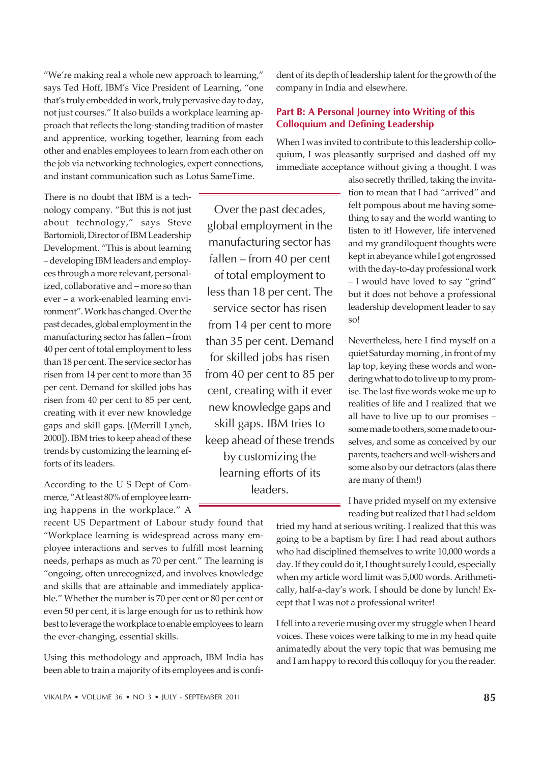"We're making real a whole new approach to learning," says Ted Hoff, IBM's Vice President of Learning, "one that's truly embedded in work, truly pervasive day to day, not just courses." It also builds a workplace learning approach that reflects the long-standing tradition of master and apprentice, working together, learning from each other and enables employees to learn from each other on the job via networking technologies, expert connections, and instant communication such as Lotus SameTime.

There is no doubt that IBM is a technology company. "But this is not just about technology," says Steve Bartomioli, Director of IBM Leadership Development. "This is about learning – developing IBM leaders and employees through a more relevant, personalized, collaborative and – more so than ever – a work-enabled learning environment". Work has changed. Over the past decades, global employment in the manufacturing sector has fallen – from 40 per cent of total employment to less than 18 per cent. The service sector has risen from 14 per cent to more than 35 per cent. Demand for skilled jobs has risen from 40 per cent to 85 per cent, creating with it ever new knowledge gaps and skill gaps. [(Merrill Lynch, 2000]). IBM tries to keep ahead of these trends by customizing the learning efforts of its leaders.

> Over the past decades, global employment in the manufacturing sector has fallen – from 40 per cent of total employment to less than 18 per cent. The service sector has risen from 14 per cent to more than 35 per cent. Demand for skilled jobs has risen from 40 per cent to 85 per cent, creating with it ever new knowledge gaps and skill gaps. IBM tries to keep ahead of these trends by customizing the learning efforts of its leaders.

According to the U S Dept of Commerce, "At least 80% of employee learning happens in the workplace." A recent US Department of Labour study found that "Workplace learning is widespread across many employee interactions and serves to fulfill most learning needs, perhaps as much as 70 per cent." The learning is "ongoing, often unrecognized, and involves knowledge and skills that are attainable and immediately applicable." Whether the number is 70 per cent or 80 per cent or even 50 per cent, it is large enough for us to rethink how best to leverage the workplace to enable employees to learn the ever-changing, essential skills.

Using this methodology and approach, IBM India has been able to train a majority of its employees and is confident of its depth of leadership talent for the growth of the company in India and elsewhere.

## Part B: A Personal Journey into Writing of this Colloquium and Defining Leadership

When I was invited to contribute to this leadership colloquium, I was pleasantly surprised and dashed off my immediate acceptance without giving a thought. I was also secretly thrilled, taking the invitation to mean that I had "arrived" and felt pompous about me having something to say and the world wanting to listen to it! However, life intervened and my grandiloquent thoughts were kept in abeyance while I got engrossed with the day-to-day professional work – I would have loved to say "grind" but it does not behove a professional leadership development leader to say so!

Nevertheless, here I find myself on a quiet Saturday morning , in front of my lap top, keying these words and wondering what to do to live up to my promise. The last five words woke me up to realities of life and I realized that we all have to live up to our promises – some made to others, some made to ourselves, and some as conceived by our parents, teachers and well-wishers and some also by our detractors (alas there are many of them!)

I have prided myself on my extensive reading but realized that I had seldom tried my hand at serious writing. I realized that this was going to be a baptism by fire: I had read about authors who had disciplined themselves to write 10,000 words a day. If they could do it, I thought surely I could, especially when my article word limit was 5,000 words. Arithmetically, half-a-day's work. I should be done by lunch! Except that I was not a professional writer!

I fell into a reverie musing over my struggle when I heard voices. These voices were talking to me in my head quite animatedly about the very topic that was bemusing me and I am happy to record this colloquy for you the reader.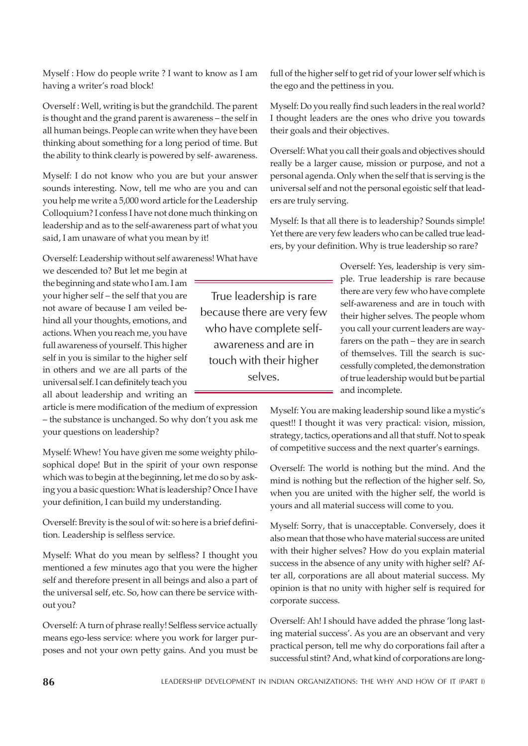Myself : How do people write ? I want to know as I am having a writer's road block!

Overself : Well, writing is but the grandchild. The parent is thought and the grand parent is awareness – the self in all human beings. People can write when they have been thinking about something for a long period of time. But the ability to think clearly is powered by self- awareness.

Myself: I do not know who you are but your answer sounds interesting. Now, tell me who are you and can you help me write a 5,000 word article for the Leadership Colloquium? I confess I have not done much thinking on leadership and as to the self-awareness part of what you said, I am unaware of what you mean by it!

Overself: Leadership without self awareness! What have we descended to? But let me begin at the beginning and state who I am. I am your higher self – the self that you are not aware of because I am veiled behind all your thoughts, emotions, and actions. When you reach me, you have full awareness of yourself. This higher self in you is similar to the higher self in others and we are all parts of the universal self. I can definitely teach you all about leadership and writing an article is mere modification of the medium of expression – the substance is unchanged. So why don't you ask me your questions on leadership?

Myself: Whew! You have given me some weighty philosophical dope! But in the spirit of your own response which was to begin at the beginning, let me do so by asking you a basic question: What is leadership? Once I have your definition, I can build my understanding.

Overself: Brevity is the soul of wit: so here is a brief definition. Leadership is selfless service.

Myself: What do you mean by selfless? I thought you mentioned a few minutes ago that you were the higher self and therefore present in all beings and also a part of the universal self, etc. So, how can there be service without you?

Overself: A turn of phrase really! Selfless service actually means ego-less service: where you work for larger purposes and not your own petty gains. And you must be full of the higher self to get rid of your lower self which is the ego and the pettiness in you.

Myself: Do you really find such leaders in the real world? I thought leaders are the ones who drive you towards their goals and their objectives.

Overself: What you call their goals and objectives should really be a larger cause, mission or purpose, and not a personal agenda. Only when the self that is serving is the universal self and not the personal egoistic self that leaders are truly serving.

Myself: Is that all there is to leadership? Sounds simple! Yet there are very few leaders who can be called true leaders, by your definition. Why is true leadership so rare?

Overself: Yes, leadership is very simple. True leadership is rare because there are very few who have complete self-awareness and are in touch with their higher selves. The people whom you call your current leaders are wayfarers on the path – they are in search of themselves. Till the search is successfully completed, the demonstration of true leadership would but be partial and incomplete.

> True leadership is rare because there are very few who have complete self-awareness and are in touch with their higher selves.

Myself: You are making leadership sound like a mystic's quest!! I thought it was very practical: vision, mission, strategy, tactics, operations and all that stuff. Not to speak of competitive success and the next quarter's earnings.

Overself: The world is nothing but the mind. And the mind is nothing but the reflection of the higher self. So, when you are united with the higher self, the world is yours and all material success will come to you.

Myself: Sorry, that is unacceptable. Conversely, does it also mean that those who have material success are united with their higher selves? How do you explain material success in the absence of any unity with higher self? After all, corporations are all about material success. My opinion is that no unity with higher self is required for corporate success.

Overself: Ah! I should have added the phrase 'long lasting material success'. As you are an observant and very practical person, tell me why do corporations fail after a successful stint? And, what kind of corporations are long-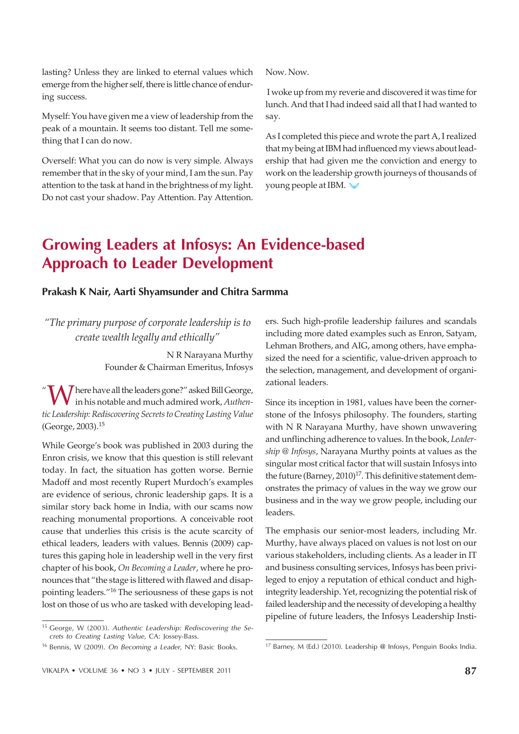lasting? Unless they are linked to eternal values which emerge from the higher self, there is little chance of enduring success.

Myself: You have given me a view of leadership from the peak of a mountain. It seems too distant. Tell me something that I can do now.

Overself: What you can do now is very simple. Always remember that in the sky of your mind, I am the sun. Pay attention to the task at hand in the brightness of my light. Do not cast your shadow. Pay Attention. Pay Attention.

Now. Now.

I woke up from my reverie and discovered it was time for lunch. And that I had indeed said all that I had wanted to say.

As I completed this piece and wrote the part A, I realized that my being at IBM had influenced my views about leadership that had given me the conviction and energy to work on the leadership growth journeys of thousands of young people at IBM.

# Growing Leaders at Infosys: An Evidence-based Approach to Leader Development

**Prakash K Nair, Aarti Shyamsunder and Chitra Sarmma**

> *"The primary purpose of corporate leadership is to create wealth legally and ethically"*
>
> N R Narayana Murthy
> Founder & Chairman Emeritus, Infosys

"Where have all the leaders gone?" asked Bill George, in his notable and much admired work, *Authentic Leadership: Rediscovering Secrets to Creating Lasting Value* (George, 2003).[15]

While George's book was published in 2003 during the Enron crisis, we know that this question is still relevant today. In fact, the situation has gotten worse. Bernie Madoff and most recently Rupert Murdoch's examples are evidence of serious, chronic leadership gaps. It is a similar story back home in India, with our scams now reaching monumental proportions. A conceivable root cause that underlies this crisis is the acute scarcity of ethical leaders, leaders with values. Bennis (2009) captures this gaping hole in leadership well in the very first chapter of his book, *On Becoming a Leader*, where he pronounces that "the stage is littered with flawed and disappointing leaders."[16] The seriousness of these gaps is not lost on those of us who are tasked with developing leaders. Such high-profile leadership failures and scandals including more dated examples such as Enron, Satyam, Lehman Brothers, and AIG, among others, have emphasized the need for a scientific, value-driven approach to the selection, management, and development of organizational leaders.

Since its inception in 1981, values have been the cornerstone of the Infosys philosophy. The founders, starting with N R Narayana Murthy, have shown unwavering and unflinching adherence to values. In the book, *Leadership @ Infosys*, Narayana Murthy points at values as the singular most critical factor that will sustain Infosys into the future (Barney, 2010)[17]. This definitive statement demonstrates the primacy of values in the way we grow our business and in the way we grow people, including our leaders.

The emphasis our senior-most leaders, including Mr. Murthy, have always placed on values is not lost on our various stakeholders, including clients. As a leader in IT and business consulting services, Infosys has been privileged to enjoy a reputation of ethical conduct and high-integrity leadership. Yet, recognizing the potential risk of failed leadership and the necessity of developing a healthy pipeline of future leaders, the Infosys Leadership Insti-

---

[15] George, W (2003). *Authentic Leadership: Rediscovering the Secrets to Creating Lasting Value,* CA: Jossey-Bass.

[16] Bennis, W (2009). *On Becoming a Leader,* NY: Basic Books.

[17] Barney, M (Ed.) (2010). Leadership @ Infosys, Penguin Books India.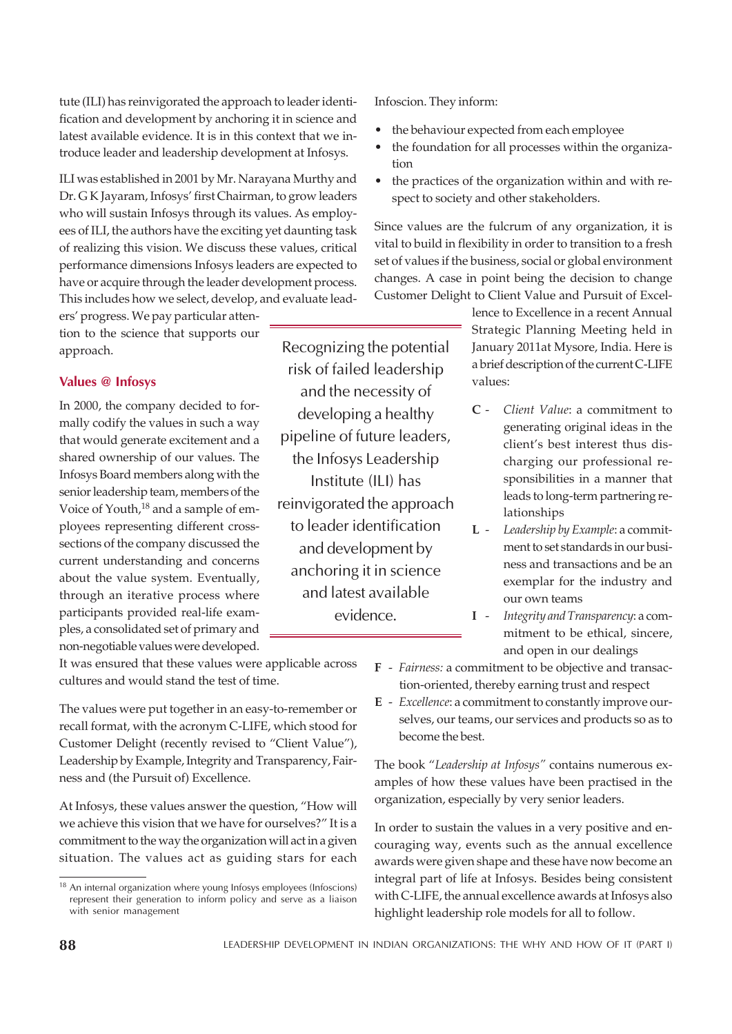tute (ILI) has reinvigorated the approach to leader identification and development by anchoring it in science and latest available evidence. It is in this context that we introduce leader and leadership development at Infosys.

ILI was established in 2001 by Mr. Narayana Murthy and Dr. G K Jayaram, Infosys' first Chairman, to grow leaders who will sustain Infosys through its values. As employees of ILI, the authors have the exciting yet daunting task of realizing this vision. We discuss these values, critical performance dimensions Infosys leaders are expected to have or acquire through the leader development process. This includes how we select, develop, and evaluate leaders' progress. We pay particular attention to the science that supports our approach.

> Recognizing the potential risk of failed leadership and the necessity of developing a healthy pipeline of future leaders, the Infosys Leadership Institute (ILI) has reinvigorated the approach to leader identification and development by anchoring it in science and latest available evidence.

### Values @ Infosys

In 2000, the company decided to formally codify the values in such a way that would generate excitement and a shared ownership of our values. The Infosys Board members along with the senior leadership team, members of the Voice of Youth,[18] and a sample of employees representing different cross-sections of the company discussed the current understanding and concerns about the value system. Eventually, through an iterative process where participants provided real-life examples, a consolidated set of primary and non-negotiable values were developed. It was ensured that these values were applicable across cultures and would stand the test of time.

The values were put together in an easy-to-remember or recall format, with the acronym C-LIFE, which stood for Customer Delight (recently revised to "Client Value"), Leadership by Example, Integrity and Transparency, Fairness and (the Pursuit of) Excellence.

At Infosys, these values answer the question, "How will we achieve this vision that we have for ourselves?" It is a commitment to the way the organization will act in a given situation. The values act as guiding stars for each Infoscion. They inform:

- the behaviour expected from each employee
- the foundation for all processes within the organization
- the practices of the organization within and with respect to society and other stakeholders.

Since values are the fulcrum of any organization, it is vital to build in flexibility in order to transition to a fresh set of values if the business, social or global environment changes. A case in point being the decision to change Customer Delight to Client Value and Pursuit of Excellence to Excellence in a recent Annual Strategic Planning Meeting held in January 2011at Mysore, India. Here is a brief description of the current C-LIFE values:

- **C** - *Client Value*: a commitment to generating original ideas in the client's best interest thus discharging our professional responsibilities in a manner that leads to long-term partnering relationships
- **L** - *Leadership by Example*: a commitment to set standards in our business and transactions and be an exemplar for the industry and our own teams
- **I** - *Integrity and Transparency*: a commitment to be ethical, sincere, and open in our dealings
- **F** - *Fairness:* a commitment to be objective and transaction-oriented, thereby earning trust and respect
- **E** - *Excellence*: a commitment to constantly improve ourselves, our teams, our services and products so as to become the best.

The book "*Leadership at Infosys"* contains numerous examples of how these values have been practised in the organization, especially by very senior leaders.

In order to sustain the values in a very positive and encouraging way, events such as the annual excellence awards were given shape and these have now become an integral part of life at Infosys. Besides being consistent with C-LIFE, the annual excellence awards at Infosys also highlight leadership role models for all to follow.

---

[18] An internal organization where young Infosys employees (Infoscions) represent their generation to inform policy and serve as a liaison with senior management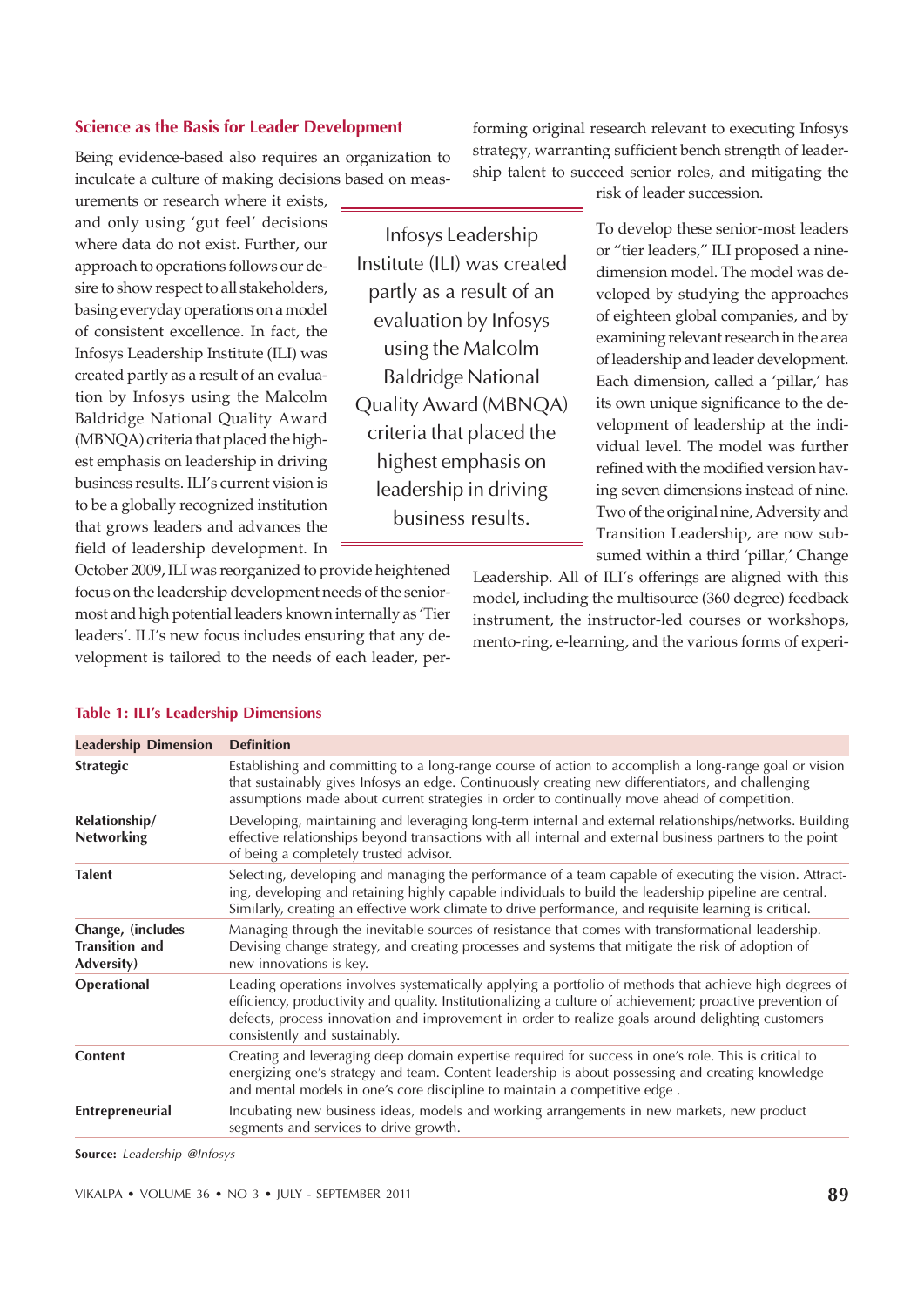### Science as the Basis for Leader Development

Being evidence-based also requires an organization to inculcate a culture of making decisions based on measurements or research where it exists, and only using 'gut feel' decisions where data do not exist. Further, our approach to operations follows our desire to show respect to all stakeholders, basing everyday operations on a model of consistent excellence. In fact, the Infosys Leadership Institute (ILI) was created partly as a result of an evaluation by Infosys using the Malcolm Baldridge National Quality Award (MBNQA) criteria that placed the highest emphasis on leadership in driving business results. ILI's current vision is to be a globally recognized institution that grows leaders and advances the field of leadership development. In October 2009, ILI was reorganized to provide heightened focus on the leadership development needs of the senior-most and high potential leaders known internally as 'Tier leaders'. ILI's new focus includes ensuring that any development is tailored to the needs of each leader, performing original research relevant to executing Infosys strategy, warranting sufficient bench strength of leadership talent to succeed senior roles, and mitigating the risk of leader succession.

> Infosys Leadership Institute (ILI) was created partly as a result of an evaluation by Infosys using the Malcolm Baldridge National Quality Award (MBNQA) criteria that placed the highest emphasis on leadership in driving business results.

To develop these senior-most leaders or "tier leaders," ILI proposed a nine-dimension model. The model was developed by studying the approaches of eighteen global companies, and by examining relevant research in the area of leadership and leader development. Each dimension, called a 'pillar,' has its own unique significance to the development of leadership at the individual level. The model was further refined with the modified version having seven dimensions instead of nine. Two of the original nine, Adversity and Transition Leadership, are now subsumed within a third 'pillar,' Change Leadership. All of ILI's offerings are aligned with this model, including the multisource (360 degree) feedback instrument, the instructor-led courses or workshops, mento-ring, e-learning, and the various forms of experi-

**Table 1: ILI's Leadership Dimensions**

| Leadership Dimension | Definition |
|---|---|
| **Strategic** | Establishing and committing to a long-range course of action to accomplish a long-range goal or vision that sustainably gives Infosys an edge. Continuously creating new differentiators, and challenging assumptions made about current strategies in order to continually move ahead of competition. |
| **Relationship/ Networking** | Developing, maintaining and leveraging long-term internal and external relationships/networks. Building effective relationships beyond transactions with all internal and external business partners to the point of being a completely trusted advisor. |
| **Talent** | Selecting, developing and managing the performance of a team capable of executing the vision. Attracting, developing and retaining highly capable individuals to build the leadership pipeline are central. Similarly, creating an effective work climate to drive performance, and requisite learning is critical. |
| **Change, (includes Transition and Adversity)** | Managing through the inevitable sources of resistance that comes with transformational leadership. Devising change strategy, and creating processes and systems that mitigate the risk of adoption of new innovations is key. |
| **Operational** | Leading operations involves systematically applying a portfolio of methods that achieve high degrees of efficiency, productivity and quality. Institutionalizing a culture of achievement; proactive prevention of defects, process innovation and improvement in order to realize goals around delighting customers consistently and sustainably. |
| **Content** | Creating and leveraging deep domain expertise required for success in one's role. This is critical to energizing one's strategy and team. Content leadership is about possessing and creating knowledge and mental models in one's core discipline to maintain a competitive edge . |
| **Entrepreneurial** | Incubating new business ideas, models and working arrangements in new markets, new product segments and services to drive growth. |

**Source:** *Leadership @Infosys*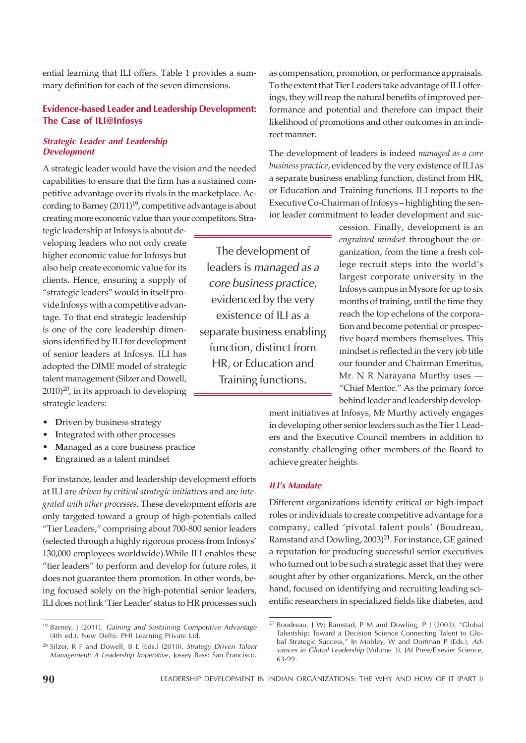ential learning that ILI offers. Table 1 provides a summary definition for each of the seven dimensions.

## Evidence-based Leader and Leadership Development: The Case of ILI@Infosys

### *Strategic Leader and Leadership Development*

A strategic leader would have the vision and the needed capabilities to ensure that the firm has a sustained competitive advantage over its rivals in the marketplace. According to Barney (2011)[19], competitive advantage is about creating more economic value than your competitors. Strategic leadership at Infosys is about developing leaders who not only create higher economic value for Infosys but also help create economic value for its clients. Hence, ensuring a supply of "strategic leaders" would in itself provide Infosys with a competitive advantage. To that end strategic leadership is one of the core leadership dimensions identified by ILI for development of senior leaders at Infosys. ILI has adopted the DIME model of strategic talent management (Silzer and Dowell, 2010)[20], in its approach to developing strategic leaders:

- **D**riven by business strategy
- **I**ntegrated with other processes
- **M**anaged as a core business practice
- **E**ngrained as a talent mindset

For instance, leader and leadership development efforts at ILI are *driven by critical strategic initiatives* and are *integrated with other processes.* These development efforts are only targeted toward a group of high-potentials called "Tier Leaders," comprising about 700-800 senior leaders (selected through a highly rigorous process from Infosys' 130,000 employees worldwide).While ILI enables these "tier leaders" to perform and develop for future roles, it does not guarantee them promotion. In other words, being focused solely on the high-potential senior leaders, ILI does not link 'Tier Leader' status to HR processes such as compensation, promotion, or performance appraisals. To the extent that Tier Leaders take advantage of ILI offerings, they will reap the natural benefits of improved performance and potential and therefore can impact their likelihood of promotions and other outcomes in an indirect manner.

The development of leaders is indeed *managed as a core business practice*, evidenced by the very existence of ILI as a separate business enabling function, distinct from HR, or Education and Training functions. ILI reports to the Executive Co-Chairman of Infosys – highlighting the senior leader commitment to leader development and succession. Finally, development is an *engrained mindset* throughout the organization, from the time a fresh college recruit steps into the world's largest corporate university in the Infosys campus in Mysore for up to six months of training, until the time they reach the top echelons of the corporation and become potential or prospective board members themselves. This mindset is reflected in the very job title our founder and Chairman Emeritus, Mr. N R Narayana Murthy uses — "Chief Mentor." As the primary force behind leader and leadership development initiatives at Infosys, Mr Murthy actively engages in developing other senior leaders such as the Tier 1 Leaders and the Executive Council members in addition to constantly challenging other members of the Board to achieve greater heights.

> The development of leaders is *managed as a core business practice*, evidenced by the very existence of ILI as a separate business enabling function, distinct from HR, or Education and Training functions.

### *ILI's Mandate*

Different organizations identify critical or high-impact roles or individuals to create competitive advantage for a company, called 'pivotal talent pools' (Boudreau, Ramstand and Dowling, 2003)[21]. For instance, GE gained a reputation for producing successful senior executives who turned out to be such a strategic asset that they were sought after by other organizations. Merck, on the other hand, focused on identifying and recruiting leading scientific researchers in specialized fields like diabetes, and

---

[19] Barney, J (2011). *Gaining and Sustaining Competitive Advantage* (4th ed.), New Delhi: PHI Learning Private Ltd.

[20] Silzer, R F and Dowell, B E (Eds.) (2010). *Strategy Driven Talent Management: A Leadership Imperative*, Jossey Bass: San Francisco.

[21] Boudreau, J W; Ramstad, P M and Dowling, P J (2003). "Global Talentship: Toward a Decision Science Connecting Talent to Global Strategic Success," In Mobley, W and Dorfman P (Eds.), *Advances in Global Leadership* (Volume 3), JAI Press/Elsevier Science, 63-99.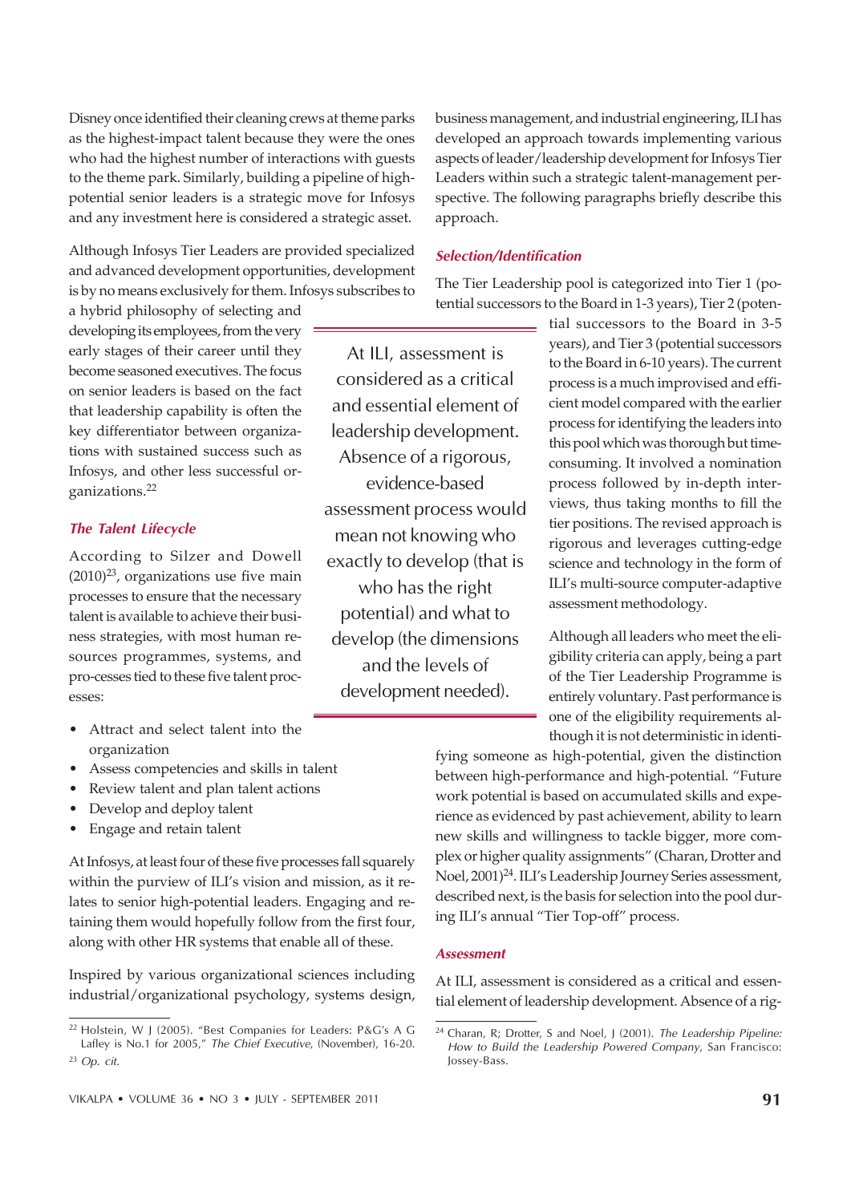Disney once identified their cleaning crews at theme parks as the highest-impact talent because they were the ones who had the highest number of interactions with guests to the theme park. Similarly, building a pipeline of high-potential senior leaders is a strategic move for Infosys and any investment here is considered a strategic asset.

Although Infosys Tier Leaders are provided specialized and advanced development opportunities, development is by no means exclusively for them. Infosys subscribes to a hybrid philosophy of selecting and developing its employees, from the very early stages of their career until they become seasoned executives. The focus on senior leaders is based on the fact that leadership capability is often the key differentiator between organizations with sustained success such as Infosys, and other less successful organizations.[22]

### *The Talent Lifecycle*

According to Silzer and Dowell (2010)[23], organizations use five main processes to ensure that the necessary talent is available to achieve their business strategies, with most human resources programmes, systems, and pro-cesses tied to these five talent processes:

- Attract and select talent into the organization
- Assess competencies and skills in talent
- Review talent and plan talent actions
- Develop and deploy talent
- Engage and retain talent

At Infosys, at least four of these five processes fall squarely within the purview of ILI's vision and mission, as it relates to senior high-potential leaders. Engaging and retaining them would hopefully follow from the first four, along with other HR systems that enable all of these.

Inspired by various organizational sciences including industrial/organizational psychology, systems design, business management, and industrial engineering, ILI has developed an approach towards implementing various aspects of leader/leadership development for Infosys Tier Leaders within such a strategic talent-management perspective. The following paragraphs briefly describe this approach.

> At ILI, assessment is considered as a critical and essential element of leadership development. Absence of a rigorous, evidence-based assessment process would mean not knowing who exactly to develop (that is who has the right potential) and what to develop (the dimensions and the levels of development needed).

### *Selection/Identification*

The Tier Leadership pool is categorized into Tier 1 (potential successors to the Board in 1-3 years), Tier 2 (potential successors to the Board in 3-5 years), and Tier 3 (potential successors to the Board in 6-10 years). The current process is a much improved and efficient model compared with the earlier process for identifying the leaders into this pool which was thorough but time-consuming. It involved a nomination process followed by in-depth interviews, thus taking months to fill the tier positions. The revised approach is rigorous and leverages cutting-edge science and technology in the form of ILI's multi-source computer-adaptive assessment methodology.

Although all leaders who meet the eligibility criteria can apply, being a part of the Tier Leadership Programme is entirely voluntary. Past performance is one of the eligibility requirements although it is not deterministic in identifying someone as high-potential, given the distinction between high-performance and high-potential. "Future work potential is based on accumulated skills and experience as evidenced by past achievement, ability to learn new skills and willingness to tackle bigger, more complex or higher quality assignments" (Charan, Drotter and Noel, 2001)[24]. ILI's Leadership Journey Series assessment, described next, is the basis for selection into the pool during ILI's annual "Tier Top-off" process.

### *Assessment*

At ILI, assessment is considered as a critical and essential element of leadership development. Absence of a rig-

---

[22] Holstein, W J (2005). "Best Companies for Leaders: P&G's A G Lafley is No.1 for 2005," *The Chief Executive*, (November), 16-20.

[23] *Op. cit.*

[24] Charan, R; Drotter, S and Noel, J (2001). *The Leadership Pipeline: How to Build the Leadership Powered Company*, San Francisco: Jossey-Bass.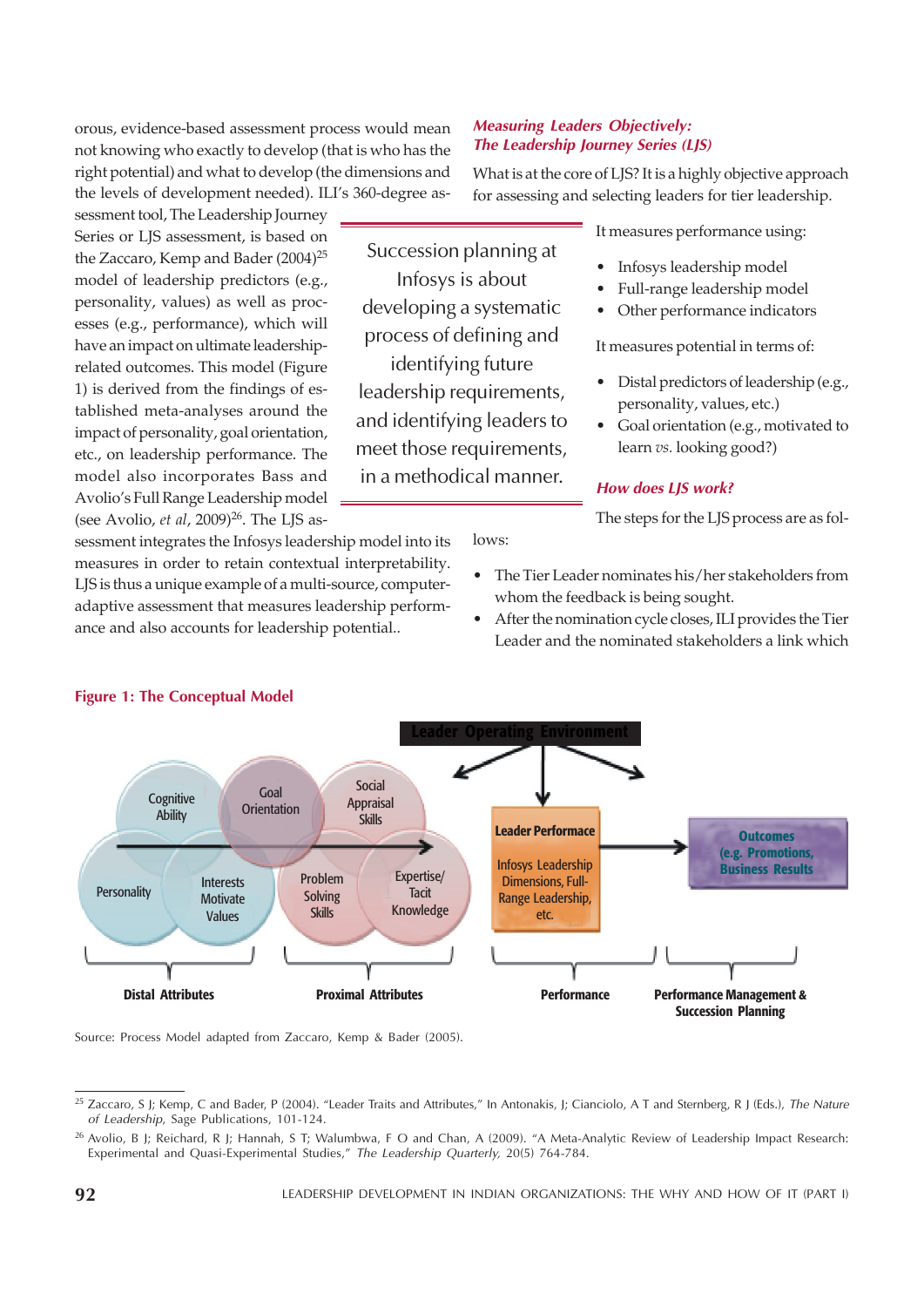orous, evidence-based assessment process would mean not knowing who exactly to develop (that is who has the right potential) and what to develop (the dimensions and the levels of development needed). ILI's 360-degree assessment tool, The Leadership Journey Series or LJS assessment, is based on the Zaccaro, Kemp and Bader (2004)[25] model of leadership predictors (e.g., personality, values) as well as processes (e.g., performance), which will have an impact on ultimate leadership-related outcomes. This model (Figure 1) is derived from the findings of established meta-analyses around the impact of personality, goal orientation, etc., on leadership performance. The model also incorporates Bass and Avolio's Full Range Leadership model (see Avolio, *et al*, 2009)[26]. The LJS assessment integrates the Infosys leadership model into its measures in order to retain contextual interpretability. LJS is thus a unique example of a multi-source, computer-adaptive assessment that measures leadership performance and also accounts for leadership potential..

> Succession planning at Infosys is about developing a systematic process of defining and identifying future leadership requirements, and identifying leaders to meet those requirements, in a methodical manner.

### *Measuring Leaders Objectively: The Leadership Journey Series (LJS)*

What is at the core of LJS? It is a highly objective approach for assessing and selecting leaders for tier leadership.

It measures performance using:

- Infosys leadership model
- Full-range leadership model
- Other performance indicators

It measures potential in terms of:

- Distal predictors of leadership (e.g., personality, values, etc.)
- Goal orientation (e.g., motivated to learn *vs.* looking good?)

### *How does LJS work?*

The steps for the LJS process are as follows:

- The Tier Leader nominates his/her stakeholders from whom the feedback is being sought.
- After the nomination cycle closes, ILI provides the Tier Leader and the nominated stakeholders a link which

**Figure 1: The Conceptual Model**

Leader Operating Environment

Cognitive Ability | Goal Orientation | Social Appraisal Skills | Personality | Interests Motivate Values | Problem Solving Skills | Expertise/ Tacit Knowledge

Leader Performace: Infosys Leadership Dimensions, Full-Range Leadership, etc.

Outcomes (e.g. Promotions, Business Results)

Distal Attributes | Proximal Attributes | Performance | Performance Management & Succession Planning

Source: Process Model adapted from Zaccaro, Kemp & Bader (2005).

---

[25] Zaccaro, S J; Kemp, C and Bader, P (2004). "Leader Traits and Attributes," In Antonakis, J; Cianciolo, A T and Sternberg, R J (Eds.), *The Nature of Leadership*, Sage Publications, 101-124.

[26] Avolio, B J; Reichard, R J; Hannah, S T; Walumbwa, F O and Chan, A (2009). "A Meta-Analytic Review of Leadership Impact Research: Experimental and Quasi-Experimental Studies," *The Leadership Quarterly,* 20(5) 764-784.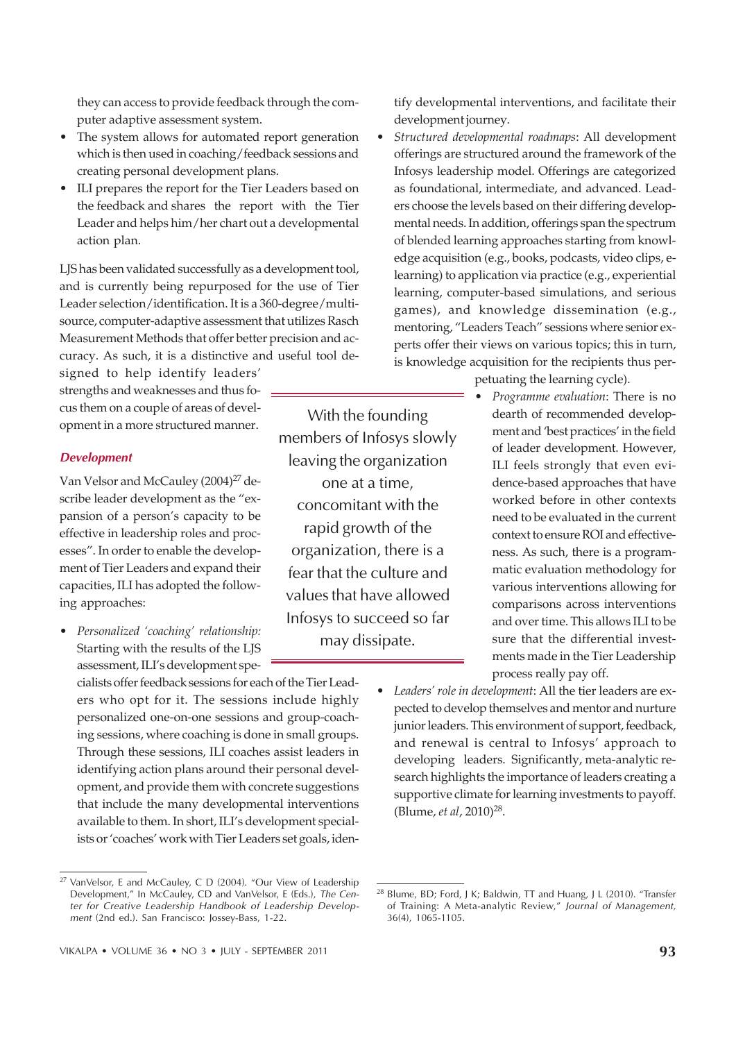they can access to provide feedback through the computer adaptive assessment system.

- The system allows for automated report generation which is then used in coaching/feedback sessions and creating personal development plans.
- ILI prepares the report for the Tier Leaders based on the feedback and shares the report with the Tier Leader and helps him/her chart out a developmental action plan.

LJS has been validated successfully as a development tool, and is currently being repurposed for the use of Tier Leader selection/identification. It is a 360-degree/multi-source, computer-adaptive assessment that utilizes Rasch Measurement Methods that offer better precision and accuracy. As such, it is a distinctive and useful tool designed to help identify leaders' strengths and weaknesses and thus focus them on a couple of areas of development in a more structured manner.

> With the founding members of Infosys slowly leaving the organization one at a time, concomitant with the rapid growth of the organization, there is a fear that the culture and values that have allowed Infosys to succeed so far may dissipate.

### *Development*

Van Velsor and McCauley (2004)[27] describe leader development as the "expansion of a person's capacity to be effective in leadership roles and processes". In order to enable the development of Tier Leaders and expand their capacities, ILI has adopted the following approaches:

- *Personalized 'coaching' relationship:* Starting with the results of the LJS assessment, ILI's development specialists offer feedback sessions for each of the Tier Leaders who opt for it. The sessions include highly personalized one-on-one sessions and group-coaching sessions, where coaching is done in small groups. Through these sessions, ILI coaches assist leaders in identifying action plans around their personal development, and provide them with concrete suggestions that include the many developmental interventions available to them. In short, ILI's development specialists or 'coaches' work with Tier Leaders set goals, identify developmental interventions, and facilitate their development journey.
- *Structured developmental roadmaps*: All development offerings are structured around the framework of the Infosys leadership model. Offerings are categorized as foundational, intermediate, and advanced. Leaders choose the levels based on their differing developmental needs. In addition, offerings span the spectrum of blended learning approaches starting from knowledge acquisition (e.g., books, podcasts, video clips, e-learning) to application via practice (e.g., experiential learning, computer-based simulations, and serious games), and knowledge dissemination (e.g., mentoring, "Leaders Teach" sessions where senior experts offer their views on various topics; this in turn, is knowledge acquisition for the recipients thus perpetuating the learning cycle).
- *Programme evaluation*: There is no dearth of recommended development and 'best practices' in the field of leader development. However, ILI feels strongly that even evidence-based approaches that have worked before in other contexts need to be evaluated in the current context to ensure ROI and effectiveness. As such, there is a programmatic evaluation methodology for various interventions allowing for comparisons across interventions and over time. This allows ILI to be sure that the differential investments made in the Tier Leadership process really pay off.
- *Leaders' role in development*: All the tier leaders are expected to develop themselves and mentor and nurture junior leaders. This environment of support, feedback, and renewal is central to Infosys' approach to developing leaders. Significantly, meta-analytic research highlights the importance of leaders creating a supportive climate for learning investments to payoff. (Blume, *et al*, 2010)[28].

---

[27] VanVelsor, E and McCauley, C D (2004). "Our View of Leadership Development," In McCauley, CD and VanVelsor, E (Eds.), *The Center for Creative Leadership Handbook of Leadership Development* (2nd ed.). San Francisco: Jossey-Bass, 1-22.

[28] Blume, BD; Ford, J K; Baldwin, TT and Huang, J L (2010). "Transfer of Training: A Meta-analytic Review," *Journal of Management*, 36(4), 1065-1105.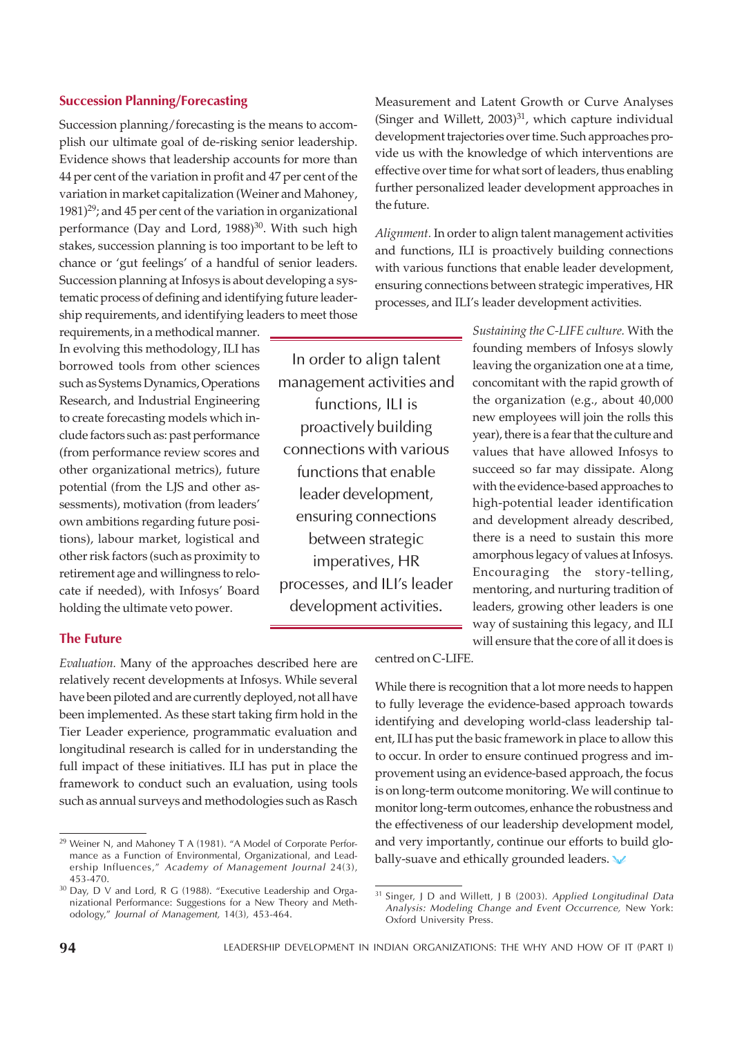## Succession Planning/Forecasting

Succession planning/forecasting is the means to accomplish our ultimate goal of de-risking senior leadership. Evidence shows that leadership accounts for more than 44 per cent of the variation in profit and 47 per cent of the variation in market capitalization (Weiner and Mahoney, 1981)[29]; and 45 per cent of the variation in organizational performance (Day and Lord, 1988)[30]. With such high stakes, succession planning is too important to be left to chance or 'gut feelings' of a handful of senior leaders. Succession planning at Infosys is about developing a systematic process of defining and identifying future leadership requirements, and identifying leaders to meet those requirements, in a methodical manner. In evolving this methodology, ILI has borrowed tools from other sciences such as Systems Dynamics, Operations Research, and Industrial Engineering to create forecasting models which include factors such as: past performance (from performance review scores and other organizational metrics), future potential (from the LJS and other assessments), motivation (from leaders' own ambitions regarding future positions), labour market, logistical and other risk factors (such as proximity to retirement age and willingness to relocate if needed), with Infosys' Board holding the ultimate veto power.

## The Future

*Evaluation.* Many of the approaches described here are relatively recent developments at Infosys. While several have been piloted and are currently deployed, not all have been implemented. As these start taking firm hold in the Tier Leader experience, programmatic evaluation and longitudinal research is called for in understanding the full impact of these initiatives. ILI has put in place the framework to conduct such an evaluation, using tools such as annual surveys and methodologies such as Rasch Measurement and Latent Growth or Curve Analyses (Singer and Willett, 2003)[31], which capture individual development trajectories over time. Such approaches provide us with the knowledge of which interventions are effective over time for what sort of leaders, thus enabling further personalized leader development approaches in the future.

*Alignment.* In order to align talent management activities and functions, ILI is proactively building connections with various functions that enable leader development, ensuring connections between strategic imperatives, HR processes, and ILI's leader development activities.

> In order to align talent management activities and functions, ILI is proactively building connections with various functions that enable leader development, ensuring connections between strategic imperatives, HR processes, and ILI's leader development activities.

*Sustaining the C-LIFE culture.* With the founding members of Infosys slowly leaving the organization one at a time, concomitant with the rapid growth of the organization (e.g., about 40,000 new employees will join the rolls this year), there is a fear that the culture and values that have allowed Infosys to succeed so far may dissipate. Along with the evidence-based approaches to high-potential leader identification and development already described, there is a need to sustain this more amorphous legacy of values at Infosys. Encouraging the story-telling, mentoring, and nurturing tradition of leaders, growing other leaders is one way of sustaining this legacy, and ILI will ensure that the core of all it does is centred on C-LIFE.

While there is recognition that a lot more needs to happen to fully leverage the evidence-based approach towards identifying and developing world-class leadership talent, ILI has put the basic framework in place to allow this to occur. In order to ensure continued progress and improvement using an evidence-based approach, the focus is on long-term outcome monitoring. We will continue to monitor long-term outcomes, enhance the robustness and the effectiveness of our leadership development model, and very importantly, continue our efforts to build globally-suave and ethically grounded leaders.

---

[29] Weiner N, and Mahoney T A (1981). "A Model of Corporate Performance as a Function of Environmental, Organizational, and Leadership Influences," *Academy of Management Journal* 24(3), 453-470.

[30] Day, D V and Lord, R G (1988). "Executive Leadership and Organizational Performance: Suggestions for a New Theory and Methodology," *Journal of Management*, 14(3), 453-464.

[31] Singer, J D and Willett, J B (2003). *Applied Longitudinal Data Analysis: Modeling Change and Event Occurrence*, New York: Oxford University Press.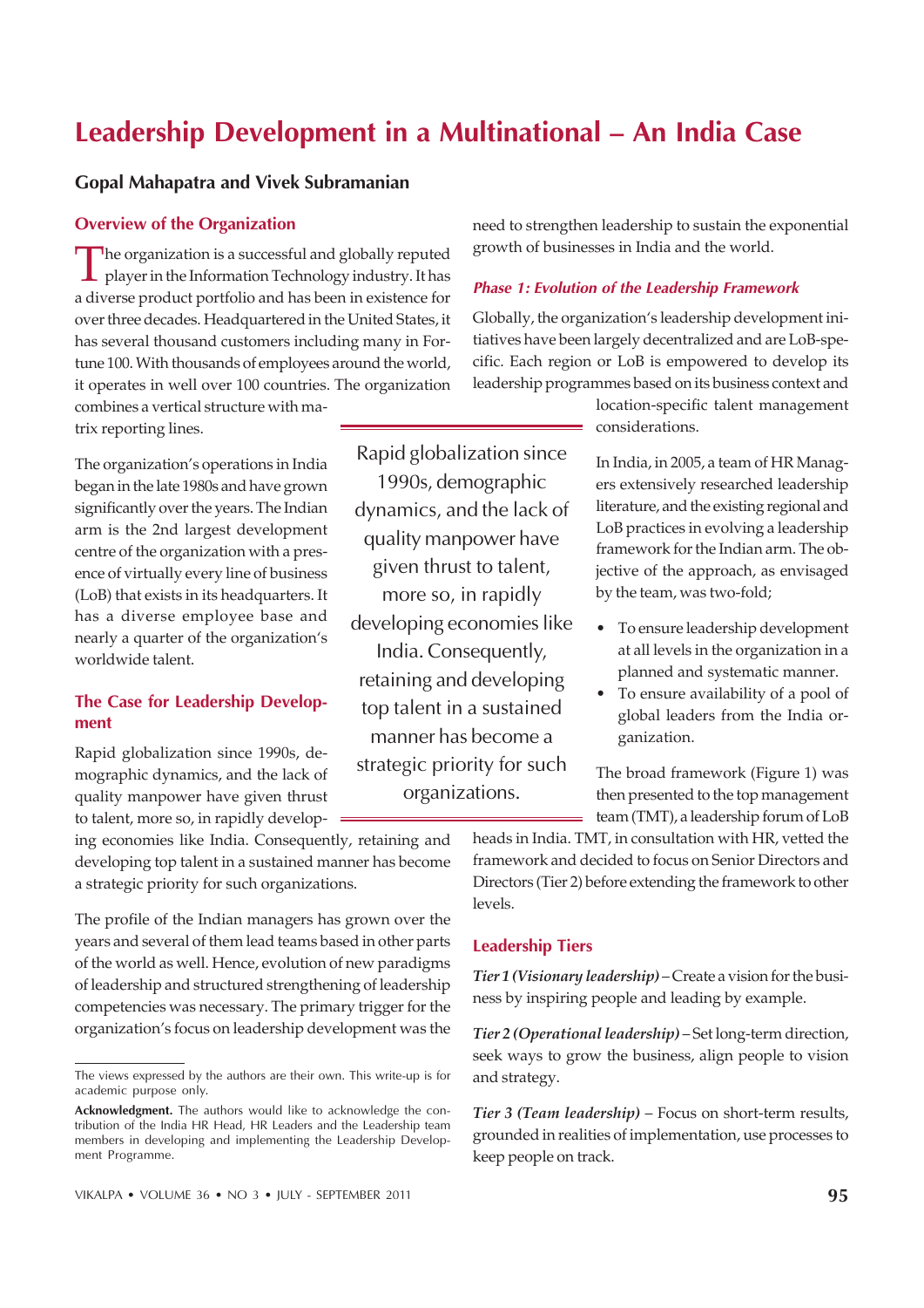# Leadership Development in a Multinational – An India Case

**Gopal Mahapatra and Vivek Subramanian**

## Overview of the Organization

The organization is a successful and globally reputed player in the Information Technology industry. It has a diverse product portfolio and has been in existence for over three decades. Headquartered in the United States, it has several thousand customers including many in Fortune 100. With thousands of employees around the world, it operates in well over 100 countries. The organization combines a vertical structure with matrix reporting lines.

The organization's operations in India began in the late 1980s and have grown significantly over the years. The Indian arm is the 2nd largest development centre of the organization with a presence of virtually every line of business (LoB) that exists in its headquarters. It has a diverse employee base and nearly a quarter of the organization's worldwide talent.

## The Case for Leadership Development

Rapid globalization since 1990s, demographic dynamics, and the lack of quality manpower have given thrust to talent, more so, in rapidly developing economies like India. Consequently, retaining and developing top talent in a sustained manner has become a strategic priority for such organizations.

The profile of the Indian managers has grown over the years and several of them lead teams based in other parts of the world as well. Hence, evolution of new paradigms of leadership and structured strengthening of leadership competencies was necessary. The primary trigger for the organization's focus on leadership development was the need to strengthen leadership to sustain the exponential growth of businesses in India and the world.

> Rapid globalization since 1990s, demographic dynamics, and the lack of quality manpower have given thrust to talent, more so, in rapidly developing economies like India. Consequently, retaining and developing top talent in a sustained manner has become a strategic priority for such organizations.

### *Phase 1: Evolution of the Leadership Framework*

Globally, the organization's leadership development initiatives have been largely decentralized and are LoB-specific. Each region or LoB is empowered to develop its leadership programmes based on its business context and location-specific talent management considerations.

In India, in 2005, a team of HR Managers extensively researched leadership literature, and the existing regional and LoB practices in evolving a leadership framework for the Indian arm. The objective of the approach, as envisaged by the team, was two-fold;

- To ensure leadership development at all levels in the organization in a planned and systematic manner.
- To ensure availability of a pool of global leaders from the India organization.

The broad framework (Figure 1) was then presented to the top management team (TMT), a leadership forum of LoB heads in India. TMT, in consultation with HR, vetted the framework and decided to focus on Senior Directors and Directors (Tier 2) before extending the framework to other levels.

## Leadership Tiers

***Tier 1 (Visionary leadership)*** – Create a vision for the business by inspiring people and leading by example.

***Tier 2 (Operational leadership)*** – Set long-term direction, seek ways to grow the business, align people to vision and strategy.

***Tier 3 (Team leadership)*** – Focus on short-term results, grounded in realities of implementation, use processes to keep people on track.

---

The views expressed by the authors are their own. This write-up is for academic purpose only.

**Acknowledgment.** The authors would like to acknowledge the contribution of the India HR Head, HR Leaders and the Leadership team members in developing and implementing the Leadership Development Programme.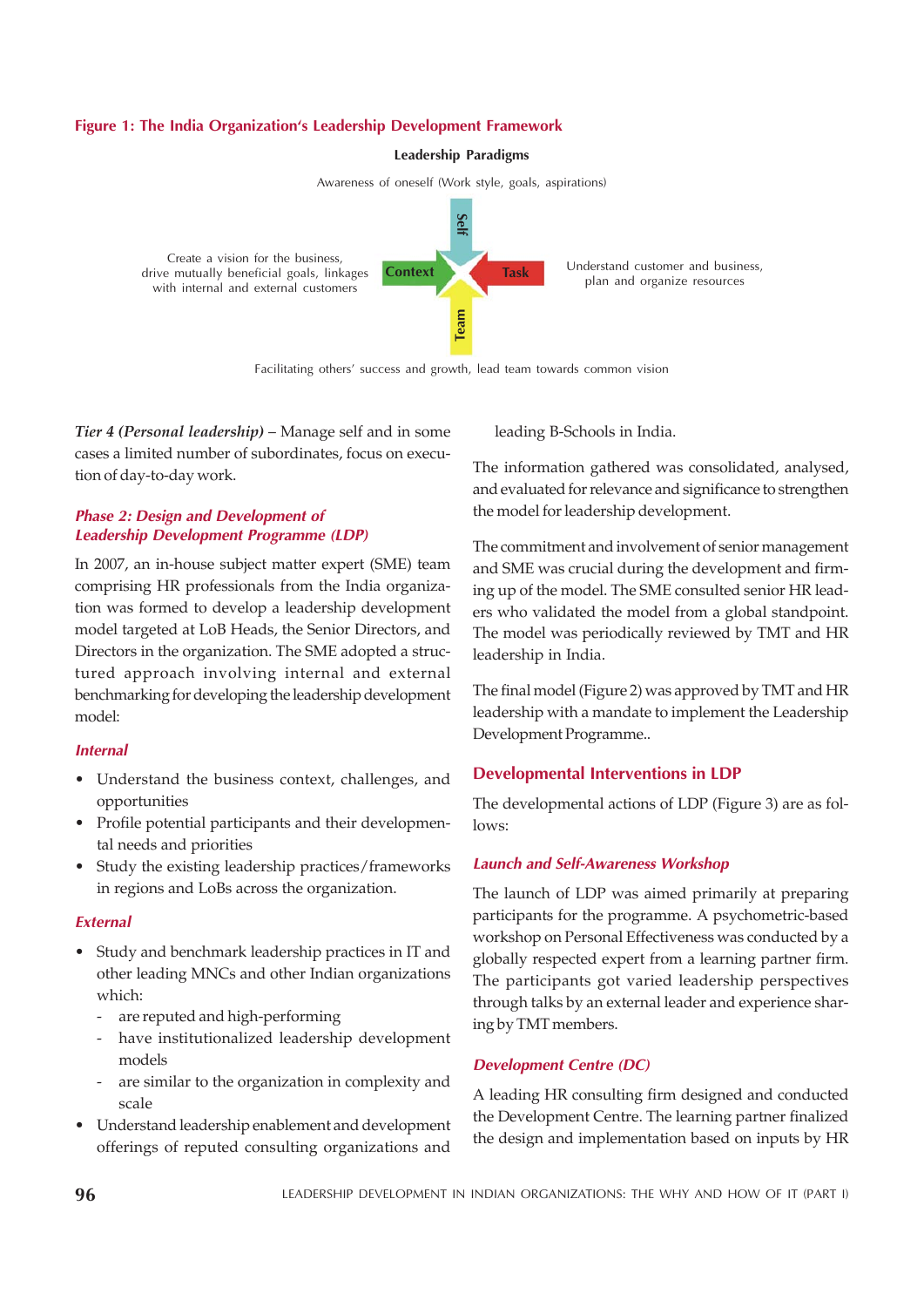**Figure 1: The India Organization's Leadership Development Framework**

**Leadership Paradigms**

Awareness of oneself (Work style, goals, aspirations)

Self

Create a vision for the business, drive mutually beneficial goals, linkages with internal and external customers

Context

Task

Understand customer and business, plan and organize resources

Team

Facilitating others' success and growth, lead team towards common vision

***Tier 4 (Personal leadership)*** – Manage self and in some cases a limited number of subordinates, focus on execution of day-to-day work.

### *Phase 2: Design and Development of Leadership Development Programme (LDP)*

In 2007, an in-house subject matter expert (SME) team comprising HR professionals from the India organization was formed to develop a leadership development model targeted at LoB Heads, the Senior Directors, and Directors in the organization. The SME adopted a structured approach involving internal and external benchmarking for developing the leadership development model:

#### *Internal*

- Understand the business context, challenges, and opportunities
- Profile potential participants and their developmental needs and priorities
- Study the existing leadership practices/frameworks in regions and LoBs across the organization.

#### *External*

- Study and benchmark leadership practices in IT and other leading MNCs and other Indian organizations which:
  - are reputed and high-performing
  - have institutionalized leadership development models
  - are similar to the organization in complexity and scale
- Understand leadership enablement and development offerings of reputed consulting organizations and leading B-Schools in India.

The information gathered was consolidated, analysed, and evaluated for relevance and significance to strengthen the model for leadership development.

The commitment and involvement of senior management and SME was crucial during the development and firming up of the model. The SME consulted senior HR leaders who validated the model from a global standpoint. The model was periodically reviewed by TMT and HR leadership in India.

The final model (Figure 2) was approved by TMT and HR leadership with a mandate to implement the Leadership Development Programme..

## Developmental Interventions in LDP

The developmental actions of LDP (Figure 3) are as follows:

### *Launch and Self-Awareness Workshop*

The launch of LDP was aimed primarily at preparing participants for the programme. A psychometric-based workshop on Personal Effectiveness was conducted by a globally respected expert from a learning partner firm. The participants got varied leadership perspectives through talks by an external leader and experience sharing by TMT members.

### *Development Centre (DC)*

A leading HR consulting firm designed and conducted the Development Centre. The learning partner finalized the design and implementation based on inputs by HR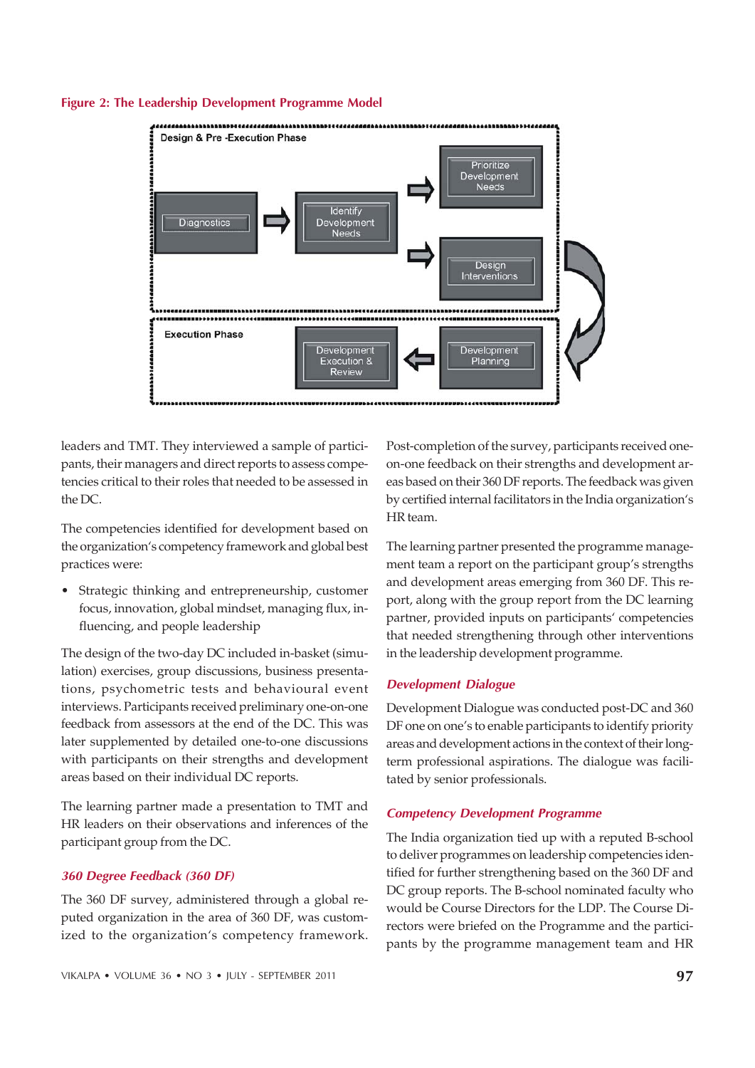**Figure 2: The Leadership Development Programme Model**

Design & Pre -Execution Phase

Diagnostics → Identify Development Needs → Prioritize Development Needs / Design Interventions

Execution Phase

Development Planning → Development Execution & Review

leaders and TMT. They interviewed a sample of participants, their managers and direct reports to assess competencies critical to their roles that needed to be assessed in the DC.

The competencies identified for development based on the organization's competency framework and global best practices were:

- Strategic thinking and entrepreneurship, customer focus, innovation, global mindset, managing flux, influencing, and people leadership

The design of the two-day DC included in-basket (simulation) exercises, group discussions, business presentations, psychometric tests and behavioural event interviews. Participants received preliminary one-on-one feedback from assessors at the end of the DC. This was later supplemented by detailed one-to-one discussions with participants on their strengths and development areas based on their individual DC reports.

The learning partner made a presentation to TMT and HR leaders on their observations and inferences of the participant group from the DC.

### *360 Degree Feedback (360 DF)*

The 360 DF survey, administered through a global reputed organization in the area of 360 DF, was customized to the organization's competency framework. Post-completion of the survey, participants received one-on-one feedback on their strengths and development areas based on their 360 DF reports. The feedback was given by certified internal facilitators in the India organization's HR team.

The learning partner presented the programme management team a report on the participant group's strengths and development areas emerging from 360 DF. This report, along with the group report from the DC learning partner, provided inputs on participants' competencies that needed strengthening through other interventions in the leadership development programme.

### *Development Dialogue*

Development Dialogue was conducted post-DC and 360 DF one on one's to enable participants to identify priority areas and development actions in the context of their long-term professional aspirations. The dialogue was facilitated by senior professionals.

### *Competency Development Programme*

The India organization tied up with a reputed B-school to deliver programmes on leadership competencies identified for further strengthening based on the 360 DF and DC group reports. The B-school nominated faculty who would be Course Directors for the LDP. The Course Directors were briefed on the Programme and the participants by the programme management team and HR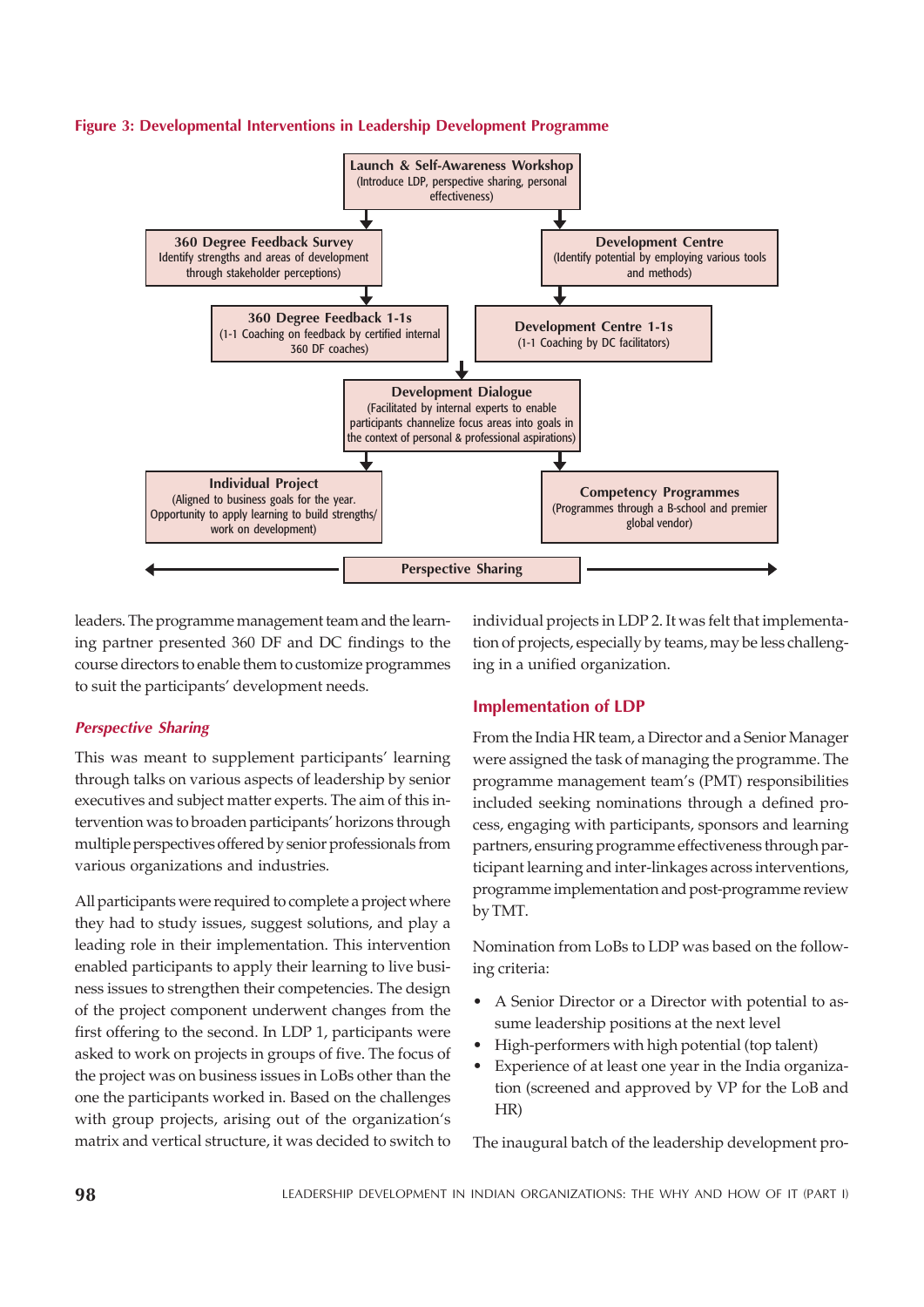**Figure 3: Developmental Interventions in Leadership Development Programme**

**Launch & Self-Awareness Workshop** (Introduce LDP, perspective sharing, personal effectiveness)

**360 Degree Feedback Survey** Identify strengths and areas of development through stakeholder perceptions)

**Development Centre** (Identify potential by employing various tools and methods)

**360 Degree Feedback 1-1s** (1-1 Coaching on feedback by certified internal 360 DF coaches)

**Development Centre 1-1s** (1-1 Coaching by DC facilitators)

**Development Dialogue** (Facilitated by internal experts to enable participants channelize focus areas into goals in the context of personal & professional aspirations)

**Individual Project** (Aligned to business goals for the year. Opportunity to apply learning to build strengths/ work on development)

**Competency Programmes** (Programmes through a B-school and premier global vendor)

**Perspective Sharing**

leaders. The programme management team and the learning partner presented 360 DF and DC findings to the course directors to enable them to customize programmes to suit the participants' development needs.

### *Perspective Sharing*

This was meant to supplement participants' learning through talks on various aspects of leadership by senior executives and subject matter experts. The aim of this intervention was to broaden participants' horizons through multiple perspectives offered by senior professionals from various organizations and industries.

All participants were required to complete a project where they had to study issues, suggest solutions, and play a leading role in their implementation. This intervention enabled participants to apply their learning to live business issues to strengthen their competencies. The design of the project component underwent changes from the first offering to the second. In LDP 1, participants were asked to work on projects in groups of five. The focus of the project was on business issues in LoBs other than the one the participants worked in. Based on the challenges with group projects, arising out of the organization's matrix and vertical structure, it was decided to switch to individual projects in LDP 2. It was felt that implementation of projects, especially by teams, may be less challenging in a unified organization.

## Implementation of LDP

From the India HR team, a Director and a Senior Manager were assigned the task of managing the programme. The programme management team's (PMT) responsibilities included seeking nominations through a defined process, engaging with participants, sponsors and learning partners, ensuring programme effectiveness through participant learning and inter-linkages across interventions, programme implementation and post-programme review by TMT.

Nomination from LoBs to LDP was based on the following criteria:

- A Senior Director or a Director with potential to assume leadership positions at the next level
- High-performers with high potential (top talent)
- Experience of at least one year in the India organization (screened and approved by VP for the LoB and HR)

The inaugural batch of the leadership development pro-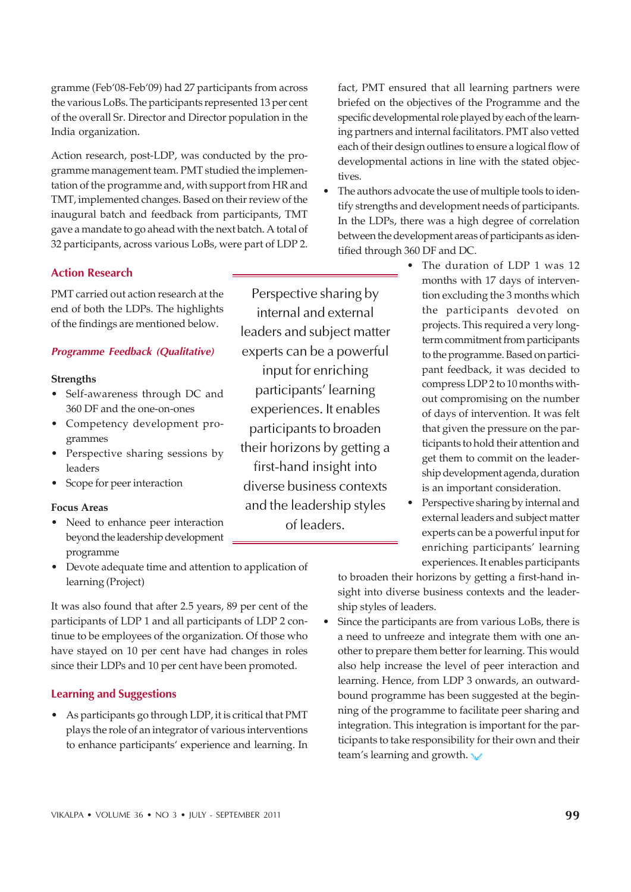gramme (Feb'08-Feb'09) had 27 participants from across the various LoBs. The participants represented 13 per cent of the overall Sr. Director and Director population in the India organization.

Action research, post-LDP, was conducted by the programme management team. PMT studied the implementation of the programme and, with support from HR and TMT, implemented changes. Based on their review of the inaugural batch and feedback from participants, TMT gave a mandate to go ahead with the next batch. A total of 32 participants, across various LoBs, were part of LDP 2.

## Action Research

PMT carried out action research at the end of both the LDPs. The highlights of the findings are mentioned below.

### *Programme Feedback (Qualitative)*

**Strengths**

- Self-awareness through DC and 360 DF and the one-on-ones
- Competency development programmes
- Perspective sharing sessions by leaders
- Scope for peer interaction

**Focus Areas**

- Need to enhance peer interaction beyond the leadership development programme
- Devote adequate time and attention to application of learning (Project)

It was also found that after 2.5 years, 89 per cent of the participants of LDP 1 and all participants of LDP 2 continue to be employees of the organization. Of those who have stayed on 10 per cent have had changes in roles since their LDPs and 10 per cent have been promoted.

## Learning and Suggestions

- As participants go through LDP, it is critical that PMT plays the role of an integrator of various interventions to enhance participants' experience and learning. In fact, PMT ensured that all learning partners were briefed on the objectives of the Programme and the specific developmental role played by each of the learning partners and internal facilitators. PMT also vetted each of their design outlines to ensure a logical flow of developmental actions in line with the stated objectives.
- The authors advocate the use of multiple tools to identify strengths and development needs of participants. In the LDPs, there was a high degree of correlation between the development areas of participants as identified through 360 DF and DC.
- The duration of LDP 1 was 12 months with 17 days of intervention excluding the 3 months which the participants devoted on projects. This required a very long-term commitment from participants to the programme. Based on participant feedback, it was decided to compress LDP 2 to 10 months without compromising on the number of days of intervention. It was felt that given the pressure on the participants to hold their attention and get them to commit on the leadership development agenda, duration is an important consideration.
- Perspective sharing by internal and external leaders and subject matter experts can be a powerful input for enriching participants' learning experiences. It enables participants to broaden their horizons by getting a first-hand insight into diverse business contexts and the leadership styles of leaders.
- Since the participants are from various LoBs, there is a need to unfreeze and integrate them with one another to prepare them better for learning. This would also help increase the level of peer interaction and learning. Hence, from LDP 3 onwards, an outward-bound programme has been suggested at the beginning of the programme to facilitate peer sharing and integration. This integration is important for the participants to take responsibility for their own and their team's learning and growth.

> Perspective sharing by internal and external leaders and subject matter experts can be a powerful input for enriching participants' learning experiences. It enables participants to broaden their horizons by getting a first-hand insight into diverse business contexts and the leadership styles of leaders.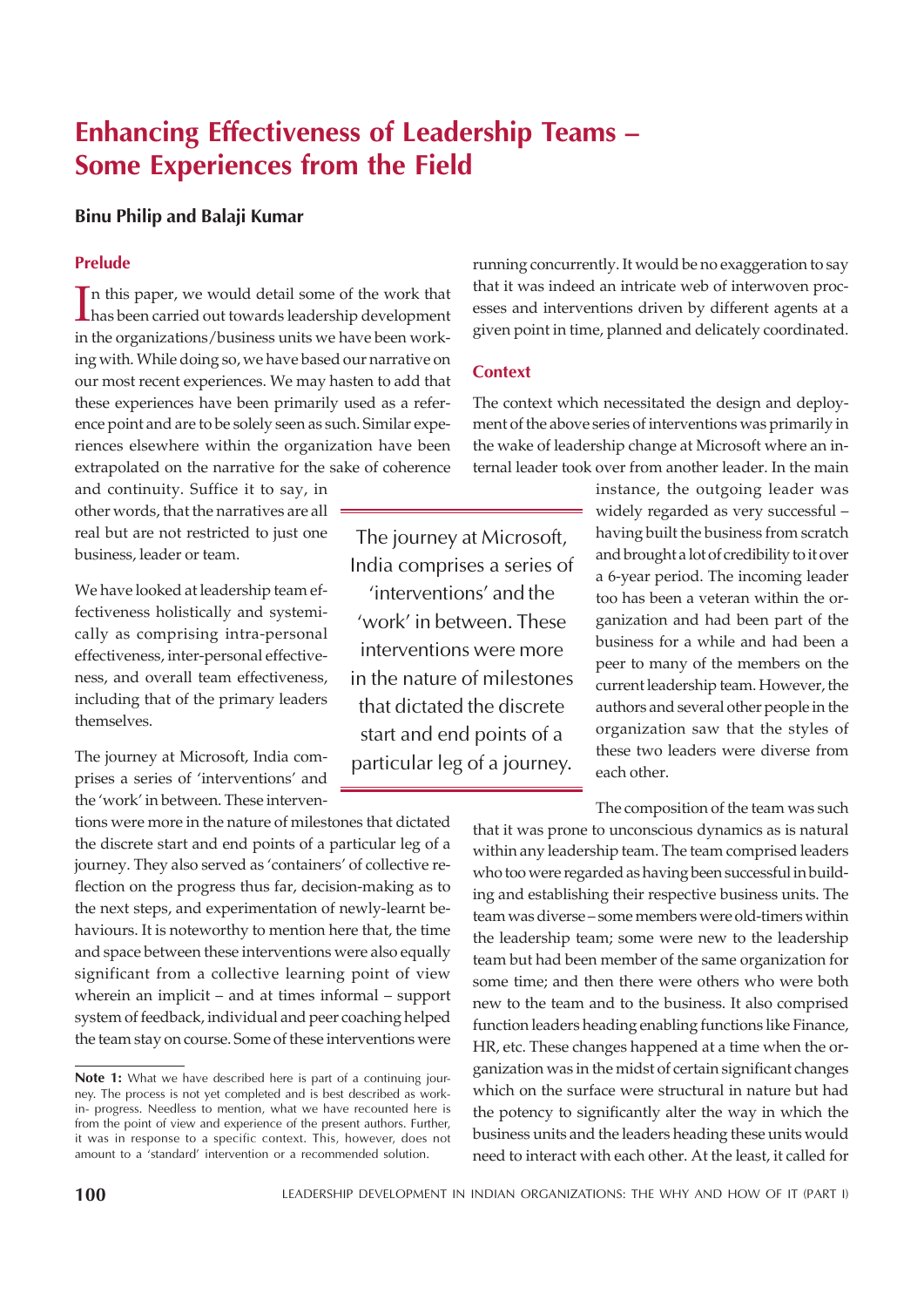# Enhancing Effectiveness of Leadership Teams – Some Experiences from the Field

**Binu Philip and Balaji Kumar**

## Prelude

In this paper, we would detail some of the work that has been carried out towards leadership development in the organizations/business units we have been working with. While doing so, we have based our narrative on our most recent experiences. We may hasten to add that these experiences have been primarily used as a reference point and are to be solely seen as such. Similar experiences elsewhere within the organization have been extrapolated on the narrative for the sake of coherence and continuity. Suffice it to say, in other words, that the narratives are all real but are not restricted to just one business, leader or team.

We have looked at leadership team effectiveness holistically and systemically as comprising intra-personal effectiveness, inter-personal effectiveness, and overall team effectiveness, including that of the primary leaders themselves.

The journey at Microsoft, India comprises a series of 'interventions' and the 'work' in between. These interventions were more in the nature of milestones that dictated the discrete start and end points of a particular leg of a journey. They also served as 'containers' of collective reflection on the progress thus far, decision-making as to the next steps, and experimentation of newly-learnt behaviours. It is noteworthy to mention here that, the time and space between these interventions were also equally significant from a collective learning point of view wherein an implicit – and at times informal – support system of feedback, individual and peer coaching helped the team stay on course. Some of these interventions were running concurrently. It would be no exaggeration to say that it was indeed an intricate web of interwoven processes and interventions driven by different agents at a given point in time, planned and delicately coordinated.

> The journey at Microsoft, India comprises a series of 'interventions' and the 'work' in between. These interventions were more in the nature of milestones that dictated the discrete start and end points of a particular leg of a journey.

## Context

The context which necessitated the design and deployment of the above series of interventions was primarily in the wake of leadership change at Microsoft where an internal leader took over from another leader. In the main instance, the outgoing leader was widely regarded as very successful – having built the business from scratch and brought a lot of credibility to it over a 6-year period. The incoming leader too has been a veteran within the organization and had been part of the business for a while and had been a peer to many of the members on the current leadership team. However, the authors and several other people in the organization saw that the styles of these two leaders were diverse from each other.

The composition of the team was such that it was prone to unconscious dynamics as is natural within any leadership team. The team comprised leaders who too were regarded as having been successful in building and establishing their respective business units. The team was diverse – some members were old-timers within the leadership team; some were new to the leadership team but had been member of the same organization for some time; and then there were others who were both new to the team and to the business. It also comprised function leaders heading enabling functions like Finance, HR, etc. These changes happened at a time when the organization was in the midst of certain significant changes which on the surface were structural in nature but had the potency to significantly alter the way in which the business units and the leaders heading these units would need to interact with each other. At the least, it called for

---

**Note 1:** What we have described here is part of a continuing journey. The process is not yet completed and is best described as work-in- progress. Needless to mention, what we have recounted here is from the point of view and experience of the present authors. Further, it was in response to a specific context. This, however, does not amount to a 'standard' intervention or a recommended solution.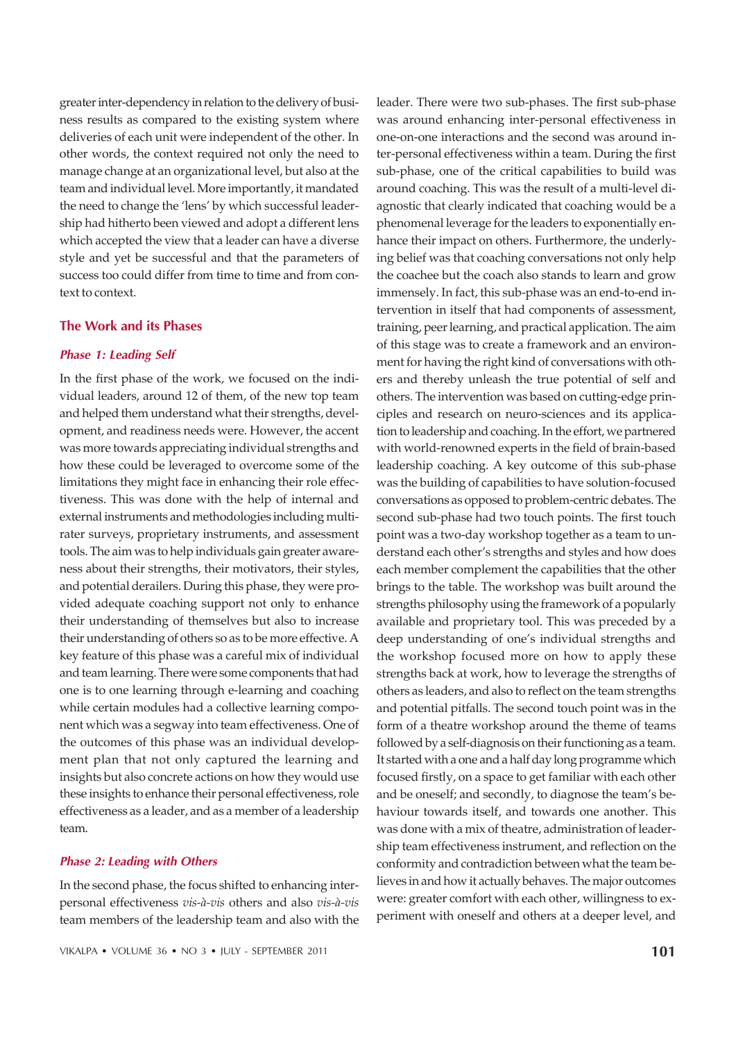greater inter-dependency in relation to the delivery of business results as compared to the existing system where deliveries of each unit were independent of the other. In other words, the context required not only the need to manage change at an organizational level, but also at the team and individual level. More importantly, it mandated the need to change the 'lens' by which successful leadership had hitherto been viewed and adopt a different lens which accepted the view that a leader can have a diverse style and yet be successful and that the parameters of success too could differ from time to time and from context to context.

## The Work and its Phases

### *Phase 1: Leading Self*

In the first phase of the work, we focused on the individual leaders, around 12 of them, of the new top team and helped them understand what their strengths, development, and readiness needs were. However, the accent was more towards appreciating individual strengths and how these could be leveraged to overcome some of the limitations they might face in enhancing their role effectiveness. This was done with the help of internal and external instruments and methodologies including multi-rater surveys, proprietary instruments, and assessment tools. The aim was to help individuals gain greater awareness about their strengths, their motivators, their styles, and potential derailers. During this phase, they were provided adequate coaching support not only to enhance their understanding of themselves but also to increase their understanding of others so as to be more effective. A key feature of this phase was a careful mix of individual and team learning. There were some components that had one is to one learning through e-learning and coaching while certain modules had a collective learning component which was a segway into team effectiveness. One of the outcomes of this phase was an individual development plan that not only captured the learning and insights but also concrete actions on how they would use these insights to enhance their personal effectiveness, role effectiveness as a leader, and as a member of a leadership team.

### *Phase 2: Leading with Others*

In the second phase, the focus shifted to enhancing inter-personal effectiveness *vis-à-vis* others and also *vis-à-vis* team members of the leadership team and also with the leader. There were two sub-phases. The first sub-phase was around enhancing inter-personal effectiveness in one-on-one interactions and the second was around inter-personal effectiveness within a team. During the first sub-phase, one of the critical capabilities to build was around coaching. This was the result of a multi-level diagnostic that clearly indicated that coaching would be a phenomenal leverage for the leaders to exponentially enhance their impact on others. Furthermore, the underlying belief was that coaching conversations not only help the coachee but the coach also stands to learn and grow immensely. In fact, this sub-phase was an end-to-end intervention in itself that had components of assessment, training, peer learning, and practical application. The aim of this stage was to create a framework and an environment for having the right kind of conversations with others and thereby unleash the true potential of self and others. The intervention was based on cutting-edge principles and research on neuro-sciences and its application to leadership and coaching. In the effort, we partnered with world-renowned experts in the field of brain-based leadership coaching. A key outcome of this sub-phase was the building of capabilities to have solution-focused conversations as opposed to problem-centric debates. The second sub-phase had two touch points. The first touch point was a two-day workshop together as a team to understand each other's strengths and styles and how does each member complement the capabilities that the other brings to the table. The workshop was built around the strengths philosophy using the framework of a popularly available and proprietary tool. This was preceded by a deep understanding of one's individual strengths and the workshop focused more on how to apply these strengths back at work, how to leverage the strengths of others as leaders, and also to reflect on the team strengths and potential pitfalls. The second touch point was in the form of a theatre workshop around the theme of teams followed by a self-diagnosis on their functioning as a team. It started with a one and a half day long programme which focused firstly, on a space to get familiar with each other and be oneself; and secondly, to diagnose the team's behaviour towards itself, and towards one another. This was done with a mix of theatre, administration of leadership team effectiveness instrument, and reflection on the conformity and contradiction between what the team believes in and how it actually behaves. The major outcomes were: greater comfort with each other, willingness to experiment with oneself and others at a deeper level, and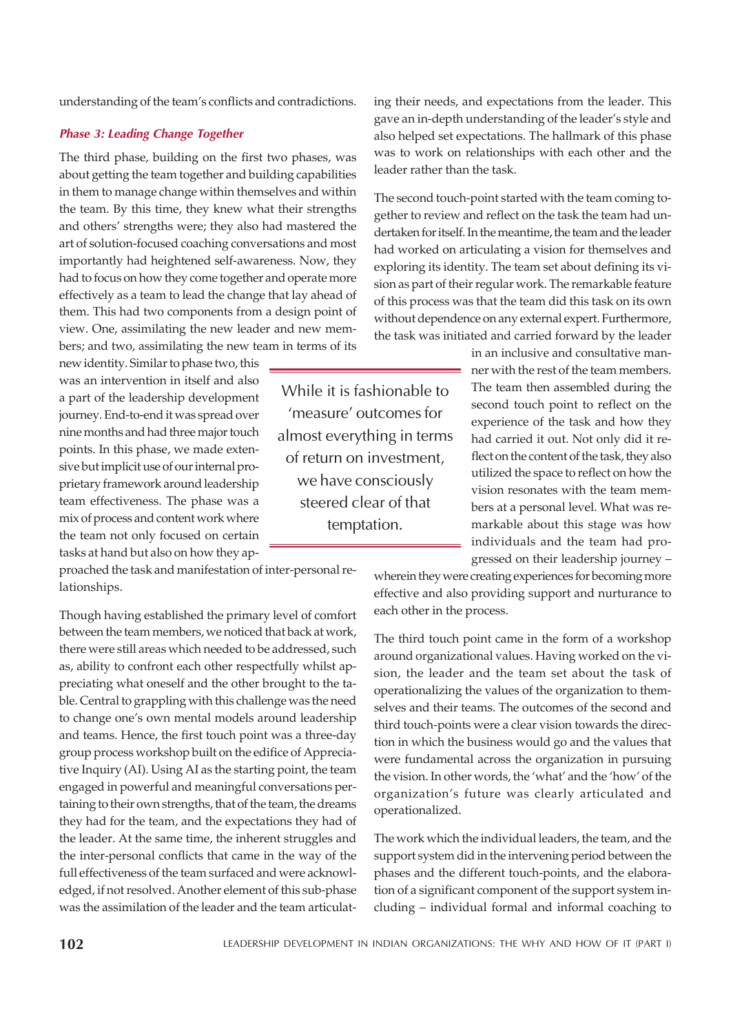understanding of the team's conflicts and contradictions.

### *Phase 3: Leading Change Together*

The third phase, building on the first two phases, was about getting the team together and building capabilities in them to manage change within themselves and within the team. By this time, they knew what their strengths and others' strengths were; they also had mastered the art of solution-focused coaching conversations and most importantly had heightened self-awareness. Now, they had to focus on how they come together and operate more effectively as a team to lead the change that lay ahead of them. This had two components from a design point of view. One, assimilating the new leader and new members; and two, assimilating the new team in terms of its new identity. Similar to phase two, this was an intervention in itself and also a part of the leadership development journey. End-to-end it was spread over nine months and had three major touch points. In this phase, we made extensive but implicit use of our internal proprietary framework around leadership team effectiveness. The phase was a mix of process and content work where the team not only focused on certain tasks at hand but also on how they approached the task and manifestation of inter-personal relationships.

> While it is fashionable to 'measure' outcomes for almost everything in terms of return on investment, we have consciously steered clear of that temptation.

Though having established the primary level of comfort between the team members, we noticed that back at work, there were still areas which needed to be addressed, such as, ability to confront each other respectfully whilst appreciating what oneself and the other brought to the table. Central to grappling with this challenge was the need to change one's own mental models around leadership and teams. Hence, the first touch point was a three-day group process workshop built on the edifice of Appreciative Inquiry (AI). Using AI as the starting point, the team engaged in powerful and meaningful conversations pertaining to their own strengths, that of the team, the dreams they had for the team, and the expectations they had of the leader. At the same time, the inherent struggles and the inter-personal conflicts that came in the way of the full effectiveness of the team surfaced and were acknowledged, if not resolved. Another element of this sub-phase was the assimilation of the leader and the team articulating their needs, and expectations from the leader. This gave an in-depth understanding of the leader's style and also helped set expectations. The hallmark of this phase was to work on relationships with each other and the leader rather than the task.

The second touch-point started with the team coming together to review and reflect on the task the team had undertaken for itself. In the meantime, the team and the leader had worked on articulating a vision for themselves and exploring its identity. The team set about defining its vision as part of their regular work. The remarkable feature of this process was that the team did this task on its own without dependence on any external expert. Furthermore, the task was initiated and carried forward by the leader in an inclusive and consultative manner with the rest of the team members. The team then assembled during the second touch point to reflect on the experience of the task and how they had carried it out. Not only did it reflect on the content of the task, they also utilized the space to reflect on how the vision resonates with the team members at a personal level. What was remarkable about this stage was how individuals and the team had progressed on their leadership journey – wherein they were creating experiences for becoming more effective and also providing support and nurturance to each other in the process.

The third touch point came in the form of a workshop around organizational values. Having worked on the vision, the leader and the team set about the task of operationalizing the values of the organization to themselves and their teams. The outcomes of the second and third touch-points were a clear vision towards the direction in which the business would go and the values that were fundamental across the organization in pursuing the vision. In other words, the 'what' and the 'how' of the organization's future was clearly articulated and operationalized.

The work which the individual leaders, the team, and the support system did in the intervening period between the phases and the different touch-points, and the elaboration of a significant component of the support system including – individual formal and informal coaching to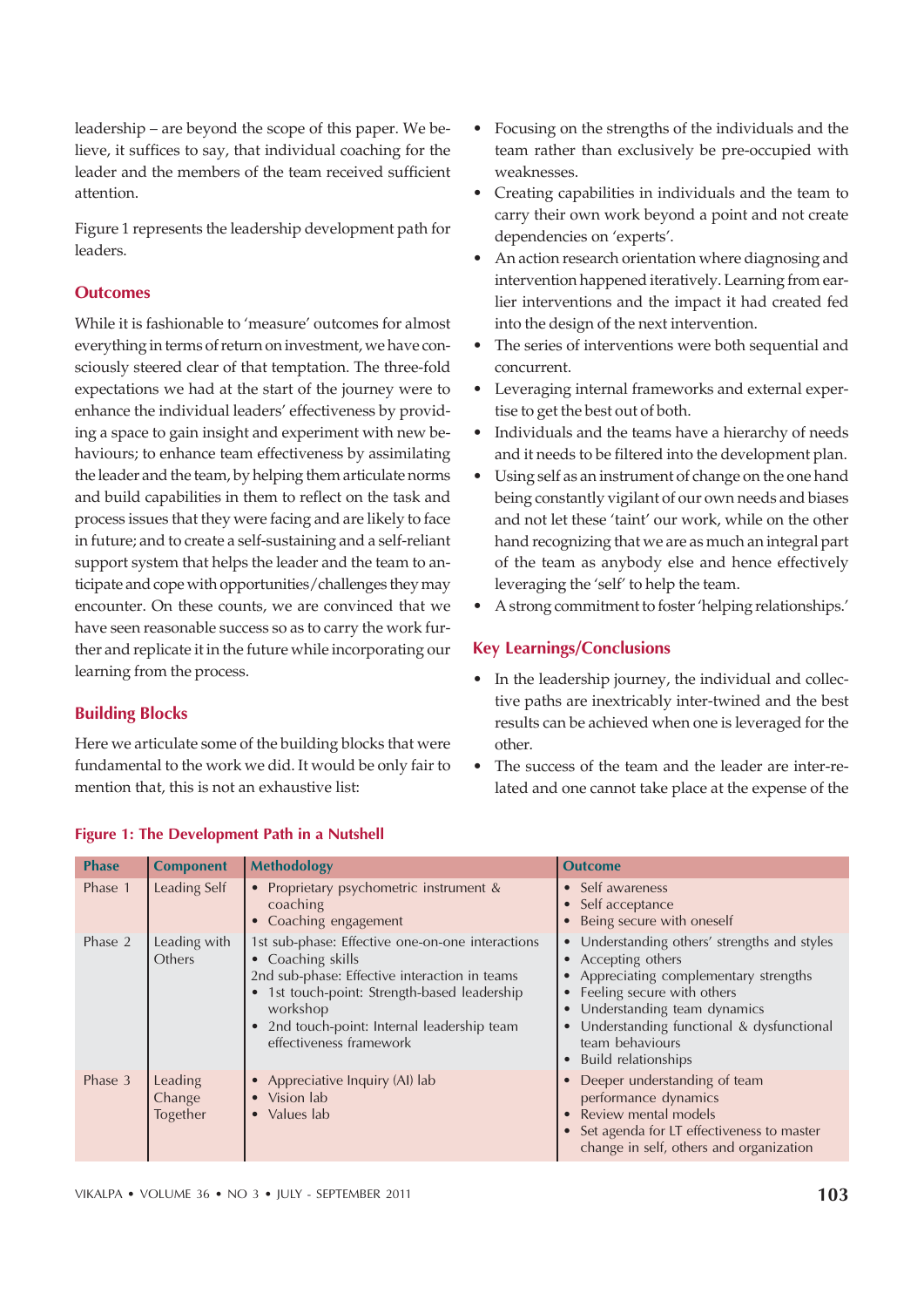leadership – are beyond the scope of this paper. We believe, it suffices to say, that individual coaching for the leader and the members of the team received sufficient attention.

Figure 1 represents the leadership development path for leaders.

## Outcomes

While it is fashionable to 'measure' outcomes for almost everything in terms of return on investment, we have consciously steered clear of that temptation. The three-fold expectations we had at the start of the journey were to enhance the individual leaders' effectiveness by providing a space to gain insight and experiment with new behaviours; to enhance team effectiveness by assimilating the leader and the team, by helping them articulate norms and build capabilities in them to reflect on the task and process issues that they were facing and are likely to face in future; and to create a self-sustaining and a self-reliant support system that helps the leader and the team to anticipate and cope with opportunities/challenges they may encounter. On these counts, we are convinced that we have seen reasonable success so as to carry the work further and replicate it in the future while incorporating our learning from the process.

## Building Blocks

Here we articulate some of the building blocks that were fundamental to the work we did. It would be only fair to mention that, this is not an exhaustive list:

- Focusing on the strengths of the individuals and the team rather than exclusively be pre-occupied with weaknesses.
- Creating capabilities in individuals and the team to carry their own work beyond a point and not create dependencies on 'experts'.
- An action research orientation where diagnosing and intervention happened iteratively. Learning from earlier interventions and the impact it had created fed into the design of the next intervention.
- The series of interventions were both sequential and concurrent.
- Leveraging internal frameworks and external expertise to get the best out of both.
- Individuals and the teams have a hierarchy of needs and it needs to be filtered into the development plan.
- Using self as an instrument of change on the one hand being constantly vigilant of our own needs and biases and not let these 'taint' our work, while on the other hand recognizing that we are as much an integral part of the team as anybody else and hence effectively leveraging the 'self' to help the team.
- A strong commitment to foster 'helping relationships.'

## Key Learnings/Conclusions

- In the leadership journey, the individual and collective paths are inextricably inter-twined and the best results can be achieved when one is leveraged for the other.
- The success of the team and the leader are inter-related and one cannot take place at the expense of the

**Figure 1: The Development Path in a Nutshell**

| Phase | Component | Methodology | Outcome |
|---|---|---|---|
| Phase 1 | Leading Self | • Proprietary psychometric instrument & coaching<br>• Coaching engagement | • Self awareness<br>• Self acceptance<br>• Being secure with oneself |
| Phase 2 | Leading with Others | 1st sub-phase: Effective one-on-one interactions<br>• Coaching skills<br>2nd sub-phase: Effective interaction in teams<br>• 1st touch-point: Strength-based leadership workshop<br>• 2nd touch-point: Internal leadership team effectiveness framework | • Understanding others' strengths and styles<br>• Accepting others<br>• Appreciating complementary strengths<br>• Feeling secure with others<br>• Understanding team dynamics<br>• Understanding functional & dysfunctional team behaviours<br>• Build relationships |
| Phase 3 | Leading Change Together | • Appreciative Inquiry (AI) lab<br>• Vision lab<br>• Values lab | • Deeper understanding of team performance dynamics<br>• Review mental models<br>• Set agenda for LT effectiveness to master change in self, others and organization |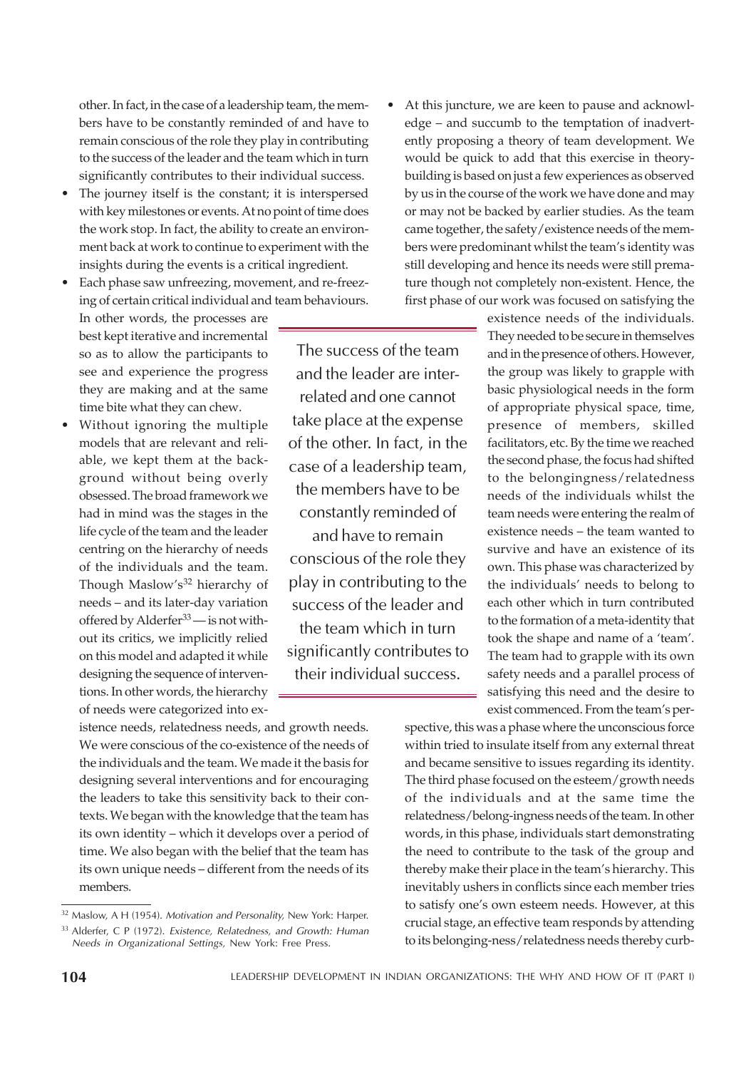other. In fact, in the case of a leadership team, the members have to be constantly reminded of and have to remain conscious of the role they play in contributing to the success of the leader and the team which in turn significantly contributes to their individual success.

- The journey itself is the constant; it is interspersed with key milestones or events. At no point of time does the work stop. In fact, the ability to create an environment back at work to continue to experiment with the insights during the events is a critical ingredient.
- Each phase saw unfreezing, movement, and re-freezing of certain critical individual and team behaviours. In other words, the processes are best kept iterative and incremental so as to allow the participants to see and experience the progress they are making and at the same time bite what they can chew.
- Without ignoring the multiple models that are relevant and reliable, we kept them at the background without being overly obsessed. The broad framework we had in mind was the stages in the life cycle of the team and the leader centring on the hierarchy of needs of the individuals and the team. Though Maslow's[32] hierarchy of needs – and its later-day variation offered by Alderfer[33] — is not without its critics, we implicitly relied on this model and adapted it while designing the sequence of interventions. In other words, the hierarchy of needs were categorized into existence needs, relatedness needs, and growth needs. We were conscious of the co-existence of the needs of the individuals and the team. We made it the basis for designing several interventions and for encouraging the leaders to take this sensitivity back to their contexts. We began with the knowledge that the team has its own identity – which it develops over a period of time. We also began with the belief that the team has its own unique needs – different from the needs of its members.
- At this juncture, we are keen to pause and acknowledge – and succumb to the temptation of inadvertently proposing a theory of team development. We would be quick to add that this exercise in theory-building is based on just a few experiences as observed by us in the course of the work we have done and may or may not be backed by earlier studies. As the team came together, the safety/existence needs of the members were predominant whilst the team's identity was still developing and hence its needs were still premature though not completely non-existent. Hence, the first phase of our work was focused on satisfying the existence needs of the individuals. They needed to be secure in themselves and in the presence of others. However, the group was likely to grapple with basic physiological needs in the form of appropriate physical space, time, presence of members, skilled facilitators, etc. By the time we reached the second phase, the focus had shifted to the belongingness/relatedness needs of the individuals whilst the team needs were entering the realm of existence needs – the team wanted to survive and have an existence of its own. This phase was characterized by the individuals' needs to belong to each other which in turn contributed to the formation of a meta-identity that took the shape and name of a 'team'. The team had to grapple with its own safety needs and a parallel process of satisfying this need and the desire to exist commenced. From the team's perspective, this was a phase where the unconscious force within tried to insulate itself from any external threat and became sensitive to issues regarding its identity. The third phase focused on the esteem/growth needs of the individuals and at the same time the relatedness/belong-ingness needs of the team. In other words, in this phase, individuals start demonstrating the need to contribute to the task of the group and thereby make their place in the team's hierarchy. This inevitably ushers in conflicts since each member tries to satisfy one's own esteem needs. However, at this crucial stage, an effective team responds by attending to its belonging-ness/relatedness needs thereby curb-

> The success of the team and the leader are inter-related and one cannot take place at the expense of the other. In fact, in the case of a leadership team, the members have to be constantly reminded of and have to remain conscious of the role they play in contributing to the success of the leader and the team which in turn significantly contributes to their individual success.

---

[32] Maslow, A H (1954). *Motivation and Personality,* New York: Harper.

[33] Alderfer, C P (1972). *Existence, Relatedness, and Growth: Human Needs in Organizational Settings,* New York: Free Press.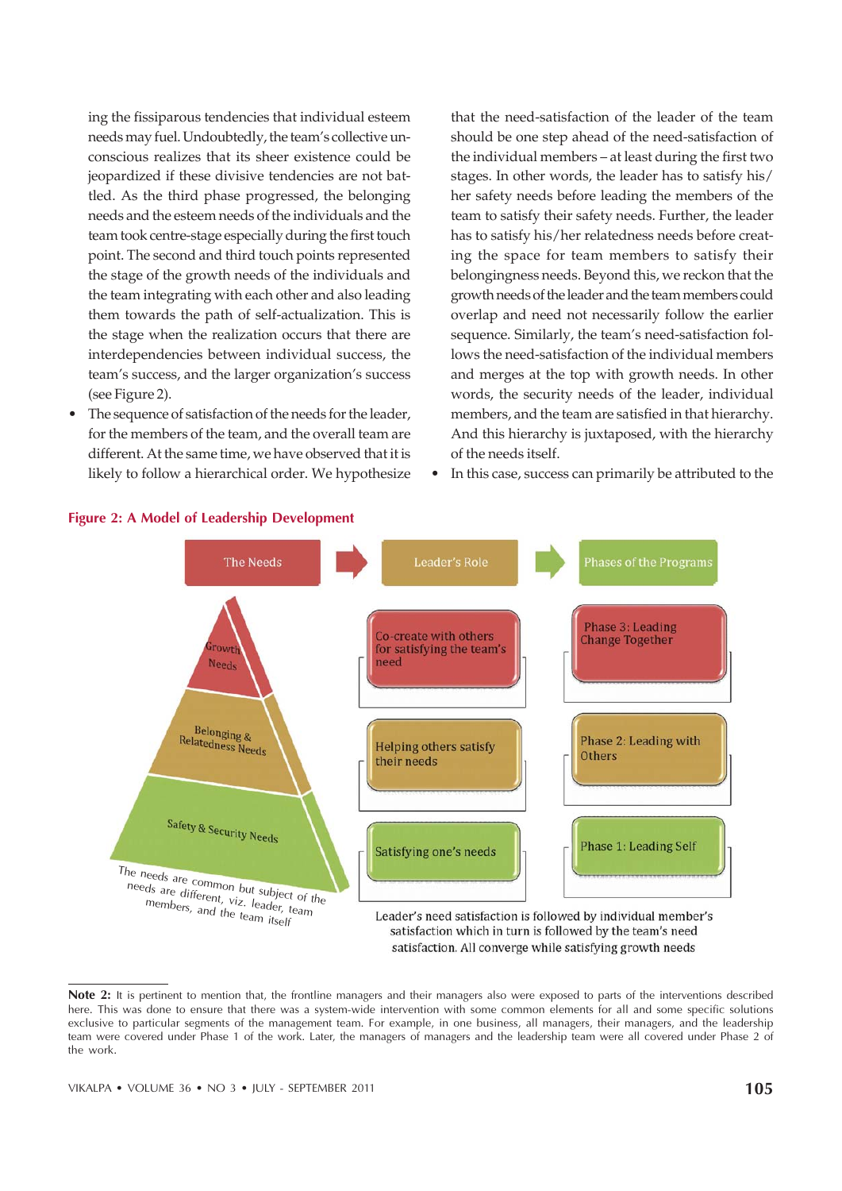ing the fissiparous tendencies that individual esteem needs may fuel. Undoubtedly, the team's collective unconscious realizes that its sheer existence could be jeopardized if these divisive tendencies are not battled. As the third phase progressed, the belonging needs and the esteem needs of the individuals and the team took centre-stage especially during the first touch point. The second and third touch points represented the stage of the growth needs of the individuals and the team integrating with each other and also leading them towards the path of self-actualization. This is the stage when the realization occurs that there are interdependencies between individual success, the team's success, and the larger organization's success (see Figure 2).

- The sequence of satisfaction of the needs for the leader, for the members of the team, and the overall team are different. At the same time, we have observed that it is likely to follow a hierarchical order. We hypothesize that the need-satisfaction of the leader of the team should be one step ahead of the need-satisfaction of the individual members – at least during the first two stages. In other words, the leader has to satisfy his/her safety needs before leading the members of the team to satisfy their safety needs. Further, the leader has to satisfy his/her relatedness needs before creating the space for team members to satisfy their belongingness needs. Beyond this, we reckon that the growth needs of the leader and the team members could overlap and need not necessarily follow the earlier sequence. Similarly, the team's need-satisfaction follows the need-satisfaction of the individual members and merges at the top with growth needs. In other words, the security needs of the leader, individual members, and the team are satisfied in that hierarchy. And this hierarchy is juxtaposed, with the hierarchy of the needs itself.
- In this case, success can primarily be attributed to the

**Figure 2: A Model of Leadership Development**

| The Needs | Leader's Role | Phases of the Programs |
|---|---|---|
| Growth Needs | Co-create with others for satisfying the team's need | Phase 3: Leading Change Together |
| Belonging & Relatedness Needs | Helping others satisfy their needs | Phase 2: Leading with Others |
| Safety & Security Needs | Satisfying one's needs | Phase 1: Leading Self |

The needs are common but subject of the needs are different, viz. leader, team members, and the team itself

Leader's need satisfaction is followed by individual member's satisfaction which in turn is followed by the team's need satisfaction. All converge while satisfying growth needs

**Note 2:** It is pertinent to mention that, the frontline managers and their managers also were exposed to parts of the interventions described here. This was done to ensure that there was a system-wide intervention with some common elements for all and some specific solutions exclusive to particular segments of the management team. For example, in one business, all managers, their managers, and the leadership team were covered under Phase 1 of the work. Later, the managers of managers and the leadership team were all covered under Phase 2 of the work.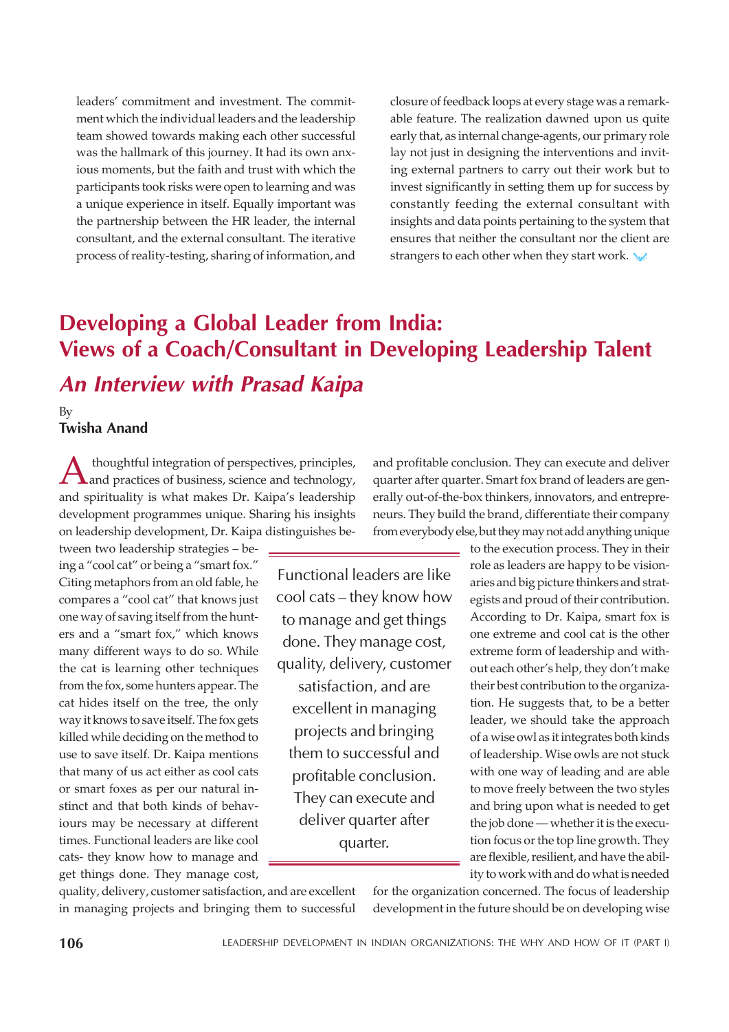leaders' commitment and investment. The commitment which the individual leaders and the leadership team showed towards making each other successful was the hallmark of this journey. It had its own anxious moments, but the faith and trust with which the participants took risks were open to learning and was a unique experience in itself. Equally important was the partnership between the HR leader, the internal consultant, and the external consultant. The iterative process of reality-testing, sharing of information, and closure of feedback loops at every stage was a remarkable feature. The realization dawned upon us quite early that, as internal change-agents, our primary role lay not just in designing the interventions and inviting external partners to carry out their work but to invest significantly in setting them up for success by constantly feeding the external consultant with insights and data points pertaining to the system that ensures that neither the consultant nor the client are strangers to each other when they start work.

# Developing a Global Leader from India: Views of a Coach/Consultant in Developing Leadership Talent

## *An Interview with Prasad Kaipa*

By
**Twisha Anand**

A thoughtful integration of perspectives, principles, and practices of business, science and technology, and spirituality is what makes Dr. Kaipa's leadership development programmes unique. Sharing his insights on leadership development, Dr. Kaipa distinguishes between two leadership strategies – being a "cool cat" or being a "smart fox." Citing metaphors from an old fable, he compares a "cool cat" that knows just one way of saving itself from the hunters and a "smart fox," which knows many different ways to do so. While the cat is learning other techniques from the fox, some hunters appear. The cat hides itself on the tree, the only way it knows to save itself. The fox gets killed while deciding on the method to use to save itself. Dr. Kaipa mentions that many of us act either as cool cats or smart foxes as per our natural instinct and that both kinds of behaviours may be necessary at different times. Functional leaders are like cool cats- they know how to manage and get things done. They manage cost, quality, delivery, customer satisfaction, and are excellent in managing projects and bringing them to successful and profitable conclusion. They can execute and deliver quarter after quarter. Smart fox brand of leaders are generally out-of-the-box thinkers, innovators, and entrepreneurs. They build the brand, differentiate their company from everybody else, but they may not add anything unique to the execution process. They in their role as leaders are happy to be visionaries and big picture thinkers and strategists and proud of their contribution. According to Dr. Kaipa, smart fox is one extreme and cool cat is the other extreme form of leadership and without each other's help, they don't make their best contribution to the organization. He suggests that, to be a better leader, we should take the approach of a wise owl as it integrates both kinds of leadership. Wise owls are not stuck with one way of leading and are able to move freely between the two styles and bring upon what is needed to get the job done — whether it is the execution focus or the top line growth. They are flexible, resilient, and have the ability to work with and do what is needed for the organization concerned. The focus of leadership development in the future should be on developing wise

> Functional leaders are like cool cats – they know how to manage and get things done. They manage cost, quality, delivery, customer satisfaction, and are excellent in managing projects and bringing them to successful and profitable conclusion. They can execute and deliver quarter after quarter.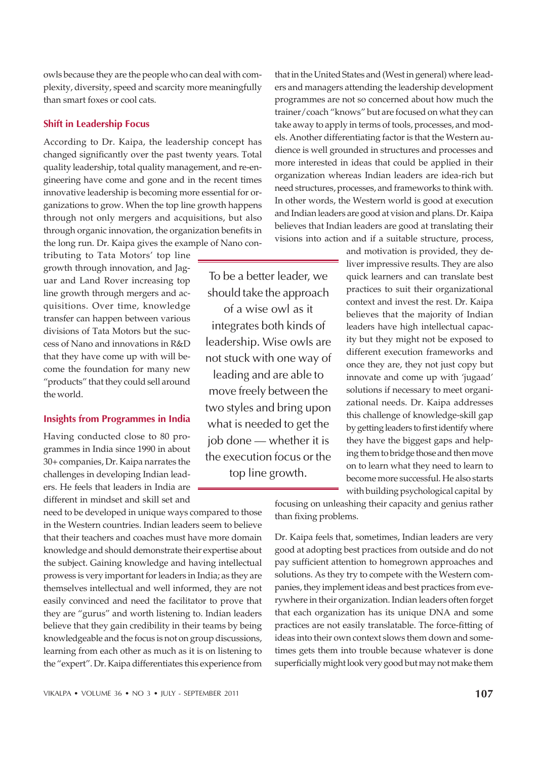owls because they are the people who can deal with complexity, diversity, speed and scarcity more meaningfully than smart foxes or cool cats.

### Shift in Leadership Focus

According to Dr. Kaipa, the leadership concept has changed significantly over the past twenty years. Total quality leadership, total quality management, and re-engineering have come and gone and in the recent times innovative leadership is becoming more essential for organizations to grow. When the top line growth happens through not only mergers and acquisitions, but also through organic innovation, the organization benefits in the long run. Dr. Kaipa gives the example of Nano contributing to Tata Motors' top line growth through innovation, and Jaguar and Land Rover increasing top line growth through mergers and acquisitions. Over time, knowledge transfer can happen between various divisions of Tata Motors but the success of Nano and innovations in R&D that they have come up with will become the foundation for many new "products" that they could sell around the world.

> To be a better leader, we should take the approach of a wise owl as it integrates both kinds of leadership. Wise owls are not stuck with one way of leading and are able to move freely between the two styles and bring upon what is needed to get the job done — whether it is the execution focus or the top line growth.

### Insights from Programmes in India

Having conducted close to 80 programmes in India since 1990 in about 30+ companies, Dr. Kaipa narrates the challenges in developing Indian leaders. He feels that leaders in India are different in mindset and skill set and need to be developed in unique ways compared to those in the Western countries. Indian leaders seem to believe that their teachers and coaches must have more domain knowledge and should demonstrate their expertise about the subject. Gaining knowledge and having intellectual prowess is very important for leaders in India; as they are themselves intellectual and well informed, they are not easily convinced and need the facilitator to prove that they are "gurus" and worth listening to. Indian leaders believe that they gain credibility in their teams by being knowledgeable and the focus is not on group discussions, learning from each other as much as it is on listening to the "expert". Dr. Kaipa differentiates this experience from that in the United States and (West in general) where leaders and managers attending the leadership development programmes are not so concerned about how much the trainer/coach "knows" but are focused on what they can take away to apply in terms of tools, processes, and models. Another differentiating factor is that the Western audience is well grounded in structures and processes and more interested in ideas that could be applied in their organization whereas Indian leaders are idea-rich but need structures, processes, and frameworks to think with. In other words, the Western world is good at execution and Indian leaders are good at vision and plans. Dr. Kaipa believes that Indian leaders are good at translating their visions into action and if a suitable structure, process, and motivation is provided, they deliver impressive results. They are also quick learners and can translate best practices to suit their organizational context and invest the rest. Dr. Kaipa believes that the majority of Indian leaders have high intellectual capacity but they might not be exposed to different execution frameworks and once they are, they not just copy but innovate and come up with 'jugaad' solutions if necessary to meet organizational needs. Dr. Kaipa addresses this challenge of knowledge-skill gap by getting leaders to first identify where they have the biggest gaps and helping them to bridge those and then move on to learn what they need to learn to become more successful. He also starts with building psychological capital by focusing on unleashing their capacity and genius rather than fixing problems.

Dr. Kaipa feels that, sometimes, Indian leaders are very good at adopting best practices from outside and do not pay sufficient attention to homegrown approaches and solutions. As they try to compete with the Western companies, they implement ideas and best practices from everywhere in their organization. Indian leaders often forget that each organization has its unique DNA and some practices are not easily translatable. The force-fitting of ideas into their own context slows them down and sometimes gets them into trouble because whatever is done superficially might look very good but may not make them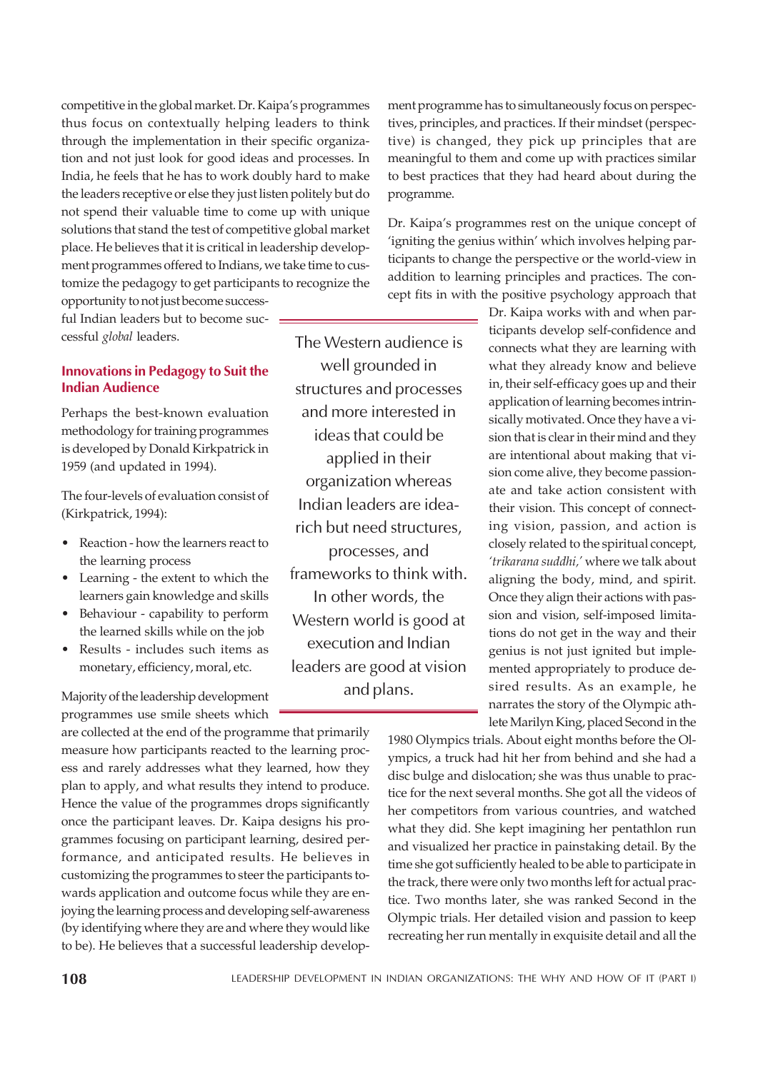competitive in the global market. Dr. Kaipa's programmes thus focus on contextually helping leaders to think through the implementation in their specific organization and not just look for good ideas and processes. In India, he feels that he has to work doubly hard to make the leaders receptive or else they just listen politely but do not spend their valuable time to come up with unique solutions that stand the test of competitive global market place. He believes that it is critical in leadership development programmes offered to Indians, we take time to customize the pedagogy to get participants to recognize the opportunity to not just become successful Indian leaders but to become successful *global* leaders.

> The Western audience is well grounded in structures and processes and more interested in ideas that could be applied in their organization whereas Indian leaders are idea-rich but need structures, processes, and frameworks to think with. In other words, the Western world is good at execution and Indian leaders are good at vision and plans.

### Innovations in Pedagogy to Suit the Indian Audience

Perhaps the best-known evaluation methodology for training programmes is developed by Donald Kirkpatrick in 1959 (and updated in 1994).

The four-levels of evaluation consist of (Kirkpatrick, 1994):

- Reaction - how the learners react to the learning process
- Learning - the extent to which the learners gain knowledge and skills
- Behaviour - capability to perform the learned skills while on the job
- Results - includes such items as monetary, efficiency, moral, etc.

Majority of the leadership development programmes use smile sheets which are collected at the end of the programme that primarily measure how participants reacted to the learning process and rarely addresses what they learned, how they plan to apply, and what results they intend to produce. Hence the value of the programmes drops significantly once the participant leaves. Dr. Kaipa designs his programmes focusing on participant learning, desired performance, and anticipated results. He believes in customizing the programmes to steer the participants towards application and outcome focus while they are enjoying the learning process and developing self-awareness (by identifying where they are and where they would like to be). He believes that a successful leadership development programme has to simultaneously focus on perspectives, principles, and practices. If their mindset (perspective) is changed, they pick up principles that are meaningful to them and come up with practices similar to best practices that they had heard about during the programme.

Dr. Kaipa's programmes rest on the unique concept of 'igniting the genius within' which involves helping participants to change the perspective or the world-view in addition to learning principles and practices. The concept fits in with the positive psychology approach that Dr. Kaipa works with and when participants develop self-confidence and connects what they are learning with what they already know and believe in, their self-efficacy goes up and their application of learning becomes intrinsically motivated. Once they have a vision that is clear in their mind and they are intentional about making that vision come alive, they become passionate and take action consistent with their vision. This concept of connecting vision, passion, and action is closely related to the spiritual concept, *'trikarana suddhi,'* where we talk about aligning the body, mind, and spirit. Once they align their actions with passion and vision, self-imposed limitations do not get in the way and their genius is not just ignited but implemented appropriately to produce desired results. As an example, he narrates the story of the Olympic athlete Marilyn King, placed Second in the 1980 Olympics trials. About eight months before the Olympics, a truck had hit her from behind and she had a disc bulge and dislocation; she was thus unable to practice for the next several months. She got all the videos of her competitors from various countries, and watched what they did. She kept imagining her pentathlon run and visualized her practice in painstaking detail. By the time she got sufficiently healed to be able to participate in the track, there were only two months left for actual practice. Two months later, she was ranked Second in the Olympic trials. Her detailed vision and passion to keep recreating her run mentally in exquisite detail and all the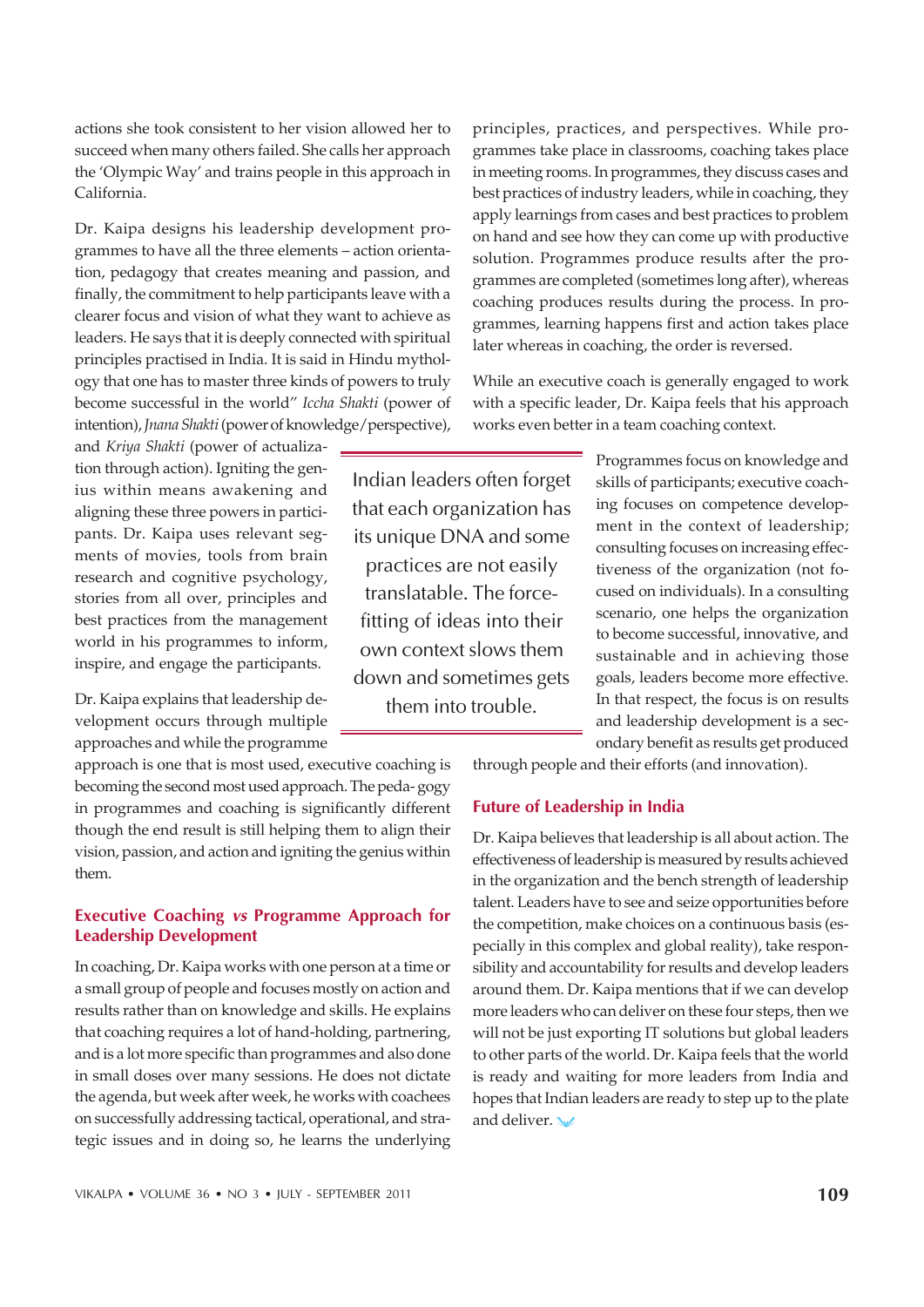actions she took consistent to her vision allowed her to succeed when many others failed. She calls her approach the 'Olympic Way' and trains people in this approach in California.

Dr. Kaipa designs his leadership development programmes to have all the three elements – action orientation, pedagogy that creates meaning and passion, and finally, the commitment to help participants leave with a clearer focus and vision of what they want to achieve as leaders. He says that it is deeply connected with spiritual principles practised in India. It is said in Hindu mythology that one has to master three kinds of powers to truly become successful in the world" *Iccha Shakti* (power of intention), *Jnana Shakti* (power of knowledge/perspective), and *Kriya Shakti* (power of actualization through action). Igniting the genius within means awakening and aligning these three powers in participants. Dr. Kaipa uses relevant segments of movies, tools from brain research and cognitive psychology, stories from all over, principles and best practices from the management world in his programmes to inform, inspire, and engage the participants.

> Indian leaders often forget that each organization has its unique DNA and some practices are not easily translatable. The force-fitting of ideas into their own context slows them down and sometimes gets them into trouble.

Dr. Kaipa explains that leadership development occurs through multiple approaches and while the programme approach is one that is most used, executive coaching is becoming the second most used approach. The peda- gogy in programmes and coaching is significantly different though the end result is still helping them to align their vision, passion, and action and igniting the genius within them.

## Executive Coaching *vs* Programme Approach for Leadership Development

In coaching, Dr. Kaipa works with one person at a time or a small group of people and focuses mostly on action and results rather than on knowledge and skills. He explains that coaching requires a lot of hand-holding, partnering, and is a lot more specific than programmes and also done in small doses over many sessions. He does not dictate the agenda, but week after week, he works with coachees on successfully addressing tactical, operational, and strategic issues and in doing so, he learns the underlying principles, practices, and perspectives. While programmes take place in classrooms, coaching takes place in meeting rooms. In programmes, they discuss cases and best practices of industry leaders, while in coaching, they apply learnings from cases and best practices to problem on hand and see how they can come up with productive solution. Programmes produce results after the programmes are completed (sometimes long after), whereas coaching produces results during the process. In programmes, learning happens first and action takes place later whereas in coaching, the order is reversed.

While an executive coach is generally engaged to work with a specific leader, Dr. Kaipa feels that his approach works even better in a team coaching context.

Programmes focus on knowledge and skills of participants; executive coaching focuses on competence development in the context of leadership; consulting focuses on increasing effectiveness of the organization (not focused on individuals). In a consulting scenario, one helps the organization to become successful, innovative, and sustainable and in achieving those goals, leaders become more effective. In that respect, the focus is on results and leadership development is a secondary benefit as results get produced through people and their efforts (and innovation).

## Future of Leadership in India

Dr. Kaipa believes that leadership is all about action. The effectiveness of leadership is measured by results achieved in the organization and the bench strength of leadership talent. Leaders have to see and seize opportunities before the competition, make choices on a continuous basis (especially in this complex and global reality), take responsibility and accountability for results and develop leaders around them. Dr. Kaipa mentions that if we can develop more leaders who can deliver on these four steps, then we will not be just exporting IT solutions but global leaders to other parts of the world. Dr. Kaipa feels that the world is ready and waiting for more leaders from India and hopes that Indian leaders are ready to step up to the plate and deliver.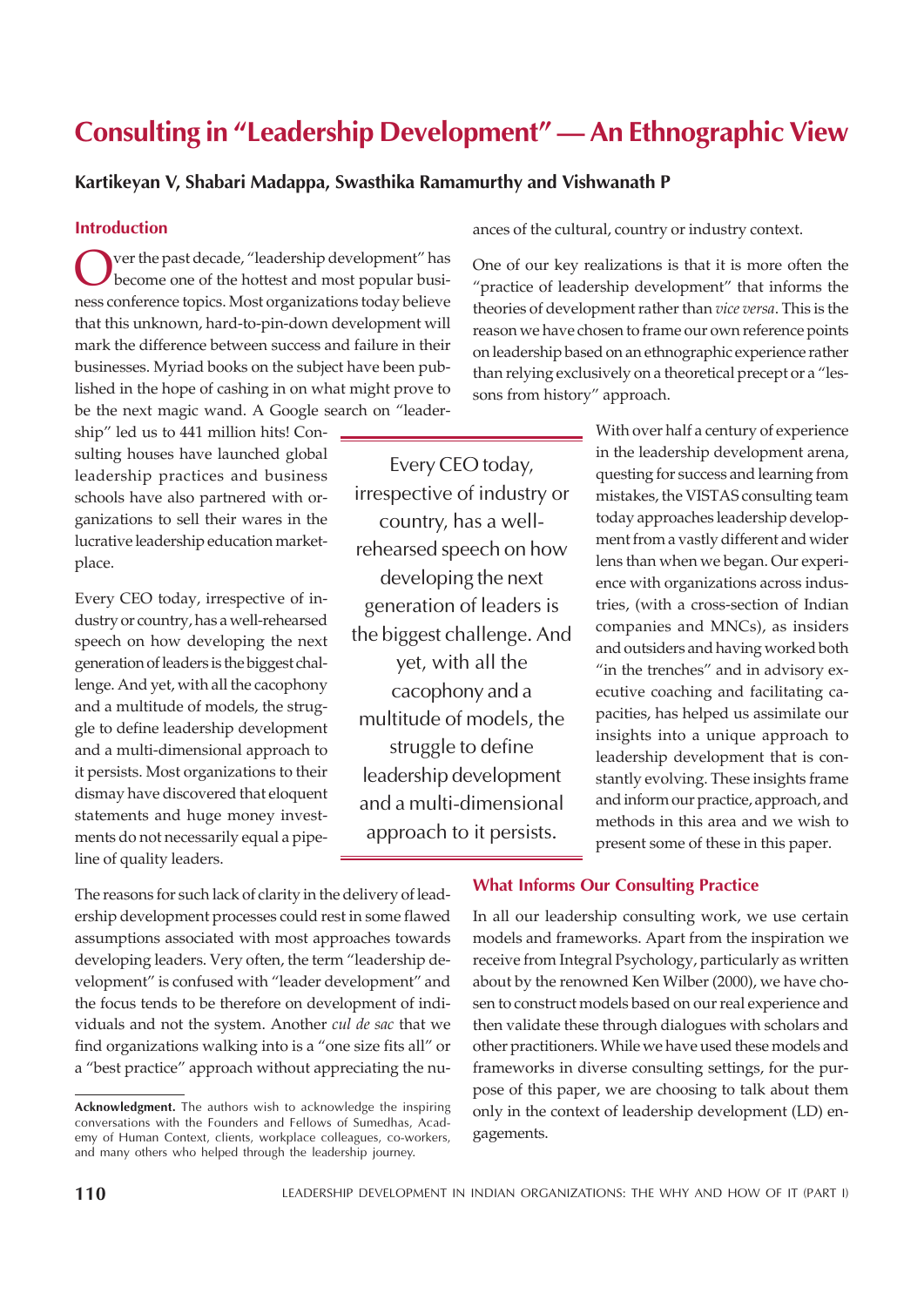# Consulting in "Leadership Development" — An Ethnographic View

**Kartikeyan V, Shabari Madappa, Swasthika Ramamurthy and Vishwanath P**

## Introduction

Over the past decade, "leadership development" has become one of the hottest and most popular business conference topics. Most organizations today believe that this unknown, hard-to-pin-down development will mark the difference between success and failure in their businesses. Myriad books on the subject have been published in the hope of cashing in on what might prove to be the next magic wand. A Google search on "leadership" led us to 441 million hits! Consulting houses have launched global leadership practices and business schools have also partnered with organizations to sell their wares in the lucrative leadership education marketplace.

Every CEO today, irrespective of industry or country, has a well-rehearsed speech on how developing the next generation of leaders is the biggest challenge. And yet, with all the cacophony and a multitude of models, the struggle to define leadership development and a multi-dimensional approach to it persists. Most organizations to their dismay have discovered that eloquent statements and huge money investments do not necessarily equal a pipeline of quality leaders.

The reasons for such lack of clarity in the delivery of leadership development processes could rest in some flawed assumptions associated with most approaches towards developing leaders. Very often, the term "leadership development" is confused with "leader development" and the focus tends to be therefore on development of individuals and not the system. Another *cul de sac* that we find organizations walking into is a "one size fits all" or a "best practice" approach without appreciating the nuances of the cultural, country or industry context.

One of our key realizations is that it is more often the "practice of leadership development" that informs the theories of development rather than *vice versa*. This is the reason we have chosen to frame our own reference points on leadership based on an ethnographic experience rather than relying exclusively on a theoretical precept or a "lessons from history" approach.

With over half a century of experience in the leadership development arena, questing for success and learning from mistakes, the VISTAS consulting team today approaches leadership development from a vastly different and wider lens than when we began. Our experience with organizations across industries, (with a cross-section of Indian companies and MNCs), as insiders and outsiders and having worked both "in the trenches" and in advisory executive coaching and facilitating capacities, has helped us assimilate our insights into a unique approach to leadership development that is constantly evolving. These insights frame and inform our practice, approach, and methods in this area and we wish to present some of these in this paper.

## What Informs Our Consulting Practice

In all our leadership consulting work, we use certain models and frameworks. Apart from the inspiration we receive from Integral Psychology, particularly as written about by the renowned Ken Wilber (2000), we have chosen to construct models based on our real experience and then validate these through dialogues with scholars and other practitioners. While we have used these models and frameworks in diverse consulting settings, for the purpose of this paper, we are choosing to talk about them only in the context of leadership development (LD) engagements.

**Acknowledgment.** The authors wish to acknowledge the inspiring conversations with the Founders and Fellows of Sumedhas, Academy of Human Context, clients, workplace colleagues, co-workers, and many others who helped through the leadership journey.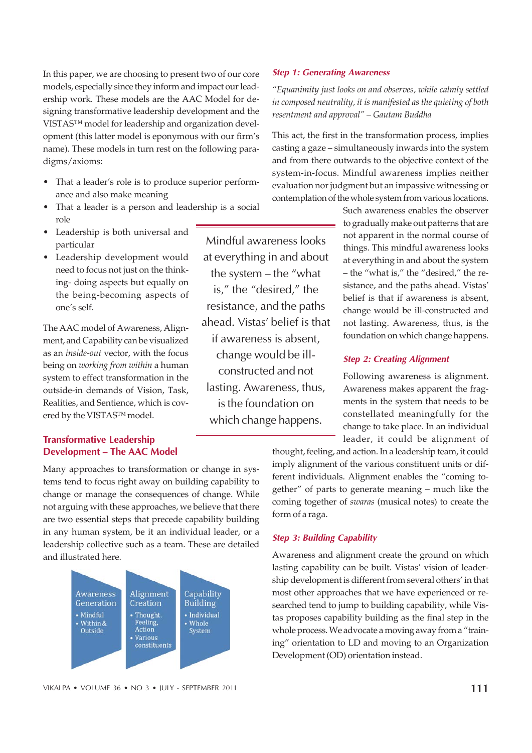In this paper, we are choosing to present two of our core models, especially since they inform and impact our leadership work. These models are the AAC Model for designing transformative leadership development and the VISTAS™ model for leadership and organization development (this latter model is eponymous with our firm's name). These models in turn rest on the following paradigms/axioms:

- That a leader's role is to produce superior performance and also make meaning
- That a leader is a person and leadership is a social role
- Leadership is both universal and particular
- Leadership development would need to focus not just on the thinking- doing aspects but equally on the being-becoming aspects of one's self.

The AAC model of Awareness, Alignment, and Capability can be visualized as an *inside-out* vector, with the focus being on *working from within* a human system to effect transformation in the outside-in demands of Vision, Task, Realities, and Sentience, which is covered by the VISTAS™ model.

## Transformative Leadership Development – The AAC Model

Many approaches to transformation or change in systems tend to focus right away on building capability to change or manage the consequences of change. While not arguing with these approaches, we believe that there are two essential steps that precede capability building in any human system, be it an individual leader, or a leadership collective such as a team. These are detailed and illustrated here.

| Awareness Generation | Alignment Creation | Capability Building |
|---|---|---|
| • Mindful<br>• Within & Outside | • Thought, Feeling, Action<br>• Various constituents | • Individual<br>• Whole System |

### Step 1: Generating Awareness

*"Equanimity just looks on and observes, while calmly settled in composed neutrality, it is manifested as the quieting of both resentment and approval" – Gautam Buddha*

This act, the first in the transformation process, implies casting a gaze – simultaneously inwards into the system and from there outwards to the objective context of the system-in-focus. Mindful awareness implies neither evaluation nor judgment but an impassive witnessing or contemplation of the whole system from various locations. Such awareness enables the observer to gradually make out patterns that are not apparent in the normal course of things. This mindful awareness looks at everything in and about the system – the "what is," the "desired," the resistance, and the paths ahead. Vistas' belief is that if awareness is absent, change would be ill-constructed and not lasting. Awareness, thus, is the foundation on which change happens.

> Mindful awareness looks at everything in and about the system – the "what is," the "desired," the resistance, and the paths ahead. Vistas' belief is that if awareness is absent, change would be ill-constructed and not lasting. Awareness, thus, is the foundation on which change happens.

### Step 2: Creating Alignment

Following awareness is alignment. Awareness makes apparent the fragments in the system that needs to be constellated meaningfully for the change to take place. In an individual leader, it could be alignment of thought, feeling, and action. In a leadership team, it could imply alignment of the various constituent units or different individuals. Alignment enables the "coming together" of parts to generate meaning – much like the coming together of *swaras* (musical notes) to create the form of a raga.

### Step 3: Building Capability

Awareness and alignment create the ground on which lasting capability can be built. Vistas' vision of leadership development is different from several others' in that most other approaches that we have experienced or researched tend to jump to building capability, while Vistas proposes capability building as the final step in the whole process. We advocate a moving away from a "training" orientation to LD and moving to an Organization Development (OD) orientation instead.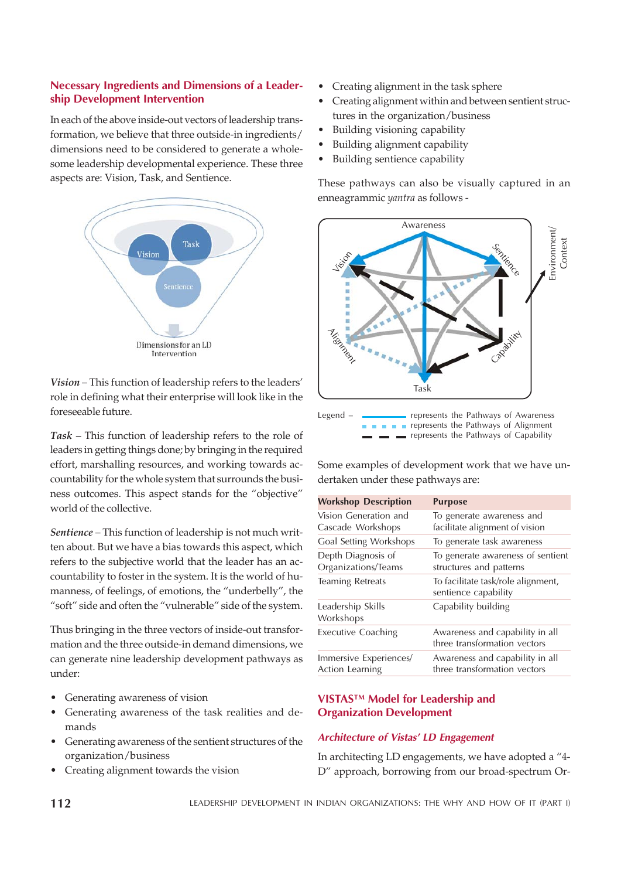## Necessary Ingredients and Dimensions of a Leadership Development Intervention

In each of the above inside-out vectors of leadership transformation, we believe that three outside-in ingredients/dimensions need to be considered to generate a wholesome leadership developmental experience. These three aspects are: Vision, Task, and Sentience.

Dimensions for an LD Intervention

*Vision* – This function of leadership refers to the leaders' role in defining what their enterprise will look like in the foreseeable future.

*Task* – This function of leadership refers to the role of leaders in getting things done; by bringing in the required effort, marshalling resources, and working towards accountability for the whole system that surrounds the business outcomes. This aspect stands for the "objective" world of the collective.

*Sentience* – This function of leadership is not much written about. But we have a bias towards this aspect, which refers to the subjective world that the leader has an accountability to foster in the system. It is the world of humanness, of feelings, of emotions, the "underbelly", the "soft" side and often the "vulnerable" side of the system.

Thus bringing in the three vectors of inside-out transformation and the three outside-in demand dimensions, we can generate nine leadership development pathways as under:

- Generating awareness of vision
- Generating awareness of the task realities and demands
- Generating awareness of the sentient structures of the organization/business
- Creating alignment towards the vision
- Creating alignment in the task sphere
- Creating alignment within and between sentient structures in the organization/business
- Building visioning capability
- Building alignment capability
- Building sentience capability

These pathways can also be visually captured in an enneagrammic *yantra* as follows -

Legend –
represents the Pathways of Awareness
represents the Pathways of Alignment
represents the Pathways of Capability

Some examples of development work that we have undertaken under these pathways are:

| Workshop Description | Purpose |
|---|---|
| Vision Generation and Cascade Workshops | To generate awareness and facilitate alignment of vision |
| Goal Setting Workshops | To generate task awareness |
| Depth Diagnosis of Organizations/Teams | To generate awareness of sentient structures and patterns |
| Teaming Retreats | To facilitate task/role alignment, sentience capability |
| Leadership Skills Workshops | Capability building |
| Executive Coaching | Awareness and capability in all three transformation vectors |
| Immersive Experiences/ Action Learning | Awareness and capability in all three transformation vectors |

## VISTAS™ Model for Leadership and Organization Development

### *Architecture of Vistas' LD Engagement*

In architecting LD engagements, we have adopted a "4-D" approach, borrowing from our broad-spectrum Or-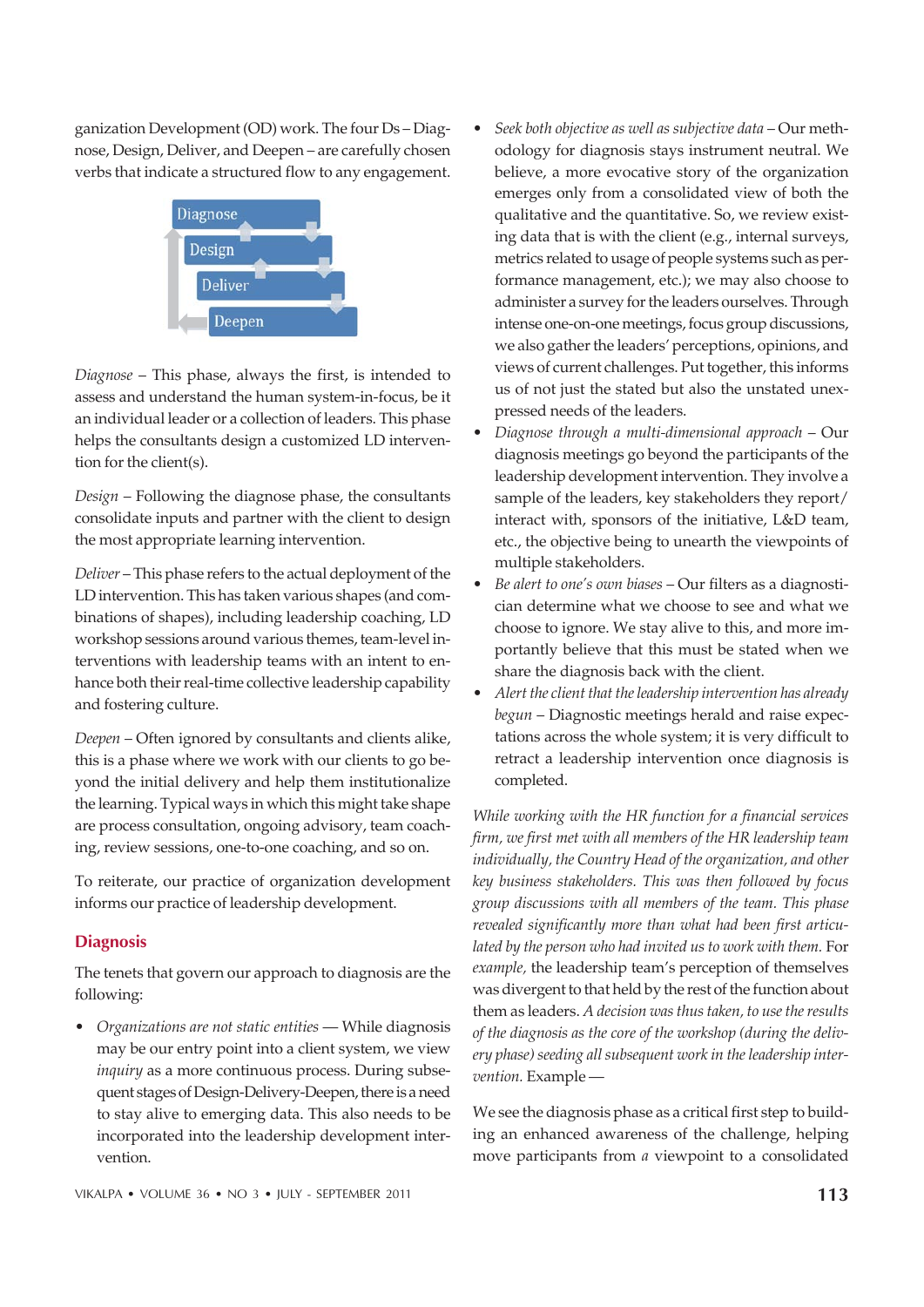ganization Development (OD) work. The four Ds – Diagnose, Design, Deliver, and Deepen – are carefully chosen verbs that indicate a structured flow to any engagement.

Diagnose
Design
Deliver
Deepen

*Diagnose* – This phase, always the first, is intended to assess and understand the human system-in-focus, be it an individual leader or a collection of leaders. This phase helps the consultants design a customized LD intervention for the client(s).

*Design* – Following the diagnose phase, the consultants consolidate inputs and partner with the client to design the most appropriate learning intervention.

*Deliver* – This phase refers to the actual deployment of the LD intervention. This has taken various shapes (and combinations of shapes), including leadership coaching, LD workshop sessions around various themes, team-level interventions with leadership teams with an intent to enhance both their real-time collective leadership capability and fostering culture.

*Deepen* – Often ignored by consultants and clients alike, this is a phase where we work with our clients to go beyond the initial delivery and help them institutionalize the learning. Typical ways in which this might take shape are process consultation, ongoing advisory, team coaching, review sessions, one-to-one coaching, and so on.

To reiterate, our practice of organization development informs our practice of leadership development.

## Diagnosis

The tenets that govern our approach to diagnosis are the following:

- *Organizations are not static entities* — While diagnosis may be our entry point into a client system, we view *inquiry* as a more continuous process. During subsequent stages of Design-Delivery-Deepen, there is a need to stay alive to emerging data. This also needs to be incorporated into the leadership development intervention.
- *Seek both objective as well as subjective data* – Our methodology for diagnosis stays instrument neutral. We believe, a more evocative story of the organization emerges only from a consolidated view of both the qualitative and the quantitative. So, we review existing data that is with the client (e.g., internal surveys, metrics related to usage of people systems such as performance management, etc.); we may also choose to administer a survey for the leaders ourselves. Through intense one-on-one meetings, focus group discussions, we also gather the leaders' perceptions, opinions, and views of current challenges. Put together, this informs us of not just the stated but also the unstated unexpressed needs of the leaders.
- *Diagnose through a multi-dimensional approach* – Our diagnosis meetings go beyond the participants of the leadership development intervention. They involve a sample of the leaders, key stakeholders they report/interact with, sponsors of the initiative, L&D team, etc., the objective being to unearth the viewpoints of multiple stakeholders.
- *Be alert to one's own biases* – Our filters as a diagnostician determine what we choose to see and what we choose to ignore. We stay alive to this, and more importantly believe that this must be stated when we share the diagnosis back with the client.
- *Alert the client that the leadership intervention has already begun* – Diagnostic meetings herald and raise expectations across the whole system; it is very difficult to retract a leadership intervention once diagnosis is completed.

*While working with the HR function for a financial services firm, we first met with all members of the HR leadership team individually, the Country Head of the organization, and other key business stakeholders. This was then followed by focus group discussions with all members of the team. This phase revealed significantly more than what had been first articulated by the person who had invited us to work with them.* For *example,* the leadership team's perception of themselves was divergent to that held by the rest of the function about them as leaders. *A decision was thus taken, to use the results of the diagnosis as the core of the workshop (during the delivery phase) seeding all subsequent work in the leadership intervention.* Example —

We see the diagnosis phase as a critical first step to building an enhanced awareness of the challenge, helping move participants from *a* viewpoint to a consolidated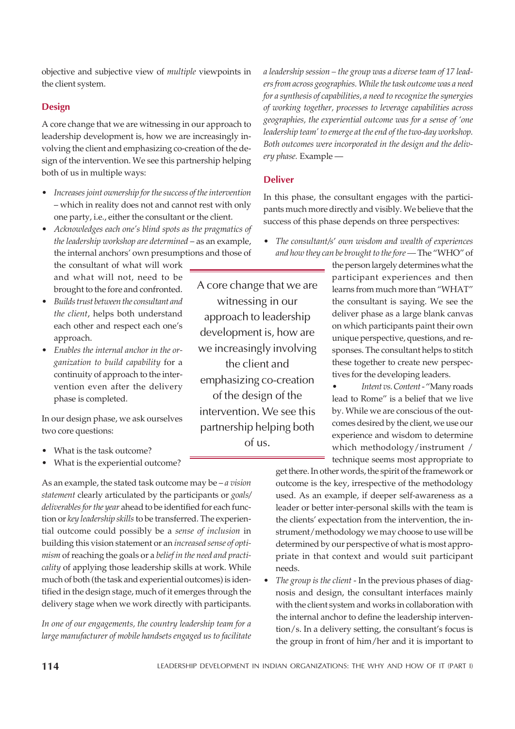objective and subjective view of *multiple* viewpoints in the client system.

## Design

A core change that we are witnessing in our approach to leadership development is, how we are increasingly involving the client and emphasizing co-creation of the design of the intervention. We see this partnership helping both of us in multiple ways:

- *Increases joint ownership for the success of the intervention* – which in reality does not and cannot rest with only one party, i.e., either the consultant or the client.
- *Acknowledges each one's blind spots as the pragmatics of the leadership workshop are determined* – as an example, the internal anchors' own presumptions and those of the consultant of what will work and what will not, need to be brought to the fore and confronted.
- *Builds trust between the consultant and the client*, helps both understand each other and respect each one's approach.
- *Enables the internal anchor in the organization to build capability* for a continuity of approach to the intervention even after the delivery phase is completed.

> A core change that we are witnessing in our approach to leadership development is, how are we increasingly involving the client and emphasizing co-creation of the design of the intervention. We see this partnership helping both of us.

In our design phase, we ask ourselves two core questions:

- What is the task outcome?
- What is the experiential outcome?

As an example, the stated task outcome may be – *a vision statement* clearly articulated by the participants or *goals/deliverables for the year* ahead to be identified for each function or *key leadership skills* to be transferred. The experiential outcome could possibly be a *sense of inclusion* in building this vision statement or an *increased sense of optimism* of reaching the goals or a *belief in the need and practicality* of applying those leadership skills at work. While much of both (the task and experiential outcomes) is identified in the design stage, much of it emerges through the delivery stage when we work directly with participants.

*In one of our engagements, the country leadership team for a large manufacturer of mobile handsets engaged us to facilitate a leadership session – the group was a diverse team of 17 leaders from across geographies. While the task outcome was a need for a synthesis of capabilities, a need to recognize the synergies of working together, processes to leverage capabilities across geographies, the experiential outcome was for a sense of 'one leadership team' to emerge at the end of the two-day workshop. Both outcomes were incorporated in the design and the delivery phase.* Example —

## Deliver

In this phase, the consultant engages with the participants much more directly and visibly. We believe that the success of this phase depends on three perspectives:

- *The consultant/s' own wisdom and wealth of experiences and how they can be brought to the fore* — The "WHO" of the person largely determines what the participant experiences and then learns from much more than "WHAT" the consultant is saying. We see the deliver phase as a large blank canvas on which participants paint their own unique perspective, questions, and responses. The consultant helps to stitch these together to create new perspectives for the developing leaders.
- *Intent vs. Content* - "Many roads lead to Rome" is a belief that we live by. While we are conscious of the outcomes desired by the client, we use our experience and wisdom to determine which methodology/instrument / technique seems most appropriate to get there. In other words, the spirit of the framework or outcome is the key, irrespective of the methodology used. As an example, if deeper self-awareness as a leader or better inter-personal skills with the team is the clients' expectation from the intervention, the instrument/methodology we may choose to use will be determined by our perspective of what is most appropriate in that context and would suit participant needs.
- *The group is the client* - In the previous phases of diagnosis and design, the consultant interfaces mainly with the client system and works in collaboration with the internal anchor to define the leadership intervention/s. In a delivery setting, the consultant's focus is the group in front of him/her and it is important to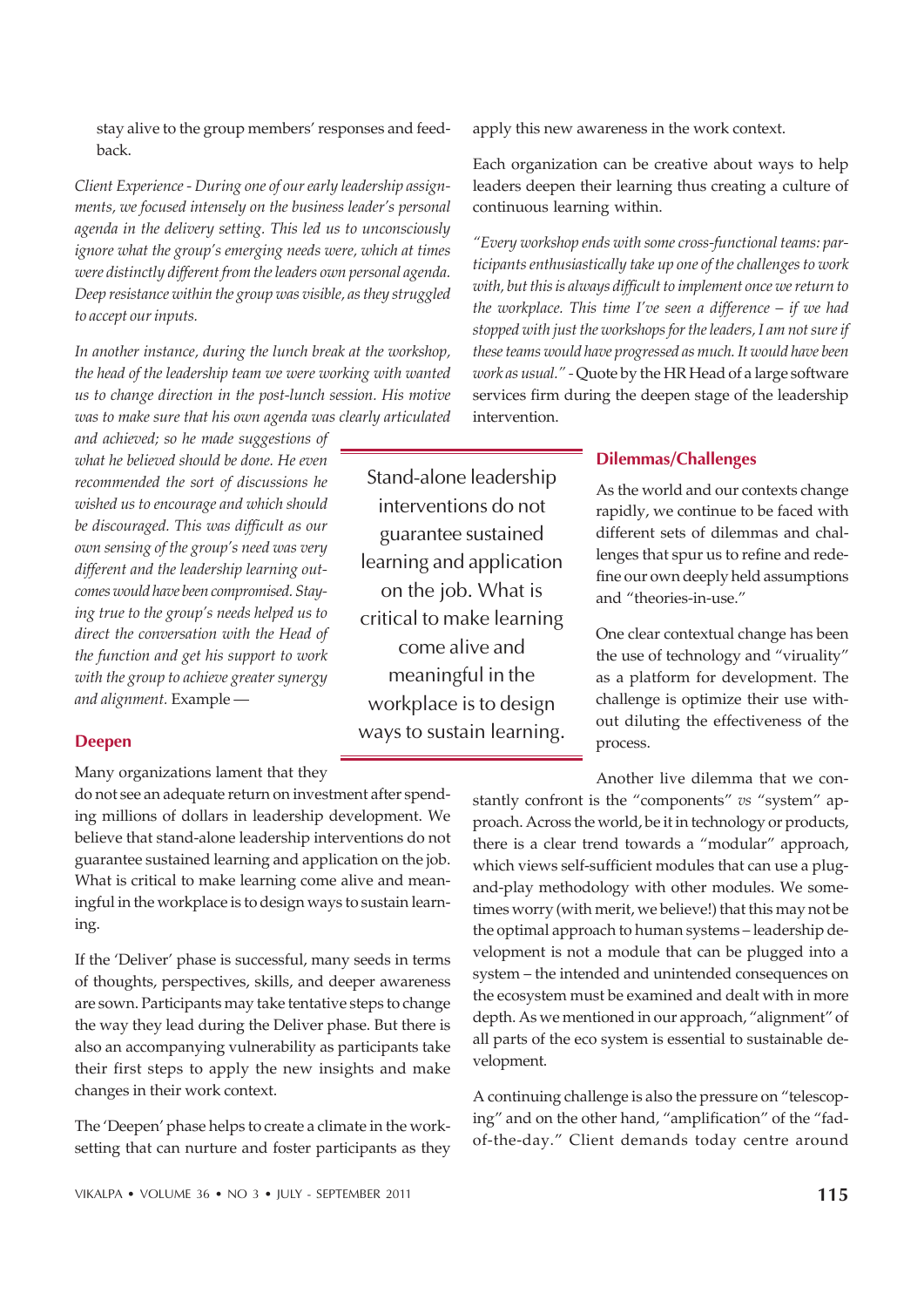stay alive to the group members' responses and feedback.

*Client Experience - During one of our early leadership assignments, we focused intensely on the business leader's personal agenda in the delivery setting. This led us to unconsciously ignore what the group's emerging needs were, which at times were distinctly different from the leaders own personal agenda. Deep resistance within the group was visible, as they struggled to accept our inputs.*

*In another instance, during the lunch break at the workshop, the head of the leadership team we were working with wanted us to change direction in the post-lunch session. His motive was to make sure that his own agenda was clearly articulated and achieved; so he made suggestions of what he believed should be done. He even recommended the sort of discussions he wished us to encourage and which should be discouraged. This was difficult as our own sensing of the group's need was very different and the leadership learning outcomes would have been compromised. Staying true to the group's needs helped us to direct the conversation with the Head of the function and get his support to work with the group to achieve greater synergy and alignment.* Example —

> Stand-alone leadership interventions do not guarantee sustained learning and application on the job. What is critical to make learning come alive and meaningful in the workplace is to design ways to sustain learning.

## Deepen

Many organizations lament that they do not see an adequate return on investment after spending millions of dollars in leadership development. We believe that stand-alone leadership interventions do not guarantee sustained learning and application on the job. What is critical to make learning come alive and meaningful in the workplace is to design ways to sustain learning.

If the 'Deliver' phase is successful, many seeds in terms of thoughts, perspectives, skills, and deeper awareness are sown. Participants may take tentative steps to change the way they lead during the Deliver phase. But there is also an accompanying vulnerability as participants take their first steps to apply the new insights and make changes in their work context.

The 'Deepen' phase helps to create a climate in the work-setting that can nurture and foster participants as they apply this new awareness in the work context.

Each organization can be creative about ways to help leaders deepen their learning thus creating a culture of continuous learning within.

*"Every workshop ends with some cross-functional teams: participants enthusiastically take up one of the challenges to work with, but this is always difficult to implement once we return to the workplace. This time I've seen a difference – if we had stopped with just the workshops for the leaders, I am not sure if these teams would have progressed as much. It would have been work as usual."* - Quote by the HR Head of a large software services firm during the deepen stage of the leadership intervention.

## Dilemmas/Challenges

As the world and our contexts change rapidly, we continue to be faced with different sets of dilemmas and challenges that spur us to refine and redefine our own deeply held assumptions and "theories-in-use."

One clear contextual change has been the use of technology and "viruality" as a platform for development. The challenge is optimize their use without diluting the effectiveness of the process.

Another live dilemma that we constantly confront is the "components" *vs* "system" approach. Across the world, be it in technology or products, there is a clear trend towards a "modular" approach, which views self-sufficient modules that can use a plug-and-play methodology with other modules. We sometimes worry (with merit, we believe!) that this may not be the optimal approach to human systems – leadership development is not a module that can be plugged into a system – the intended and unintended consequences on the ecosystem must be examined and dealt with in more depth. As we mentioned in our approach, "alignment" of all parts of the eco system is essential to sustainable development.

A continuing challenge is also the pressure on "telescoping" and on the other hand, "amplification" of the "fad-of-the-day." Client demands today centre around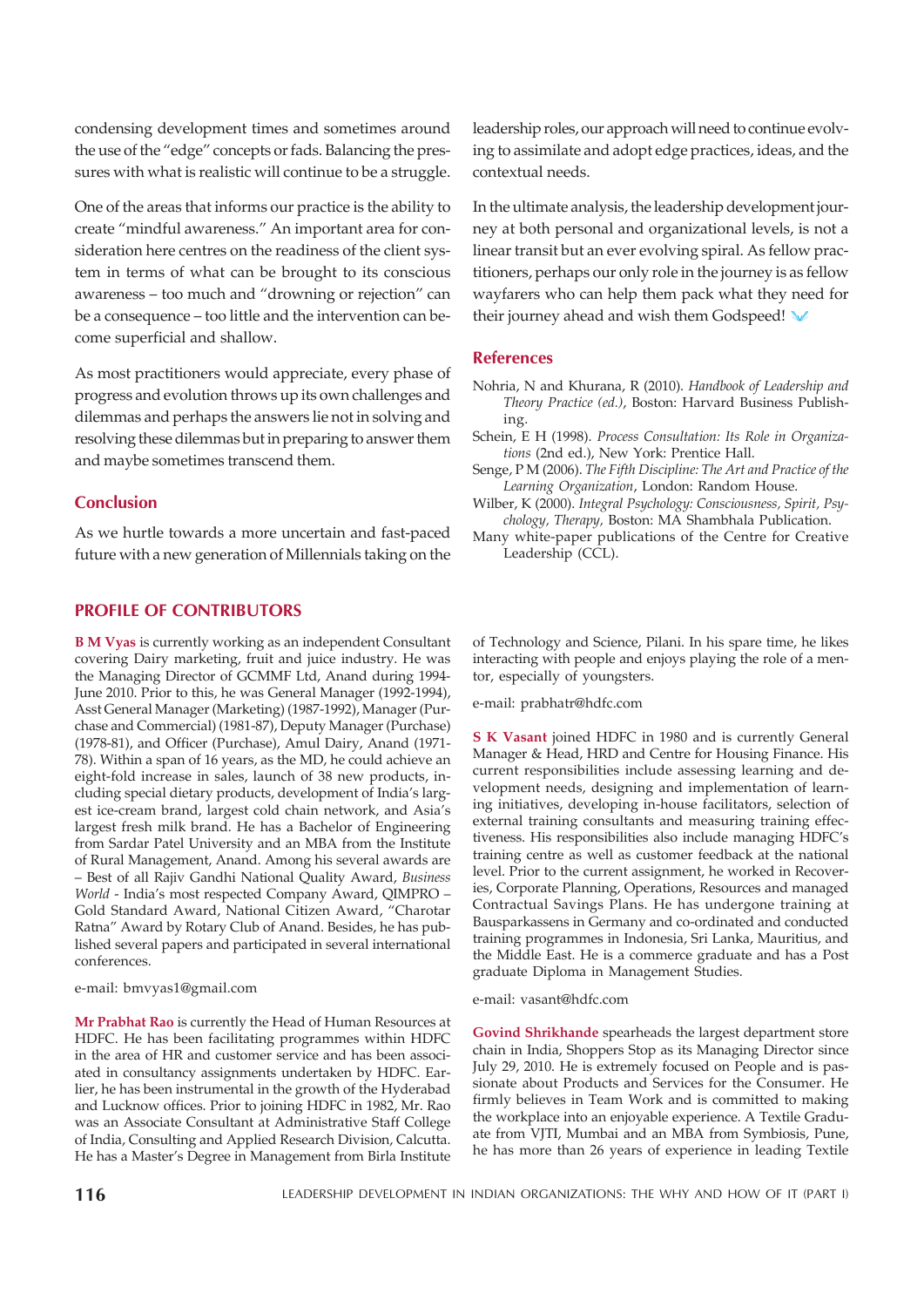condensing development times and sometimes around the use of the "edge" concepts or fads. Balancing the pressures with what is realistic will continue to be a struggle.

One of the areas that informs our practice is the ability to create "mindful awareness." An important area for consideration here centres on the readiness of the client system in terms of what can be brought to its conscious awareness – too much and "drowning or rejection" can be a consequence – too little and the intervention can become superficial and shallow.

As most practitioners would appreciate, every phase of progress and evolution throws up its own challenges and dilemmas and perhaps the answers lie not in solving and resolving these dilemmas but in preparing to answer them and maybe sometimes transcend them.

## Conclusion

As we hurtle towards a more uncertain and fast-paced future with a new generation of Millennials taking on the leadership roles, our approach will need to continue evolving to assimilate and adopt edge practices, ideas, and the contextual needs.

In the ultimate analysis, the leadership development journey at both personal and organizational levels, is not a linear transit but an ever evolving spiral. As fellow practitioners, perhaps our only role in the journey is as fellow wayfarers who can help them pack what they need for their journey ahead and wish them Godspeed!

## References

Nohria, N and Khurana, R (2010). *Handbook of Leadership and Theory Practice (ed.)*, Boston: Harvard Business Publishing.

Schein, E H (1998). *Process Consultation: Its Role in Organizations* (2nd ed.), New York: Prentice Hall.

Senge, P M (2006). *The Fifth Discipline: The Art and Practice of the Learning Organization*, London: Random House.

Wilber, K (2000). *Integral Psychology: Consciousness, Spirit, Psychology, Therapy,* Boston: MA Shambhala Publication.

Many white-paper publications of the Centre for Creative Leadership (CCL).

## PROFILE OF CONTRIBUTORS

**B M Vyas** is currently working as an independent Consultant covering Dairy marketing, fruit and juice industry. He was the Managing Director of GCMMF Ltd, Anand during 1994-June 2010. Prior to this, he was General Manager (1992-1994), Asst General Manager (Marketing) (1987-1992), Manager (Purchase and Commercial) (1981-87), Deputy Manager (Purchase) (1978-81), and Officer (Purchase), Amul Dairy, Anand (1971-78). Within a span of 16 years, as the MD, he could achieve an eight-fold increase in sales, launch of 38 new products, including special dietary products, development of India's largest ice-cream brand, largest cold chain network, and Asia's largest fresh milk brand. He has a Bachelor of Engineering from Sardar Patel University and an MBA from the Institute of Rural Management, Anand. Among his several awards are – Best of all Rajiv Gandhi National Quality Award, *Business World* - India's most respected Company Award, QIMPRO – Gold Standard Award, National Citizen Award, "Charotar Ratna" Award by Rotary Club of Anand. Besides, he has published several papers and participated in several international conferences.

e-mail: bmvyas1@gmail.com

**Mr Prabhat Rao** is currently the Head of Human Resources at HDFC. He has been facilitating programmes within HDFC in the area of HR and customer service and has been associated in consultancy assignments undertaken by HDFC. Earlier, he has been instrumental in the growth of the Hyderabad and Lucknow offices. Prior to joining HDFC in 1982, Mr. Rao was an Associate Consultant at Administrative Staff College of India, Consulting and Applied Research Division, Calcutta. He has a Master's Degree in Management from Birla Institute of Technology and Science, Pilani. In his spare time, he likes interacting with people and enjoys playing the role of a mentor, especially of youngsters.

e-mail: prabhatr@hdfc.com

**S K Vasant** joined HDFC in 1980 and is currently General Manager & Head, HRD and Centre for Housing Finance. His current responsibilities include assessing learning and development needs, designing and implementation of learning initiatives, developing in-house facilitators, selection of external training consultants and measuring training effectiveness. His responsibilities also include managing HDFC's training centre as well as customer feedback at the national level. Prior to the current assignment, he worked in Recoveries, Corporate Planning, Operations, Resources and managed Contractual Savings Plans. He has undergone training at Bausparkassens in Germany and co-ordinated and conducted training programmes in Indonesia, Sri Lanka, Mauritius, and the Middle East. He is a commerce graduate and has a Post graduate Diploma in Management Studies.

e-mail: vasant@hdfc.com

**Govind Shrikhande** spearheads the largest department store chain in India, Shoppers Stop as its Managing Director since July 29, 2010. He is extremely focused on People and is passionate about Products and Services for the Consumer. He firmly believes in Team Work and is committed to making the workplace into an enjoyable experience. A Textile Graduate from VJTI, Mumbai and an MBA from Symbiosis, Pune, he has more than 26 years of experience in leading Textile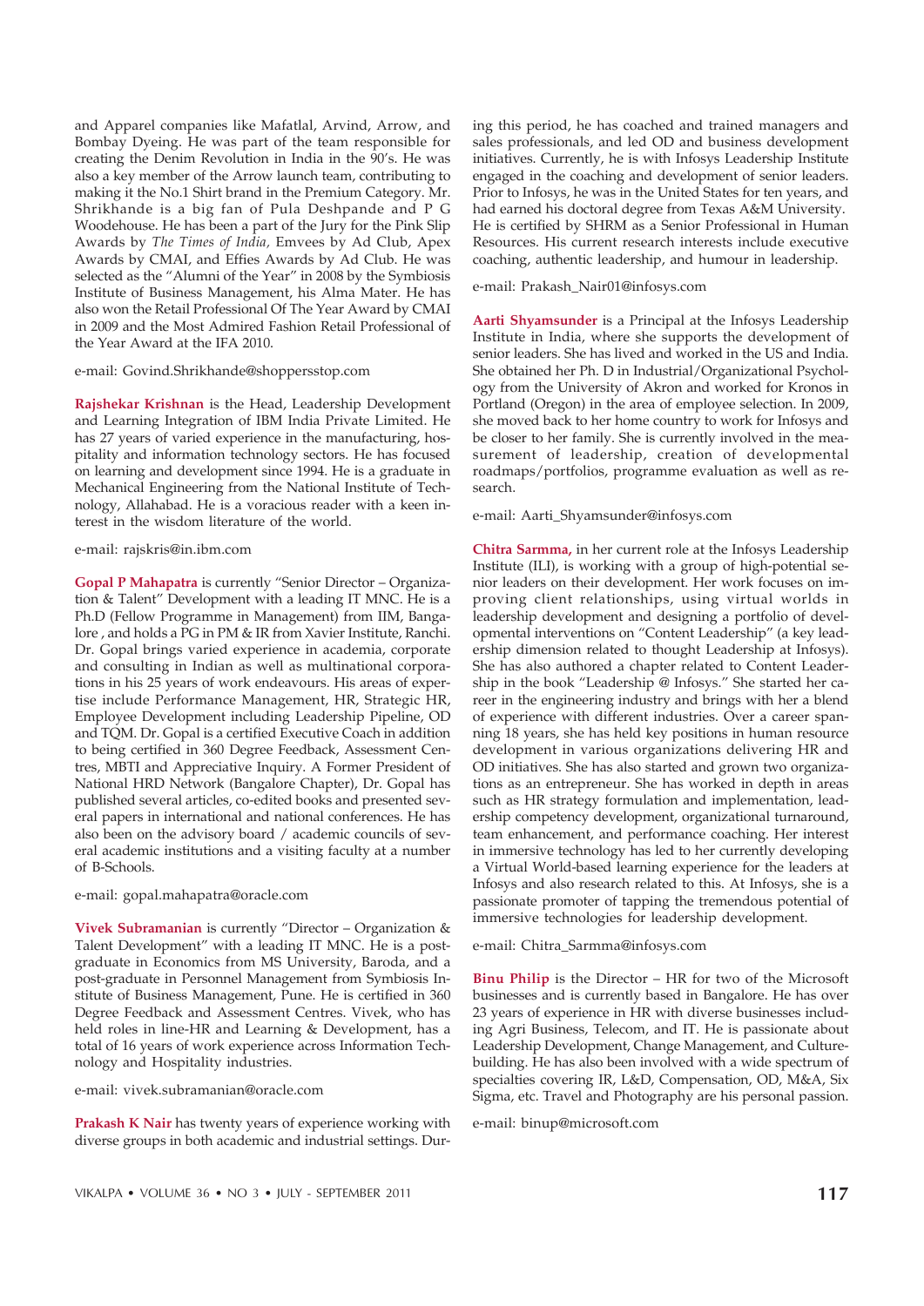and Apparel companies like Mafatlal, Arvind, Arrow, and Bombay Dyeing. He was part of the team responsible for creating the Denim Revolution in India in the 90's. He was also a key member of the Arrow launch team, contributing to making it the No.1 Shirt brand in the Premium Category. Mr. Shrikhande is a big fan of Pula Deshpande and P G Woodehouse. He has been a part of the Jury for the Pink Slip Awards by *The Times of India,* Emvees by Ad Club, Apex Awards by CMAI, and Effies Awards by Ad Club. He was selected as the "Alumni of the Year" in 2008 by the Symbiosis Institute of Business Management, his Alma Mater. He has also won the Retail Professional Of The Year Award by CMAI in 2009 and the Most Admired Fashion Retail Professional of the Year Award at the IFA 2010.

e-mail: Govind.Shrikhande@shoppersstop.com

**Rajshekar Krishnan** is the Head, Leadership Development and Learning Integration of IBM India Private Limited. He has 27 years of varied experience in the manufacturing, hospitality and information technology sectors. He has focused on learning and development since 1994. He is a graduate in Mechanical Engineering from the National Institute of Technology, Allahabad. He is a voracious reader with a keen interest in the wisdom literature of the world.

e-mail: rajskris@in.ibm.com

**Gopal P Mahapatra** is currently "Senior Director – Organization & Talent" Development with a leading IT MNC. He is a Ph.D (Fellow Programme in Management) from IIM, Bangalore , and holds a PG in PM & IR from Xavier Institute, Ranchi. Dr. Gopal brings varied experience in academia, corporate and consulting in Indian as well as multinational corporations in his 25 years of work endeavours. His areas of expertise include Performance Management, HR, Strategic HR, Employee Development including Leadership Pipeline, OD and TQM. Dr. Gopal is a certified Executive Coach in addition to being certified in 360 Degree Feedback, Assessment Centres, MBTI and Appreciative Inquiry. A Former President of National HRD Network (Bangalore Chapter), Dr. Gopal has published several articles, co-edited books and presented several papers in international and national conferences. He has also been on the advisory board / academic councils of several academic institutions and a visiting faculty at a number of B-Schools.

e-mail: gopal.mahapatra@oracle.com

**Vivek Subramanian** is currently "Director – Organization & Talent Development" with a leading IT MNC. He is a postgraduate in Economics from MS University, Baroda, and a post-graduate in Personnel Management from Symbiosis Institute of Business Management, Pune. He is certified in 360 Degree Feedback and Assessment Centres. Vivek, who has held roles in line-HR and Learning & Development, has a total of 16 years of work experience across Information Technology and Hospitality industries.

e-mail: vivek.subramanian@oracle.com

**Prakash K Nair** has twenty years of experience working with diverse groups in both academic and industrial settings. During this period, he has coached and trained managers and sales professionals, and led OD and business development initiatives. Currently, he is with Infosys Leadership Institute engaged in the coaching and development of senior leaders. Prior to Infosys, he was in the United States for ten years, and had earned his doctoral degree from Texas A&M University. He is certified by SHRM as a Senior Professional in Human Resources. His current research interests include executive coaching, authentic leadership, and humour in leadership.

e-mail: Prakash_Nair01@infosys.com

**Aarti Shyamsunder** is a Principal at the Infosys Leadership Institute in India, where she supports the development of senior leaders. She has lived and worked in the US and India. She obtained her Ph. D in Industrial/Organizational Psychology from the University of Akron and worked for Kronos in Portland (Oregon) in the area of employee selection. In 2009, she moved back to her home country to work for Infosys and be closer to her family. She is currently involved in the measurement of leadership, creation of developmental roadmaps/portfolios, programme evaluation as well as research.

e-mail: Aarti_Shyamsunder@infosys.com

**Chitra Sarmma,** in her current role at the Infosys Leadership Institute (ILI), is working with a group of high-potential senior leaders on their development. Her work focuses on improving client relationships, using virtual worlds in leadership development and designing a portfolio of developmental interventions on "Content Leadership" (a key leadership dimension related to thought Leadership at Infosys). She has also authored a chapter related to Content Leadership in the book "Leadership @ Infosys." She started her career in the engineering industry and brings with her a blend of experience with different industries. Over a career spanning 18 years, she has held key positions in human resource development in various organizations delivering HR and OD initiatives. She has also started and grown two organizations as an entrepreneur. She has worked in depth in areas such as HR strategy formulation and implementation, leadership competency development, organizational turnaround, team enhancement, and performance coaching. Her interest in immersive technology has led to her currently developing a Virtual World-based learning experience for the leaders at Infosys and also research related to this. At Infosys, she is a passionate promoter of tapping the tremendous potential of immersive technologies for leadership development.

e-mail: Chitra_Sarmma@infosys.com

**Binu Philip** is the Director – HR for two of the Microsoft businesses and is currently based in Bangalore. He has over 23 years of experience in HR with diverse businesses including Agri Business, Telecom, and IT. He is passionate about Leadership Development, Change Management, and Culture-building. He has also been involved with a wide spectrum of specialties covering IR, L&D, Compensation, OD, M&A, Six Sigma, etc. Travel and Photography are his personal passion.

e-mail: binup@microsoft.com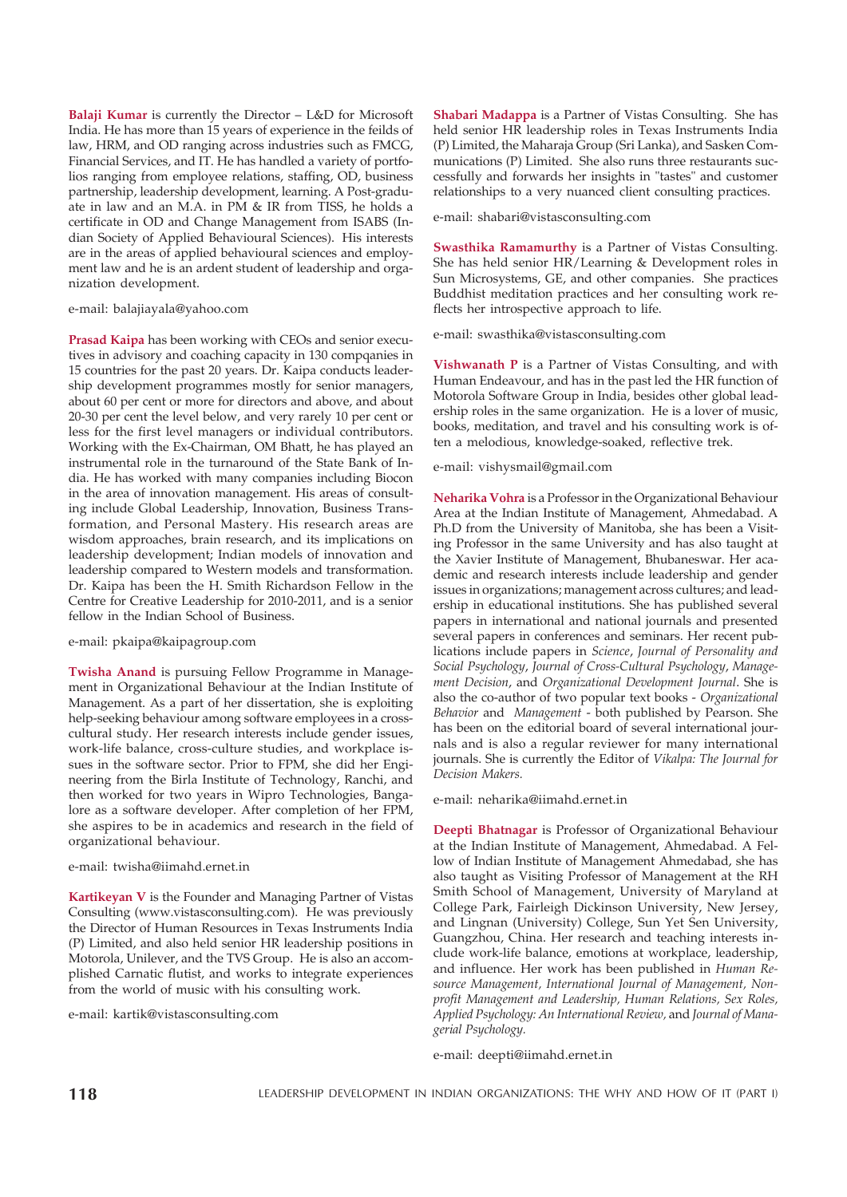**Balaji Kumar** is currently the Director – L&D for Microsoft India. He has more than 15 years of experience in the feilds of law, HRM, and OD ranging across industries such as FMCG, Financial Services, and IT. He has handled a variety of portfolios ranging from employee relations, staffing, OD, business partnership, leadership development, learning. A Post-graduate in law and an M.A. in PM & IR from TISS, he holds a certificate in OD and Change Management from ISABS (Indian Society of Applied Behavioural Sciences). His interests are in the areas of applied behavioural sciences and employment law and he is an ardent student of leadership and organization development.

e-mail: balajiayala@yahoo.com

**Prasad Kaipa** has been working with CEOs and senior executives in advisory and coaching capacity in 130 compqanies in 15 countries for the past 20 years. Dr. Kaipa conducts leadership development programmes mostly for senior managers, about 60 per cent or more for directors and above, and about 20-30 per cent the level below, and very rarely 10 per cent or less for the first level managers or individual contributors. Working with the Ex-Chairman, OM Bhatt, he has played an instrumental role in the turnaround of the State Bank of India. He has worked with many companies including Biocon in the area of innovation management. His areas of consulting include Global Leadership, Innovation, Business Transformation, and Personal Mastery. His research areas are wisdom approaches, brain research, and its implications on leadership development; Indian models of innovation and leadership compared to Western models and transformation. Dr. Kaipa has been the H. Smith Richardson Fellow in the Centre for Creative Leadership for 2010-2011, and is a senior fellow in the Indian School of Business.

e-mail: pkaipa@kaipagroup.com

**Twisha Anand** is pursuing Fellow Programme in Management in Organizational Behaviour at the Indian Institute of Management. As a part of her dissertation, she is exploiting help-seeking behaviour among software employees in a cross-cultural study. Her research interests include gender issues, work-life balance, cross-culture studies, and workplace issues in the software sector. Prior to FPM, she did her Engineering from the Birla Institute of Technology, Ranchi, and then worked for two years in Wipro Technologies, Bangalore as a software developer. After completion of her FPM, she aspires to be in academics and research in the field of organizational behaviour.

e-mail: twisha@iimahd.ernet.in

**Kartikeyan V** is the Founder and Managing Partner of Vistas Consulting (www.vistasconsulting.com). He was previously the Director of Human Resources in Texas Instruments India (P) Limited, and also held senior HR leadership positions in Motorola, Unilever, and the TVS Group. He is also an accomplished Carnatic flutist, and works to integrate experiences from the world of music with his consulting work.

e-mail: kartik@vistasconsulting.com

**Shabari Madappa** is a Partner of Vistas Consulting. She has held senior HR leadership roles in Texas Instruments India (P) Limited, the Maharaja Group (Sri Lanka), and Sasken Communications (P) Limited. She also runs three restaurants successfully and forwards her insights in "tastes" and customer relationships to a very nuanced client consulting practices.

e-mail: shabari@vistasconsulting.com

**Swasthika Ramamurthy** is a Partner of Vistas Consulting. She has held senior HR/Learning & Development roles in Sun Microsystems, GE, and other companies. She practices Buddhist meditation practices and her consulting work reflects her introspective approach to life.

e-mail: swasthika@vistasconsulting.com

**Vishwanath P** is a Partner of Vistas Consulting, and with Human Endeavour, and has in the past led the HR function of Motorola Software Group in India, besides other global leadership roles in the same organization. He is a lover of music, books, meditation, and travel and his consulting work is often a melodious, knowledge-soaked, reflective trek.

e-mail: vishysmail@gmail.com

**Neharika Vohra** is a Professor in the Organizational Behaviour Area at the Indian Institute of Management, Ahmedabad. A Ph.D from the University of Manitoba, she has been a Visiting Professor in the same University and has also taught at the Xavier Institute of Management, Bhubaneswar. Her academic and research interests include leadership and gender issues in organizations; management across cultures; and leadership in educational institutions. She has published several papers in international and national journals and presented several papers in conferences and seminars. Her recent publications include papers in *Science*, *Journal of Personality and Social Psychology*, *Journal of Cross-Cultural Psychology*, *Management Decision*, and *Organizational Development Journal*. She is also the co-author of two popular text books - *Organizational Behavior* and *Management* - both published by Pearson. She has been on the editorial board of several international journals and is also a regular reviewer for many international journals. She is currently the Editor of *Vikalpa: The Journal for Decision Makers.*

e-mail: neharika@iimahd.ernet.in

**Deepti Bhatnagar** is Professor of Organizational Behaviour at the Indian Institute of Management, Ahmedabad. A Fellow of Indian Institute of Management Ahmedabad, she has also taught as Visiting Professor of Management at the RH Smith School of Management, University of Maryland at College Park, Fairleigh Dickinson University, New Jersey, and Lingnan (University) College, Sun Yet Sen University, Guangzhou, China. Her research and teaching interests include work-life balance, emotions at workplace, leadership, and influence. Her work has been published in *Human Resource Management, International Journal of Management, Nonprofit Management and Leadership, Human Relations, Sex Roles, Applied Psychology: An International Review,* and *Journal of Managerial Psychology.*

e-mail: deepti@iimahd.ernet.in